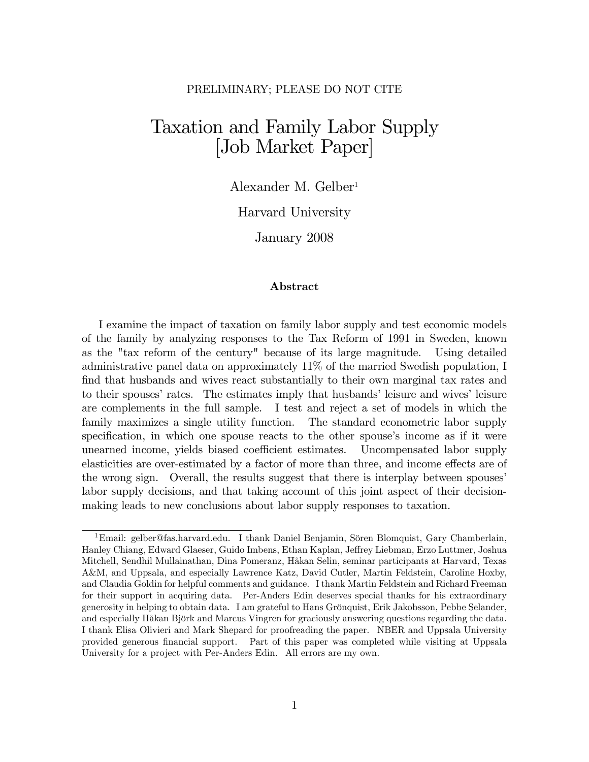PRELIMINARY; PLEASE DO NOT CITE

# Taxation and Family Labor Supply [Job Market Paper]

Alexander M. Gelber[1]

Harvard University

January 2008

### Abstract

I examine the impact of taxation on family labor supply and test economic models of the family by analyzing responses to the Tax Reform of 1991 in Sweden, known as the "tax reform of the century" because of its large magnitude. Using detailed administrative panel data on approximately 11% of the married Swedish population, I find that husbands and wives react substantially to their own marginal tax rates and to their spouses' rates. The estimates imply that husbands' leisure and wives' leisure are complements in the full sample. I test and reject a set of models in which the family maximizes a single utility function. The standard econometric labor supply specification, in which one spouse reacts to the other spouse's income as if it were unearned income, yields biased coefficient estimates. Uncompensated labor supply elasticities are over-estimated by a factor of more than three, and income effects are of the wrong sign. Overall, the results suggest that there is interplay between spouses' labor supply decisions, and that taking account of this joint aspect of their decision-making leads to new conclusions about labor supply responses to taxation.

---

[1] Email: gelber@fas.harvard.edu. I thank Daniel Benjamin, Sören Blomquist, Gary Chamberlain, Hanley Chiang, Edward Glaeser, Guido Imbens, Ethan Kaplan, Jeffrey Liebman, Erzo Luttmer, Joshua Mitchell, Sendhil Mullainathan, Dina Pomeranz, Håkan Selin, seminar participants at Harvard, Texas A&M, and Uppsala, and especially Lawrence Katz, David Cutler, Martin Feldstein, Caroline Hoxby, and Claudia Goldin for helpful comments and guidance. I thank Martin Feldstein and Richard Freeman for their support in acquiring data. Per-Anders Edin deserves special thanks for his extraordinary generosity in helping to obtain data. I am grateful to Hans Grönquist, Erik Jakobsson, Pebbe Selander, and especially Håkan Björk and Marcus Vingren for graciously answering questions regarding the data. I thank Elisa Olivieri and Mark Shepard for proofreading the paper. NBER and Uppsala University provided generous financial support. Part of this paper was completed while visiting at Uppsala University for a project with Per-Anders Edin. All errors are my own.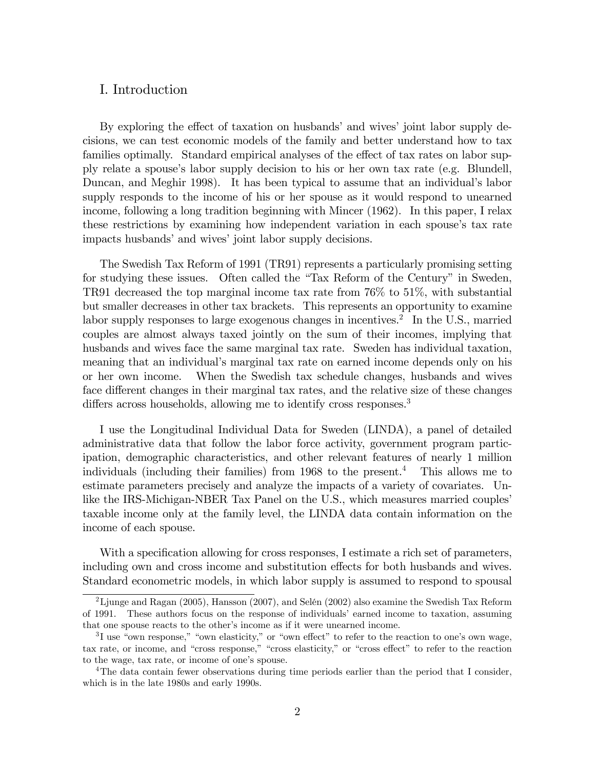## I. Introduction

By exploring the effect of taxation on husbands' and wives' joint labor supply decisions, we can test economic models of the family and better understand how to tax families optimally. Standard empirical analyses of the effect of tax rates on labor supply relate a spouse's labor supply decision to his or her own tax rate (e.g. Blundell, Duncan, and Meghir 1998). It has been typical to assume that an individual's labor supply responds to the income of his or her spouse as it would respond to unearned income, following a long tradition beginning with Mincer (1962). In this paper, I relax these restrictions by examining how independent variation in each spouse's tax rate impacts husbands' and wives' joint labor supply decisions.

The Swedish Tax Reform of 1991 (TR91) represents a particularly promising setting for studying these issues. Often called the "Tax Reform of the Century" in Sweden, TR91 decreased the top marginal income tax rate from 76% to 51%, with substantial but smaller decreases in other tax brackets. This represents an opportunity to examine labor supply responses to large exogenous changes in incentives.[2] In the U.S., married couples are almost always taxed jointly on the sum of their incomes, implying that husbands and wives face the same marginal tax rate. Sweden has individual taxation, meaning that an individual's marginal tax rate on earned income depends only on his or her own income. When the Swedish tax schedule changes, husbands and wives face different changes in their marginal tax rates, and the relative size of these changes differs across households, allowing me to identify cross responses.[3]

I use the Longitudinal Individual Data for Sweden (LINDA), a panel of detailed administrative data that follow the labor force activity, government program participation, demographic characteristics, and other relevant features of nearly 1 million individuals (including their families) from 1968 to the present.[4] This allows me to estimate parameters precisely and analyze the impacts of a variety of covariates. Unlike the IRS-Michigan-NBER Tax Panel on the U.S., which measures married couples' taxable income only at the family level, the LINDA data contain information on the income of each spouse.

With a specification allowing for cross responses, I estimate a rich set of parameters, including own and cross income and substitution effects for both husbands and wives. Standard econometric models, in which labor supply is assumed to respond to spousal

---

[2] Ljunge and Ragan (2005), Hansson (2007), and Selén (2002) also examine the Swedish Tax Reform of 1991. These authors focus on the response of individuals' earned income to taxation, assuming that one spouse reacts to the other's income as if it were unearned income.

[3] I use "own response," "own elasticity," or "own effect" to refer to the reaction to one's own wage, tax rate, or income, and "cross response," "cross elasticity," or "cross effect" to refer to the reaction to the wage, tax rate, or income of one's spouse.

[4] The data contain fewer observations during time periods earlier than the period that I consider, which is in the late 1980s and early 1990s.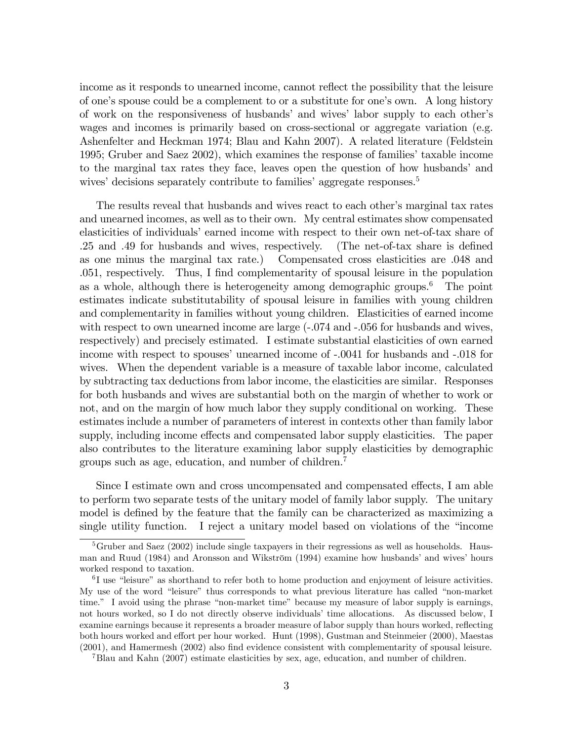income as it responds to unearned income, cannot reflect the possibility that the leisure of one's spouse could be a complement to or a substitute for one's own. A long history of work on the responsiveness of husbands' and wives' labor supply to each other's wages and incomes is primarily based on cross-sectional or aggregate variation (e.g. Ashenfelter and Heckman 1974; Blau and Kahn 2007). A related literature (Feldstein 1995; Gruber and Saez 2002), which examines the response of families' taxable income to the marginal tax rates they face, leaves open the question of how husbands' and wives' decisions separately contribute to families' aggregate responses.[5]

The results reveal that husbands and wives react to each other's marginal tax rates and unearned incomes, as well as to their own. My central estimates show compensated elasticities of individuals' earned income with respect to their own net-of-tax share of .25 and .49 for husbands and wives, respectively. (The net-of-tax share is defined as one minus the marginal tax rate.) Compensated cross elasticities are .048 and .051, respectively. Thus, I find complementarity of spousal leisure in the population as a whole, although there is heterogeneity among demographic groups.[6] The point estimates indicate substitutability of spousal leisure in families with young children and complementarity in families without young children. Elasticities of earned income with respect to own unearned income are large (-.074 and -.056 for husbands and wives, respectively) and precisely estimated. I estimate substantial elasticities of own earned income with respect to spouses' unearned income of -.0041 for husbands and -.018 for wives. When the dependent variable is a measure of taxable labor income, calculated by subtracting tax deductions from labor income, the elasticities are similar. Responses for both husbands and wives are substantial both on the margin of whether to work or not, and on the margin of how much labor they supply conditional on working. These estimates include a number of parameters of interest in contexts other than family labor supply, including income effects and compensated labor supply elasticities. The paper also contributes to the literature examining labor supply elasticities by demographic groups such as age, education, and number of children.[7]

Since I estimate own and cross uncompensated and compensated effects, I am able to perform two separate tests of the unitary model of family labor supply. The unitary model is defined by the feature that the family can be characterized as maximizing a single utility function. I reject a unitary model based on violations of the "income

[5] Gruber and Saez (2002) include single taxpayers in their regressions as well as households. Hausman and Ruud (1984) and Aronsson and Wikström (1994) examine how husbands' and wives' hours worked respond to taxation.

[6] I use "leisure" as shorthand to refer both to home production and enjoyment of leisure activities. My use of the word "leisure" thus corresponds to what previous literature has called "non-market time." I avoid using the phrase "non-market time" because my measure of labor supply is earnings, not hours worked, so I do not directly observe individuals' time allocations. As discussed below, I examine earnings because it represents a broader measure of labor supply than hours worked, reflecting both hours worked and effort per hour worked. Hunt (1998), Gustman and Steinmeier (2000), Maestas (2001), and Hamermesh (2002) also find evidence consistent with complementarity of spousal leisure.

[7] Blau and Kahn (2007) estimate elasticities by sex, age, education, and number of children.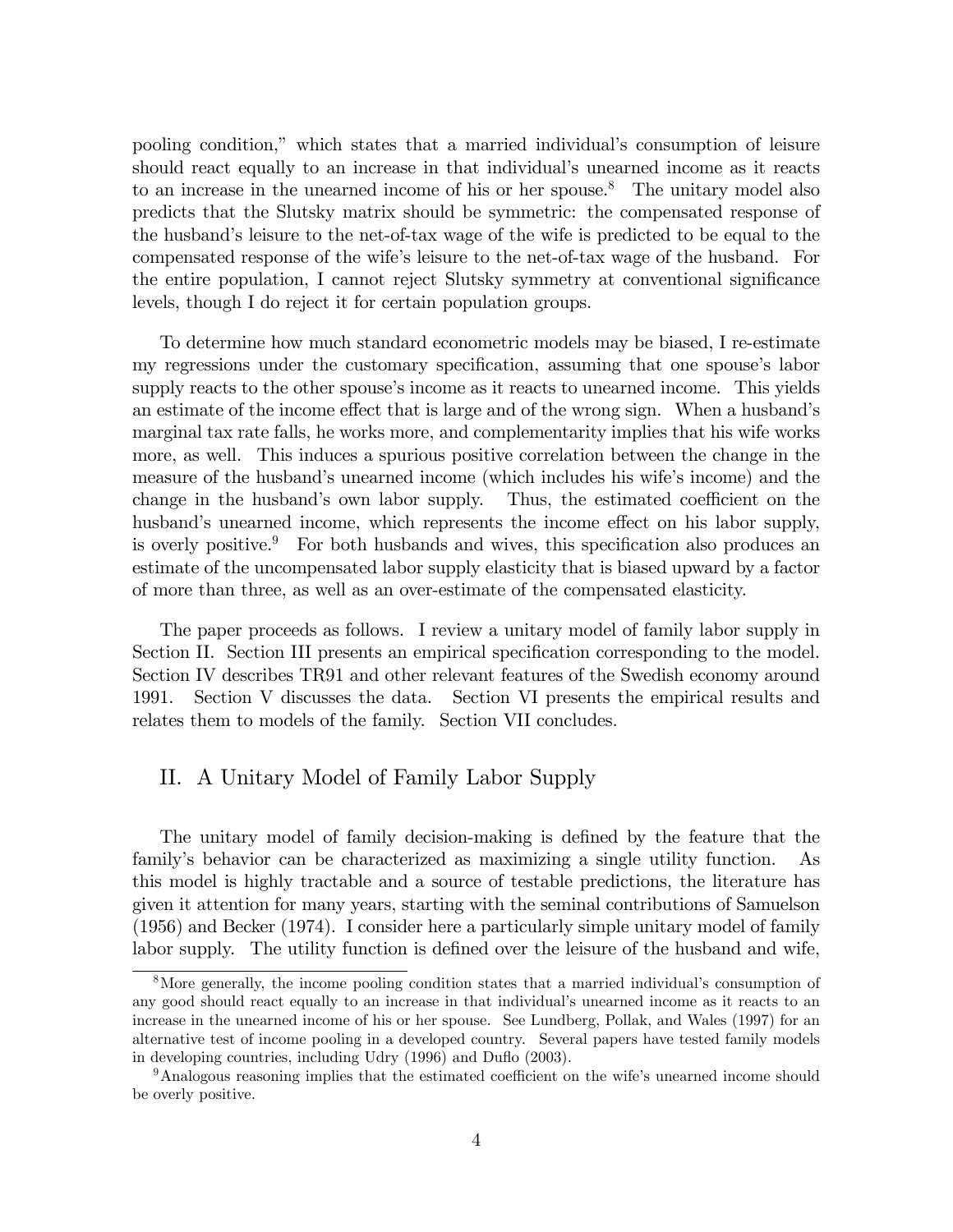pooling condition," which states that a married individual's consumption of leisure should react equally to an increase in that individual's unearned income as it reacts to an increase in the unearned income of his or her spouse.[8] The unitary model also predicts that the Slutsky matrix should be symmetric: the compensated response of the husband's leisure to the net-of-tax wage of the wife is predicted to be equal to the compensated response of the wife's leisure to the net-of-tax wage of the husband. For the entire population, I cannot reject Slutsky symmetry at conventional significance levels, though I do reject it for certain population groups.

To determine how much standard econometric models may be biased, I re-estimate my regressions under the customary specification, assuming that one spouse's labor supply reacts to the other spouse's income as it reacts to unearned income. This yields an estimate of the income effect that is large and of the wrong sign. When a husband's marginal tax rate falls, he works more, and complementarity implies that his wife works more, as well. This induces a spurious positive correlation between the change in the measure of the husband's unearned income (which includes his wife's income) and the change in the husband's own labor supply. Thus, the estimated coefficient on the husband's unearned income, which represents the income effect on his labor supply, is overly positive.[9] For both husbands and wives, this specification also produces an estimate of the uncompensated labor supply elasticity that is biased upward by a factor of more than three, as well as an over-estimate of the compensated elasticity.

The paper proceeds as follows. I review a unitary model of family labor supply in Section II. Section III presents an empirical specification corresponding to the model. Section IV describes TR91 and other relevant features of the Swedish economy around 1991. Section V discusses the data. Section VI presents the empirical results and relates them to models of the family. Section VII concludes.

## II. A Unitary Model of Family Labor Supply

The unitary model of family decision-making is defined by the feature that the family's behavior can be characterized as maximizing a single utility function. As this model is highly tractable and a source of testable predictions, the literature has given it attention for many years, starting with the seminal contributions of Samuelson (1956) and Becker (1974). I consider here a particularly simple unitary model of family labor supply. The utility function is defined over the leisure of the husband and wife,

[8] More generally, the income pooling condition states that a married individual's consumption of any good should react equally to an increase in that individual's unearned income as it reacts to an increase in the unearned income of his or her spouse. See Lundberg, Pollak, and Wales (1997) for an alternative test of income pooling in a developed country. Several papers have tested family models in developing countries, including Udry (1996) and Duflo (2003).

[9] Analogous reasoning implies that the estimated coefficient on the wife's unearned income should be overly positive.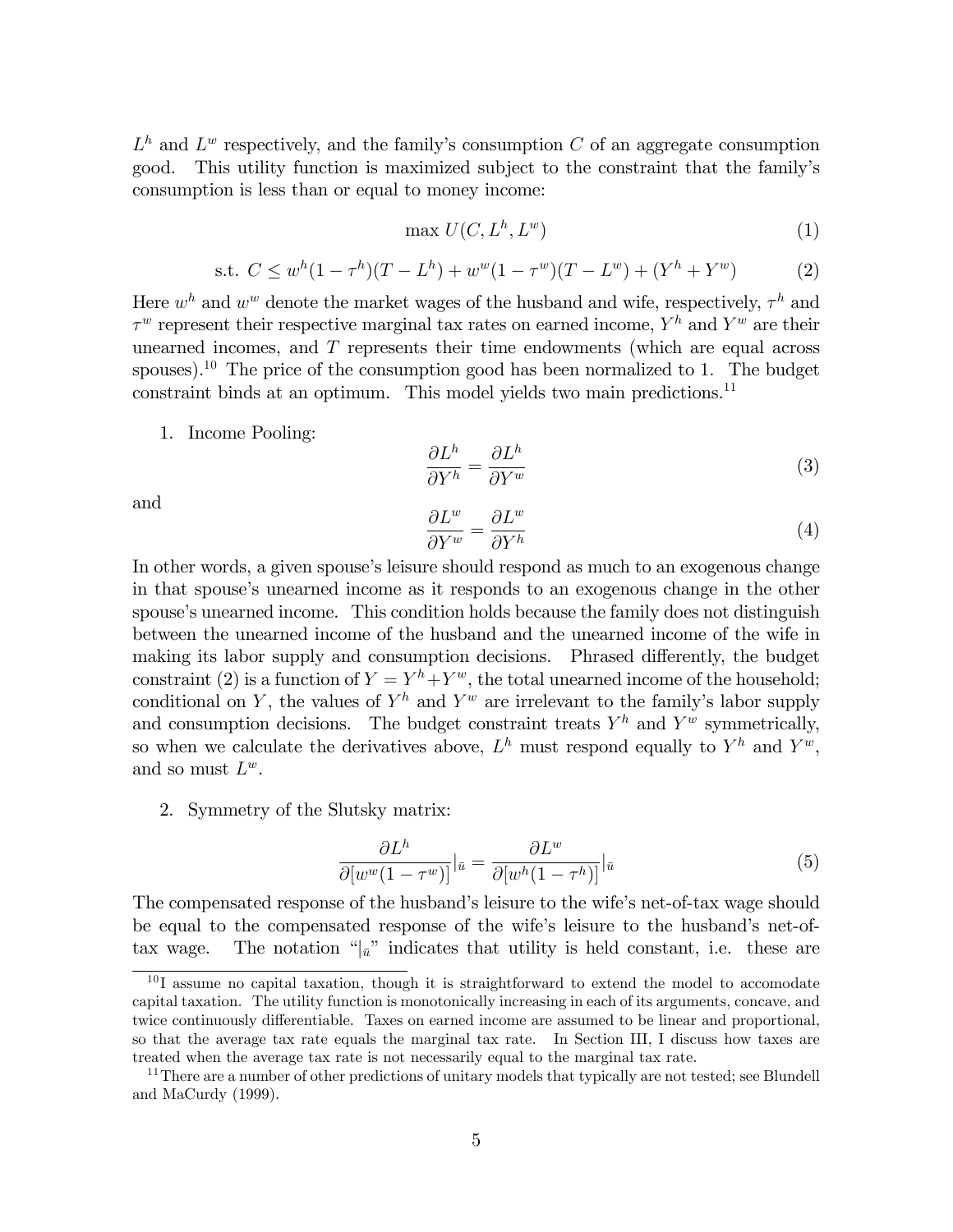$L^h$ and $L^w$ respectively, and the family's consumption $C$ of an aggregate consumption good. This utility function is maximized subject to the constraint that the family's consumption is less than or equal to money income:

$$\max U(C, L^h, L^w) \tag{1}$$

$$\text{s.t. } C \leq w^h(1-\tau^h)(T-L^h) + w^w(1-\tau^w)(T-L^w) + (Y^h + Y^w) \tag{2}$$

Here $w^h$ and $w^w$ denote the market wages of the husband and wife, respectively, $\tau^h$ and $\tau^w$ represent their respective marginal tax rates on earned income, $Y^h$ and $Y^w$ are their unearned incomes, and $T$ represents their time endowments (which are equal across spouses).[10] The price of the consumption good has been normalized to 1. The budget constraint binds at an optimum. This model yields two main predictions.[11]

1. Income Pooling:

$$\frac{\partial L^h}{\partial Y^h} = \frac{\partial L^h}{\partial Y^w} \tag{3}$$

and

$$\frac{\partial L^w}{\partial Y^w} = \frac{\partial L^w}{\partial Y^h} \tag{4}$$

In other words, a given spouse's leisure should respond as much to an exogenous change in that spouse's unearned income as it responds to an exogenous change in the other spouse's unearned income. This condition holds because the family does not distinguish between the unearned income of the husband and the unearned income of the wife in making its labor supply and consumption decisions. Phrased differently, the budget constraint (2) is a function of $Y = Y^h + Y^w$, the total unearned income of the household; conditional on $Y$, the values of $Y^h$ and $Y^w$ are irrelevant to the family's labor supply and consumption decisions. The budget constraint treats $Y^h$ and $Y^w$ symmetrically, so when we calculate the derivatives above, $L^h$ must respond equally to $Y^h$ and $Y^w$, and so must $L^w$.

2. Symmetry of the Slutsky matrix:

$$\frac{\partial L^h}{\partial [w^w(1-\tau^w)]}\Big|_{\bar{u}} = \frac{\partial L^w}{\partial [w^h(1-\tau^h)]}\Big|_{\bar{u}} \tag{5}$$

The compensated response of the husband's leisure to the wife's net-of-tax wage should be equal to the compensated response of the wife's leisure to the husband's net-of-tax wage. The notation "$|_{\bar{u}}$" indicates that utility is held constant, i.e. these are

[10] I assume no capital taxation, though it is straightforward to extend the model to accomodate capital taxation. The utility function is monotonically increasing in each of its arguments, concave, and twice continuously differentiable. Taxes on earned income are assumed to be linear and proportional, so that the average tax rate equals the marginal tax rate. In Section III, I discuss how taxes are treated when the average tax rate is not necessarily equal to the marginal tax rate.

[11] There are a number of other predictions of unitary models that typically are not tested; see Blundell and MaCurdy (1999).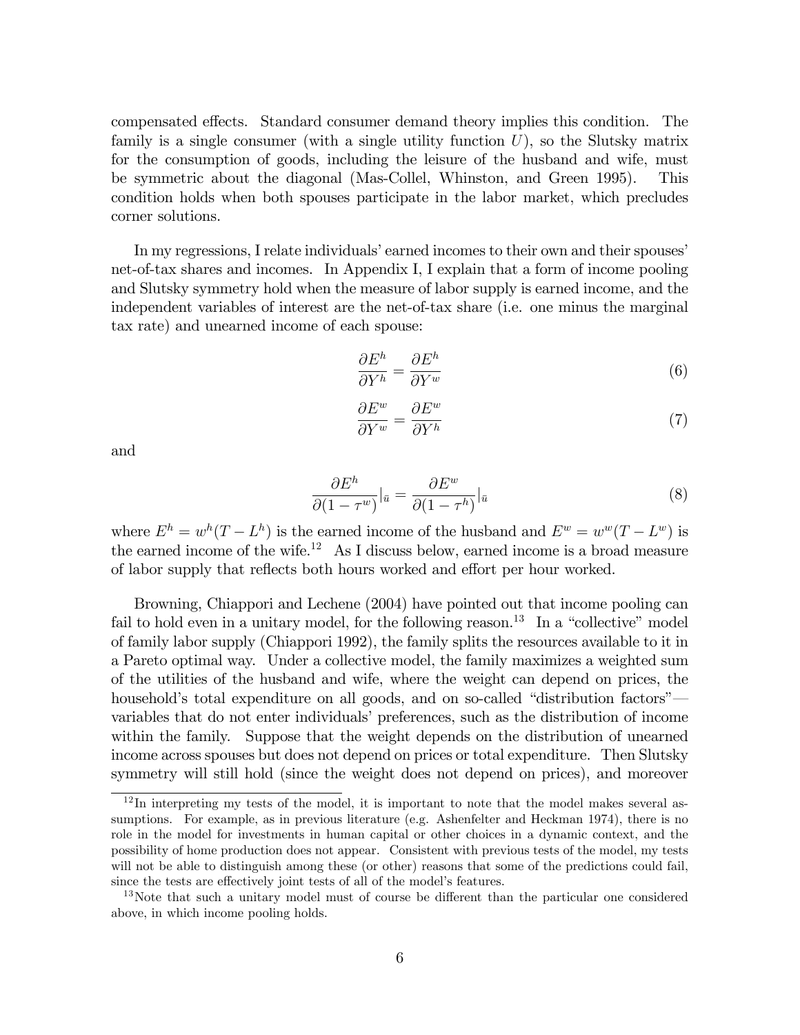compensated effects. Standard consumer demand theory implies this condition. The family is a single consumer (with a single utility function $U$), so the Slutsky matrix for the consumption of goods, including the leisure of the husband and wife, must be symmetric about the diagonal (Mas-Collel, Whinston, and Green 1995). This condition holds when both spouses participate in the labor market, which precludes corner solutions.

In my regressions, I relate individuals' earned incomes to their own and their spouses' net-of-tax shares and incomes. In Appendix I, I explain that a form of income pooling and Slutsky symmetry hold when the measure of labor supply is earned income, and the independent variables of interest are the net-of-tax share (i.e. one minus the marginal tax rate) and unearned income of each spouse:

$$\frac{\partial E^h}{\partial Y^h} = \frac{\partial E^h}{\partial Y^w} \tag{6}$$

$$\frac{\partial E^w}{\partial Y^w} = \frac{\partial E^w}{\partial Y^h} \tag{7}$$

and

$$\frac{\partial E^h}{\partial (1-\tau^w)}|_{\bar{u}} = \frac{\partial E^w}{\partial (1-\tau^h)}|_{\bar{u}} \tag{8}$$

where $E^h = w^h(T - L^h)$ is the earned income of the husband and $E^w = w^w(T - L^w)$ is the earned income of the wife.[12] As I discuss below, earned income is a broad measure of labor supply that reflects both hours worked and effort per hour worked.

Browning, Chiappori and Lechene (2004) have pointed out that income pooling can fail to hold even in a unitary model, for the following reason.[13] In a "collective" model of family labor supply (Chiappori 1992), the family splits the resources available to it in a Pareto optimal way. Under a collective model, the family maximizes a weighted sum of the utilities of the husband and wife, where the weight can depend on prices, the household's total expenditure on all goods, and on so-called "distribution factors"—variables that do not enter individuals' preferences, such as the distribution of income within the family. Suppose that the weight depends on the distribution of unearned income across spouses but does not depend on prices or total expenditure. Then Slutsky symmetry will still hold (since the weight does not depend on prices), and moreover

[12] In interpreting my tests of the model, it is important to note that the model makes several assumptions. For example, as in previous literature (e.g. Ashenfelter and Heckman 1974), there is no role in the model for investments in human capital or other choices in a dynamic context, and the possibility of home production does not appear. Consistent with previous tests of the model, my tests will not be able to distinguish among these (or other) reasons that some of the predictions could fail, since the tests are effectively joint tests of all of the model's features.

[13] Note that such a unitary model must of course be different than the particular one considered above, in which income pooling holds.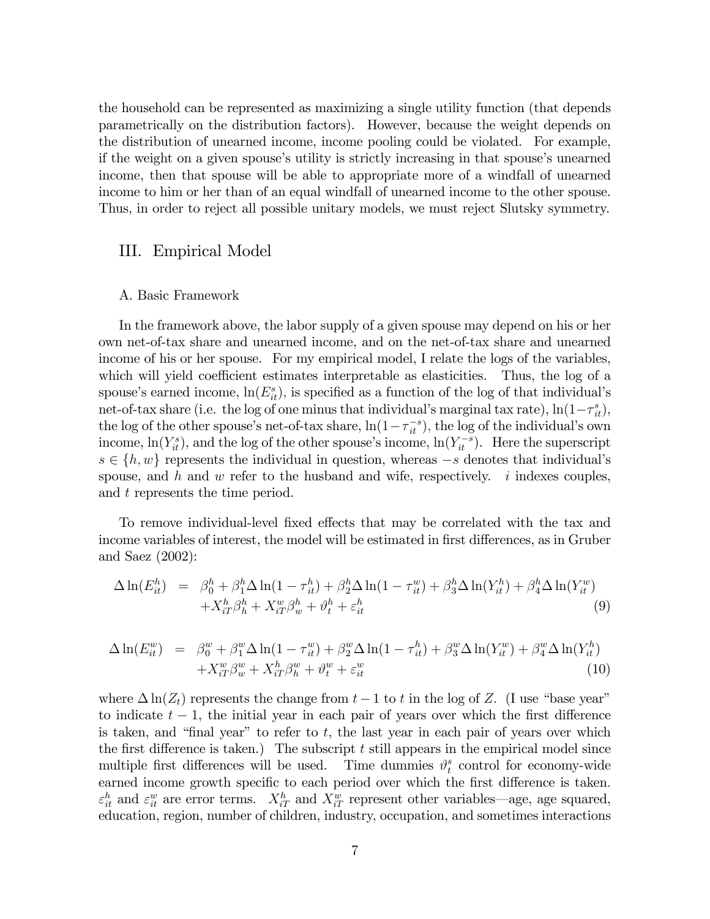the household can be represented as maximizing a single utility function (that depends parametrically on the distribution factors). However, because the weight depends on the distribution of unearned income, income pooling could be violated. For example, if the weight on a given spouse's utility is strictly increasing in that spouse's unearned income, then that spouse will be able to appropriate more of a windfall of unearned income to him or her than of an equal windfall of unearned income to the other spouse. Thus, in order to reject all possible unitary models, we must reject Slutsky symmetry.

## III. Empirical Model

### A. Basic Framework

In the framework above, the labor supply of a given spouse may depend on his or her own net-of-tax share and unearned income, and on the net-of-tax share and unearned income of his or her spouse. For my empirical model, I relate the logs of the variables, which will yield coefficient estimates interpretable as elasticities. Thus, the log of a spouse's earned income, $\ln(E_{it}^s)$, is specified as a function of the log of that individual's net-of-tax share (i.e. the log of one minus that individual's marginal tax rate), $\ln(1-\tau_{it}^s)$, the log of the other spouse's net-of-tax share, $\ln(1-\tau_{it}^{-s})$, the log of the individual's own income, $\ln(Y_{it}^s)$, and the log of the other spouse's income, $\ln(Y_{it}^{-s})$. Here the superscript $s \in \{h, w\}$ represents the individual in question, whereas $-s$ denotes that individual's spouse, and $h$ and $w$ refer to the husband and wife, respectively. $i$ indexes couples, and $t$ represents the time period.

To remove individual-level fixed effects that may be correlated with the tax and income variables of interest, the model will be estimated in first differences, as in Gruber and Saez (2002):

$$
\begin{aligned}
\Delta \ln(E_{it}^h) \;=\;& \beta_0^h + \beta_1^h \Delta \ln(1-\tau_{it}^h) + \beta_2^h \Delta \ln(1-\tau_{it}^w) + \beta_3^h \Delta \ln(Y_{it}^h) + \beta_4^h \Delta \ln(Y_{it}^w) \\
& + X_{iT}^h \beta_h^h + X_{iT}^w \beta_w^h + \vartheta_t^h + \varepsilon_{it}^h
\end{aligned} \tag{9}
$$

$$
\begin{aligned}
\Delta \ln(E_{it}^w) \;=\;& \beta_0^w + \beta_1^w \Delta \ln(1-\tau_{it}^w) + \beta_2^w \Delta \ln(1-\tau_{it}^h) + \beta_3^w \Delta \ln(Y_{it}^w) + \beta_4^w \Delta \ln(Y_{it}^h) \\
& + X_{iT}^w \beta_w^w + X_{iT}^h \beta_h^w + \vartheta_t^w + \varepsilon_{it}^w
\end{aligned} \tag{10}
$$

where $\Delta \ln(Z_t)$ represents the change from $t-1$ to $t$ in the log of $Z$. (I use "base year" to indicate $t-1$, the initial year in each pair of years over which the first difference is taken, and "final year" to refer to $t$, the last year in each pair of years over which the first difference is taken.) The subscript $t$ still appears in the empirical model since multiple first differences will be used. Time dummies $\vartheta_t^s$ control for economy-wide earned income growth specific to each period over which the first difference is taken. $\varepsilon_{it}^h$ and $\varepsilon_{it}^w$ are error terms. $X_{iT}^h$ and $X_{iT}^w$ represent other variables—age, age squared, education, region, number of children, industry, occupation, and sometimes interactions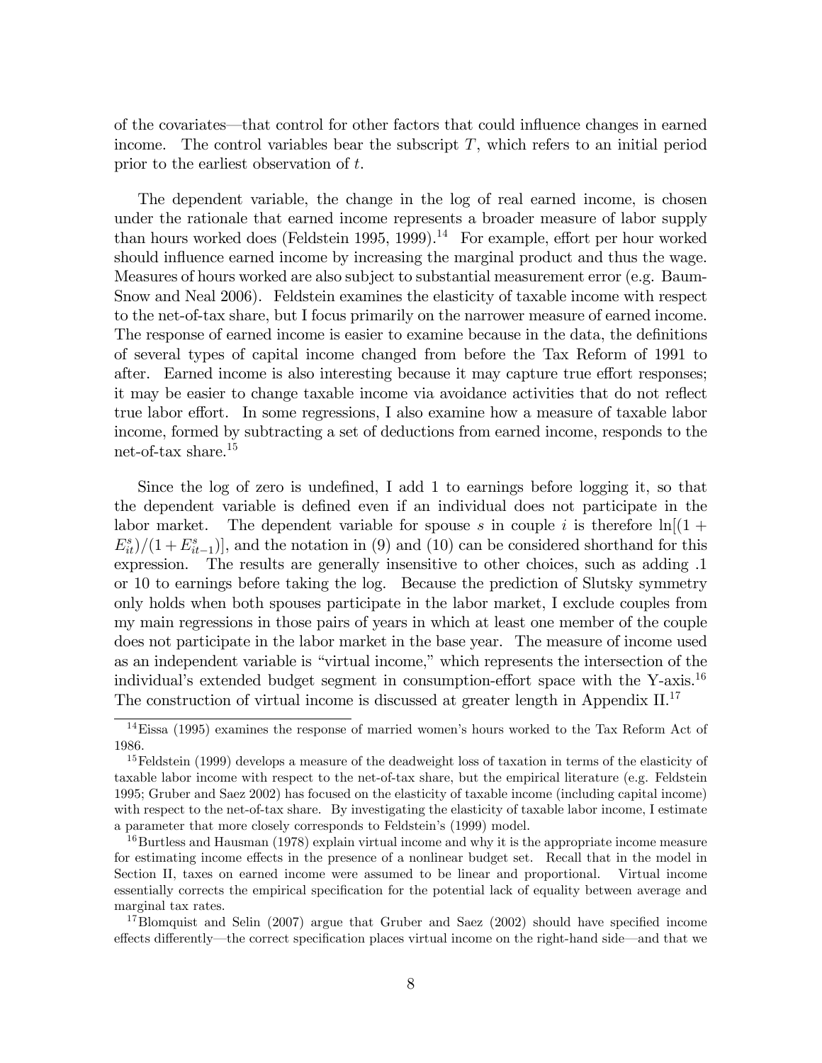of the covariates—that control for other factors that could influence changes in earned income. The control variables bear the subscript $T$, which refers to an initial period prior to the earliest observation of $t$.

The dependent variable, the change in the log of real earned income, is chosen under the rationale that earned income represents a broader measure of labor supply than hours worked does (Feldstein 1995, 1999).[14] For example, effort per hour worked should influence earned income by increasing the marginal product and thus the wage. Measures of hours worked are also subject to substantial measurement error (e.g. Baum-Snow and Neal 2006). Feldstein examines the elasticity of taxable income with respect to the net-of-tax share, but I focus primarily on the narrower measure of earned income. The response of earned income is easier to examine because in the data, the definitions of several types of capital income changed from before the Tax Reform of 1991 to after. Earned income is also interesting because it may capture true effort responses; it may be easier to change taxable income via avoidance activities that do not reflect true labor effort. In some regressions, I also examine how a measure of taxable labor income, formed by subtracting a set of deductions from earned income, responds to the net-of-tax share.[15]

Since the log of zero is undefined, I add 1 to earnings before logging it, so that the dependent variable is defined even if an individual does not participate in the labor market. The dependent variable for spouse $s$ in couple $i$ is therefore $\ln[(1 + E^s_{it})/(1 + E^s_{it-1})]$, and the notation in (9) and (10) can be considered shorthand for this expression. The results are generally insensitive to other choices, such as adding .1 or 10 to earnings before taking the log. Because the prediction of Slutsky symmetry only holds when both spouses participate in the labor market, I exclude couples from my main regressions in those pairs of years in which at least one member of the couple does not participate in the labor market in the base year. The measure of income used as an independent variable is "virtual income," which represents the intersection of the individual's extended budget segment in consumption-effort space with the Y-axis.[16] The construction of virtual income is discussed at greater length in Appendix II.[17]

[14] Eissa (1995) examines the response of married women's hours worked to the Tax Reform Act of 1986.

[15] Feldstein (1999) develops a measure of the deadweight loss of taxation in terms of the elasticity of taxable labor income with respect to the net-of-tax share, but the empirical literature (e.g. Feldstein 1995; Gruber and Saez 2002) has focused on the elasticity of taxable income (including capital income) with respect to the net-of-tax share. By investigating the elasticity of taxable labor income, I estimate a parameter that more closely corresponds to Feldstein's (1999) model.

[16] Burtless and Hausman (1978) explain virtual income and why it is the appropriate income measure for estimating income effects in the presence of a nonlinear budget set. Recall that in the model in Section II, taxes on earned income were assumed to be linear and proportional. Virtual income essentially corrects the empirical specification for the potential lack of equality between average and marginal tax rates.

[17] Blomquist and Selin (2007) argue that Gruber and Saez (2002) should have specified income effects differently—the correct specification places virtual income on the right-hand side—and that we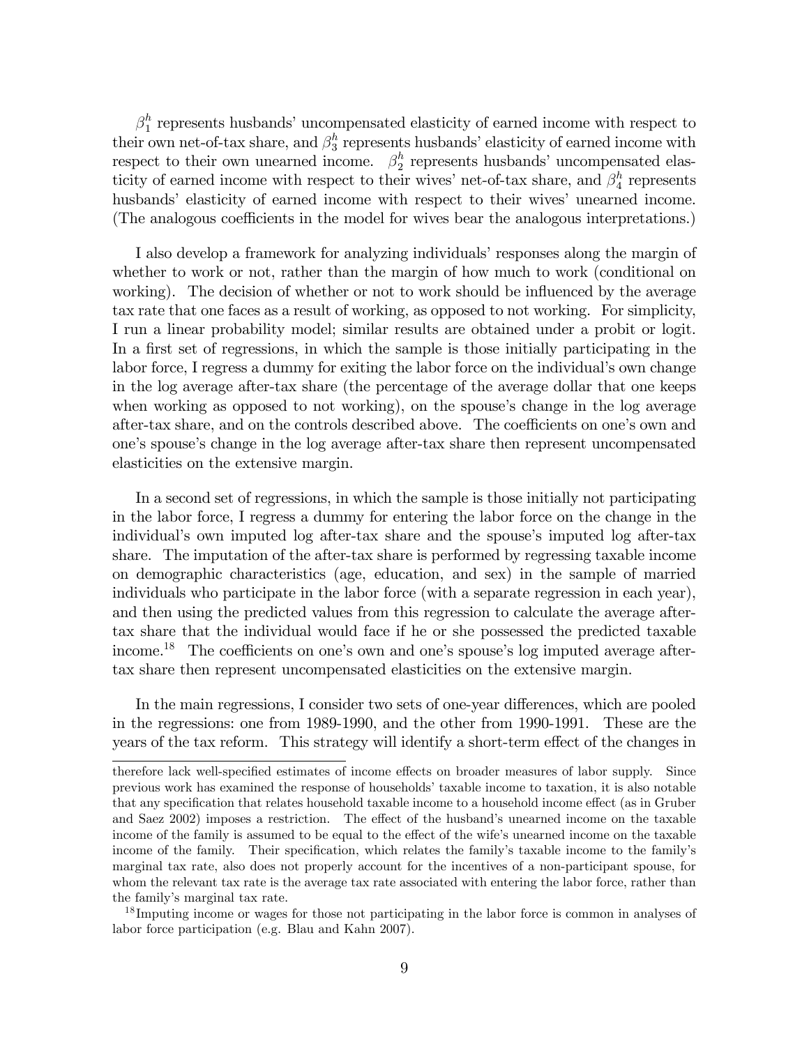$\beta_1^h$ represents husbands' uncompensated elasticity of earned income with respect to their own net-of-tax share, and $\beta_3^h$ represents husbands' elasticity of earned income with respect to their own unearned income. $\beta_2^h$ represents husbands' uncompensated elasticity of earned income with respect to their wives' net-of-tax share, and $\beta_4^h$ represents husbands' elasticity of earned income with respect to their wives' unearned income. (The analogous coefficients in the model for wives bear the analogous interpretations.)

I also develop a framework for analyzing individuals' responses along the margin of whether to work or not, rather than the margin of how much to work (conditional on working). The decision of whether or not to work should be influenced by the average tax rate that one faces as a result of working, as opposed to not working. For simplicity, I run a linear probability model; similar results are obtained under a probit or logit. In a first set of regressions, in which the sample is those initially participating in the labor force, I regress a dummy for exiting the labor force on the individual's own change in the log average after-tax share (the percentage of the average dollar that one keeps when working as opposed to not working), on the spouse's change in the log average after-tax share, and on the controls described above. The coefficients on one's own and one's spouse's change in the log average after-tax share then represent uncompensated elasticities on the extensive margin.

In a second set of regressions, in which the sample is those initially not participating in the labor force, I regress a dummy for entering the labor force on the change in the individual's own imputed log after-tax share and the spouse's imputed log after-tax share. The imputation of the after-tax share is performed by regressing taxable income on demographic characteristics (age, education, and sex) in the sample of married individuals who participate in the labor force (with a separate regression in each year), and then using the predicted values from this regression to calculate the average after-tax share that the individual would face if he or she possessed the predicted taxable income.[18] The coefficients on one's own and one's spouse's log imputed average after-tax share then represent uncompensated elasticities on the extensive margin.

In the main regressions, I consider two sets of one-year differences, which are pooled in the regressions: one from 1989-1990, and the other from 1990-1991. These are the years of the tax reform. This strategy will identify a short-term effect of the changes in

therefore lack well-specified estimates of income effects on broader measures of labor supply. Since previous work has examined the response of households' taxable income to taxation, it is also notable that any specification that relates household taxable income to a household income effect (as in Gruber and Saez 2002) imposes a restriction. The effect of the husband's unearned income on the taxable income of the family is assumed to be equal to the effect of the wife's unearned income on the taxable income of the family. Their specification, which relates the family's taxable income to the family's marginal tax rate, also does not properly account for the incentives of a non-participant spouse, for whom the relevant tax rate is the average tax rate associated with entering the labor force, rather than the family's marginal tax rate.

[18] Imputing income or wages for those not participating in the labor force is common in analyses of labor force participation (e.g. Blau and Kahn 2007).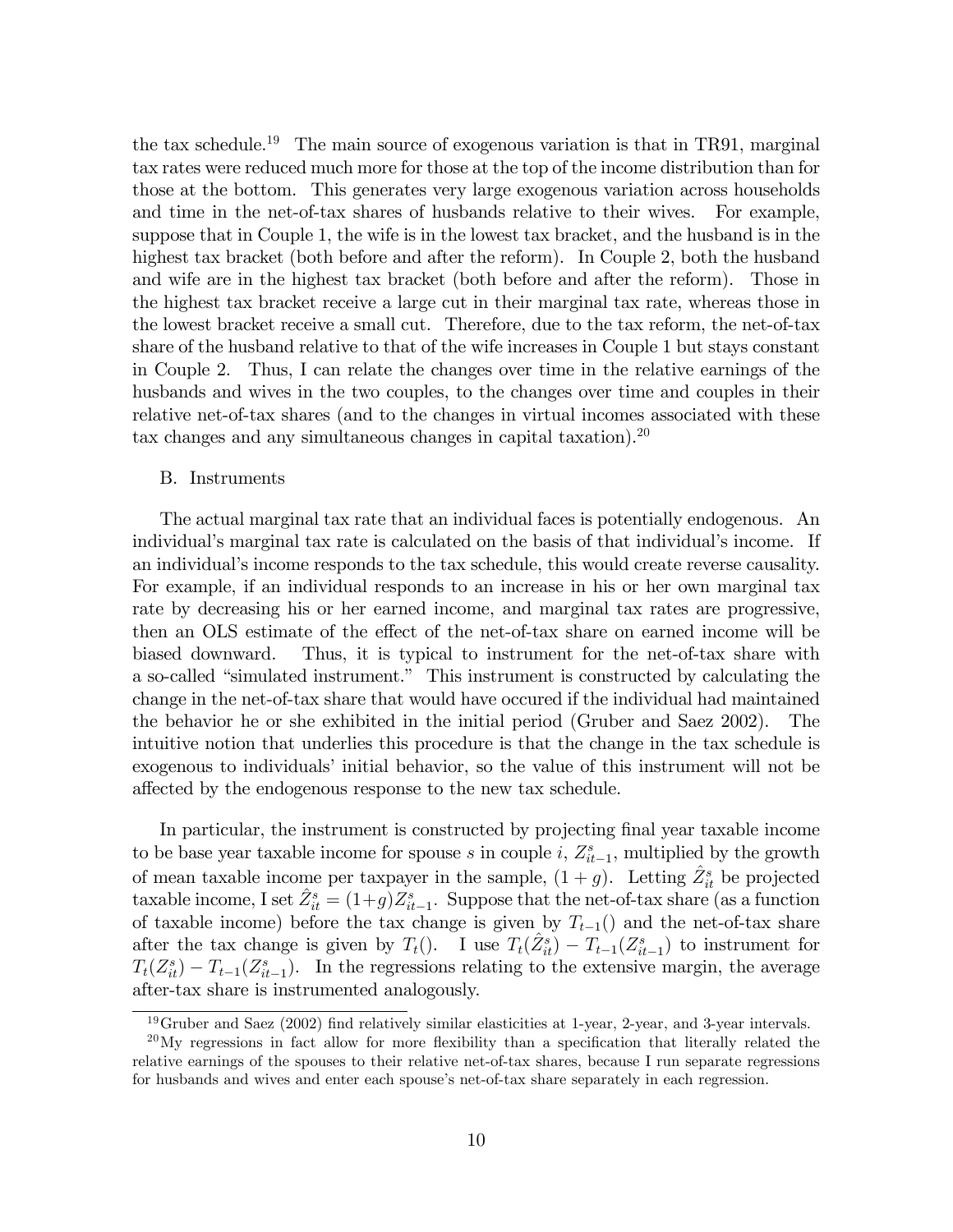the tax schedule.[19] The main source of exogenous variation is that in TR91, marginal tax rates were reduced much more for those at the top of the income distribution than for those at the bottom. This generates very large exogenous variation across households and time in the net-of-tax shares of husbands relative to their wives. For example, suppose that in Couple 1, the wife is in the lowest tax bracket, and the husband is in the highest tax bracket (both before and after the reform). In Couple 2, both the husband and wife are in the highest tax bracket (both before and after the reform). Those in the highest tax bracket receive a large cut in their marginal tax rate, whereas those in the lowest bracket receive a small cut. Therefore, due to the tax reform, the net-of-tax share of the husband relative to that of the wife increases in Couple 1 but stays constant in Couple 2. Thus, I can relate the changes over time in the relative earnings of the husbands and wives in the two couples, to the changes over time and couples in their relative net-of-tax shares (and to the changes in virtual incomes associated with these tax changes and any simultaneous changes in capital taxation).[20]

B. Instruments

The actual marginal tax rate that an individual faces is potentially endogenous. An individual's marginal tax rate is calculated on the basis of that individual's income. If an individual's income responds to the tax schedule, this would create reverse causality. For example, if an individual responds to an increase in his or her own marginal tax rate by decreasing his or her earned income, and marginal tax rates are progressive, then an OLS estimate of the effect of the net-of-tax share on earned income will be biased downward. Thus, it is typical to instrument for the net-of-tax share with a so-called "simulated instrument." This instrument is constructed by calculating the change in the net-of-tax share that would have occured if the individual had maintained the behavior he or she exhibited in the initial period (Gruber and Saez 2002). The intuitive notion that underlies this procedure is that the change in the tax schedule is exogenous to individuals' initial behavior, so the value of this instrument will not be affected by the endogenous response to the new tax schedule.

In particular, the instrument is constructed by projecting final year taxable income to be base year taxable income for spouse $s$ in couple $i$, $Z^s_{it-1}$, multiplied by the growth of mean taxable income per taxpayer in the sample, $(1+g)$. Letting $\hat{Z}^s_{it}$ be projected taxable income, I set $\hat{Z}^s_{it} = (1+g)Z^s_{it-1}$. Suppose that the net-of-tax share (as a function of taxable income) before the tax change is given by $T_{t-1}()$ and the net-of-tax share after the tax change is given by $T_t()$. I use $T_t(\hat{Z}^s_{it}) - T_{t-1}(Z^s_{it-1})$ to instrument for $T_t(Z^s_{it}) - T_{t-1}(Z^s_{it-1})$. In the regressions relating to the extensive margin, the average after-tax share is instrumented analogously.

[19] Gruber and Saez (2002) find relatively similar elasticities at 1-year, 2-year, and 3-year intervals.

[20] My regressions in fact allow for more flexibility than a specification that literally related the relative earnings of the spouses to their relative net-of-tax shares, because I run separate regressions for husbands and wives and enter each spouse's net-of-tax share separately in each regression.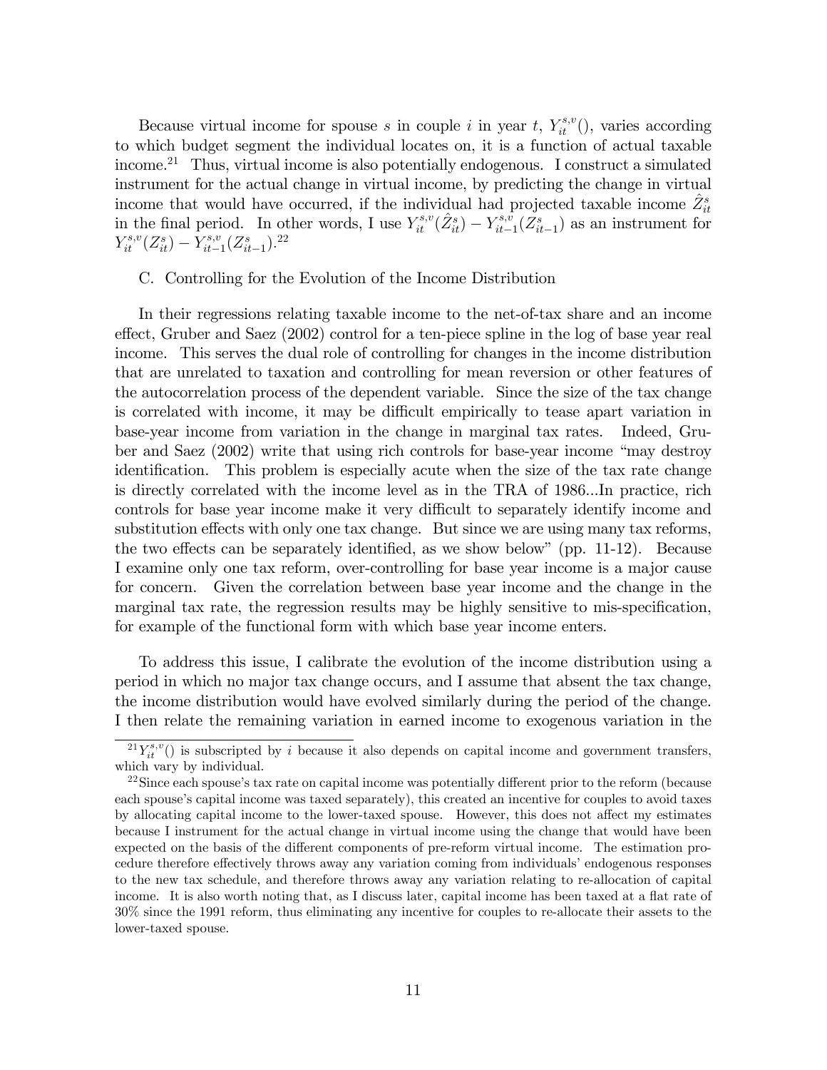Because virtual income for spouse $s$ in couple $i$ in year $t$, $Y_{it}^{s,v}()$, varies according to which budget segment the individual locates on, it is a function of actual taxable income.[21] Thus, virtual income is also potentially endogenous. I construct a simulated instrument for the actual change in virtual income, by predicting the change in virtual income that would have occurred, if the individual had projected taxable income $\hat{Z}_{it}^{s}$ in the final period. In other words, I use $Y_{it}^{s,v}(\hat{Z}_{it}^{s}) - Y_{it-1}^{s,v}(Z_{it-1}^{s})$ as an instrument for $Y_{it}^{s,v}(Z_{it}^{s}) - Y_{it-1}^{s,v}(Z_{it-1}^{s})$.[22]

C. Controlling for the Evolution of the Income Distribution

In their regressions relating taxable income to the net-of-tax share and an income effect, Gruber and Saez (2002) control for a ten-piece spline in the log of base year real income. This serves the dual role of controlling for changes in the income distribution that are unrelated to taxation and controlling for mean reversion or other features of the autocorrelation process of the dependent variable. Since the size of the tax change is correlated with income, it may be difficult empirically to tease apart variation in base-year income from variation in the change in marginal tax rates. Indeed, Gruber and Saez (2002) write that using rich controls for base-year income "may destroy identification. This problem is especially acute when the size of the tax rate change is directly correlated with the income level as in the TRA of 1986...In practice, rich controls for base year income make it very difficult to separately identify income and substitution effects with only one tax change. But since we are using many tax reforms, the two effects can be separately identified, as we show below" (pp. 11-12). Because I examine only one tax reform, over-controlling for base year income is a major cause for concern. Given the correlation between base year income and the change in the marginal tax rate, the regression results may be highly sensitive to mis-specification, for example of the functional form with which base year income enters.

To address this issue, I calibrate the evolution of the income distribution using a period in which no major tax change occurs, and I assume that absent the tax change, the income distribution would have evolved similarly during the period of the change. I then relate the remaining variation in earned income to exogenous variation in the

[21] $Y_{it}^{s,v}()$ is subscripted by $i$ because it also depends on capital income and government transfers, which vary by individual.

[22] Since each spouse's tax rate on capital income was potentially different prior to the reform (because each spouse's capital income was taxed separately), this created an incentive for couples to avoid taxes by allocating capital income to the lower-taxed spouse. However, this does not affect my estimates because I instrument for the actual change in virtual income using the change that would have been expected on the basis of the different components of pre-reform virtual income. The estimation procedure therefore effectively throws away any variation coming from individuals' endogenous responses to the new tax schedule, and therefore throws away any variation relating to re-allocation of capital income. It is also worth noting that, as I discuss later, capital income has been taxed at a flat rate of 30% since the 1991 reform, thus eliminating any incentive for couples to re-allocate their assets to the lower-taxed spouse.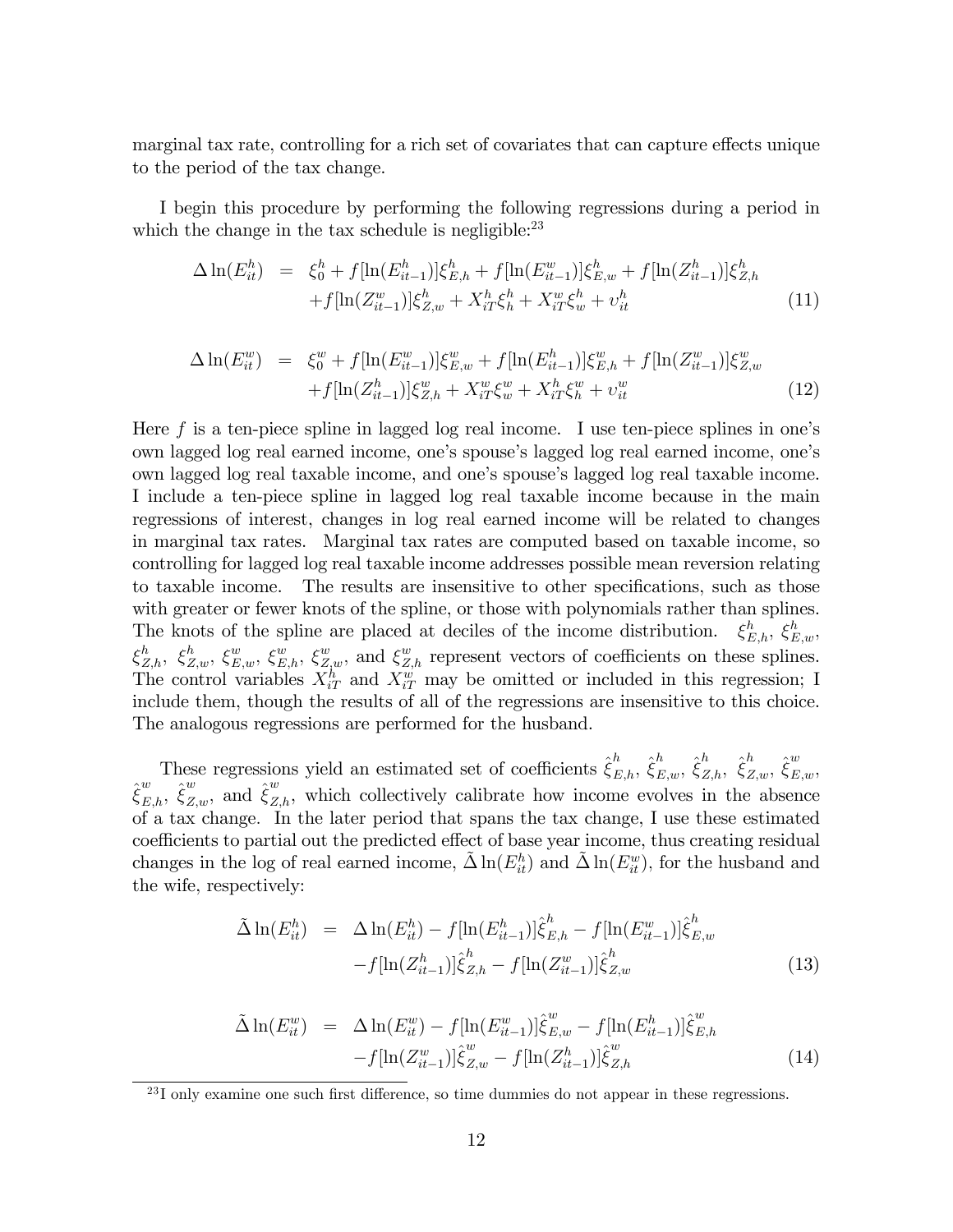marginal tax rate, controlling for a rich set of covariates that can capture effects unique to the period of the tax change.

I begin this procedure by performing the following regressions during a period in which the change in the tax schedule is negligible:[23]

$$
\begin{aligned}
\Delta \ln(E_{it}^h) &= \xi_0^h + f[\ln(E_{it-1}^h)]\xi_{E,h}^h + f[\ln(E_{it-1}^w)]\xi_{E,w}^h + f[\ln(Z_{it-1}^h)]\xi_{Z,h}^h \\
&\quad + f[\ln(Z_{it-1}^w)]\xi_{Z,w}^h + X_{iT}^h \xi_h^h + X_{iT}^w \xi_w^h + \upsilon_{it}^h
\end{aligned} \tag{11}
$$

$$
\begin{aligned}
\Delta \ln(E_{it}^w) &= \xi_0^w + f[\ln(E_{it-1}^w)]\xi_{E,w}^w + f[\ln(E_{it-1}^h)]\xi_{E,h}^w + f[\ln(Z_{it-1}^w)]\xi_{Z,w}^w \\
&\quad + f[\ln(Z_{it-1}^h)]\xi_{Z,h}^w + X_{iT}^w \xi_w^w + X_{iT}^h \xi_h^w + \upsilon_{it}^w
\end{aligned} \tag{12}
$$

Here $f$ is a ten-piece spline in lagged log real income. I use ten-piece splines in one's own lagged log real earned income, one's spouse's lagged log real earned income, one's own lagged log real taxable income, and one's spouse's lagged log real taxable income. I include a ten-piece spline in lagged log real taxable income because in the main regressions of interest, changes in log real earned income will be related to changes in marginal tax rates. Marginal tax rates are computed based on taxable income, so controlling for lagged log real taxable income addresses possible mean reversion relating to taxable income. The results are insensitive to other specifications, such as those with greater or fewer knots of the spline, or those with polynomials rather than splines. The knots of the spline are placed at deciles of the income distribution. $\xi_{E,h}^h$, $\xi_{E,w}^h$, $\xi_{Z,h}^h$, $\xi_{Z,w}^h$, $\xi_{E,w}^w$, $\xi_{E,h}^w$, $\xi_{Z,w}^w$, and $\xi_{Z,h}^w$ represent vectors of coefficients on these splines. The control variables $X_{iT}^h$ and $X_{iT}^w$ may be omitted or included in this regression; I include them, though the results of all of the regressions are insensitive to this choice. The analogous regressions are performed for the husband.

These regressions yield an estimated set of coefficients $\hat{\xi}_{E,h}^h$, $\hat{\xi}_{E,w}^h$, $\hat{\xi}_{Z,h}^h$, $\hat{\xi}_{Z,w}^h$, $\hat{\xi}_{E,w}^w$, $\hat{\xi}_{E,h}^w$, $\hat{\xi}_{Z,w}^w$, and $\hat{\xi}_{Z,h}^w$, which collectively calibrate how income evolves in the absence of a tax change. In the later period that spans the tax change, I use these estimated coefficients to partial out the predicted effect of base year income, thus creating residual changes in the log of real earned income, $\tilde{\Delta}\ln(E_{it}^h)$ and $\tilde{\Delta}\ln(E_{it}^w)$, for the husband and the wife, respectively:

$$
\begin{aligned}
\tilde{\Delta} \ln(E_{it}^h) &= \Delta \ln(E_{it}^h) - f[\ln(E_{it-1}^h)]\hat{\xi}_{E,h}^h - f[\ln(E_{it-1}^w)]\hat{\xi}_{E,w}^h \\
&\quad - f[\ln(Z_{it-1}^h)]\hat{\xi}_{Z,h}^h - f[\ln(Z_{it-1}^w)]\hat{\xi}_{Z,w}^h
\end{aligned} \tag{13}
$$

$$
\begin{aligned}
\tilde{\Delta} \ln(E_{it}^w) &= \Delta \ln(E_{it}^w) - f[\ln(E_{it-1}^w)]\hat{\xi}_{E,w}^w - f[\ln(E_{it-1}^h)]\hat{\xi}_{E,h}^w \\
&\quad - f[\ln(Z_{it-1}^w)]\hat{\xi}_{Z,w}^w - f[\ln(Z_{it-1}^h)]\hat{\xi}_{Z,h}^w
\end{aligned} \tag{14}
$$

[23] I only examine one such first difference, so time dummies do not appear in these regressions.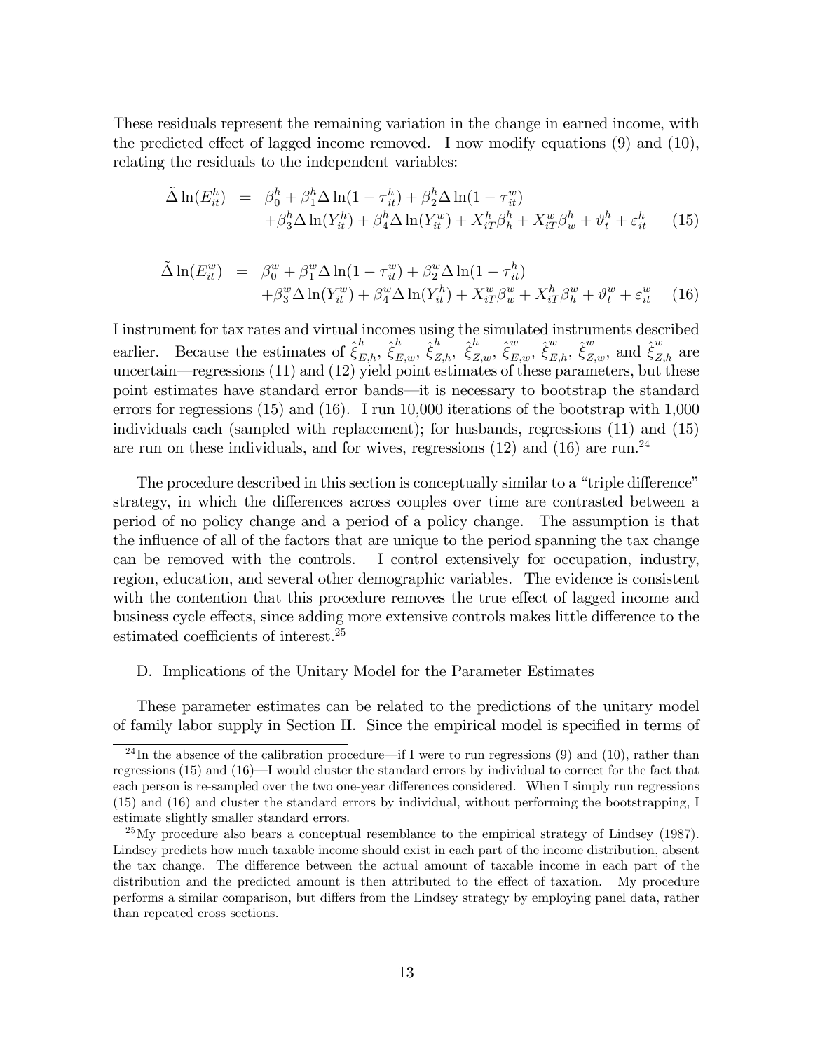These residuals represent the remaining variation in the change in earned income, with the predicted effect of lagged income removed. I now modify equations (9) and (10), relating the residuals to the independent variables:

$$
\begin{aligned}
\tilde{\Delta}\ln(E_{it}^{h}) &= \beta_0^h + \beta_1^h \Delta \ln(1-\tau_{it}^h) + \beta_2^h \Delta \ln(1-\tau_{it}^w) \\
&\quad + \beta_3^h \Delta \ln(Y_{it}^h) + \beta_4^h \Delta \ln(Y_{it}^w) + X_{iT}^h \beta_h^h + X_{iT}^w \beta_w^h + \vartheta_t^h + \varepsilon_{it}^h
\end{aligned} \tag{15}
$$

$$
\begin{aligned}
\tilde{\Delta}\ln(E_{it}^{w}) &= \beta_0^w + \beta_1^w \Delta \ln(1-\tau_{it}^w) + \beta_2^w \Delta \ln(1-\tau_{it}^h) \\
&\quad + \beta_3^w \Delta \ln(Y_{it}^w) + \beta_4^w \Delta \ln(Y_{it}^h) + X_{iT}^w \beta_w^w + X_{iT}^h \beta_h^w + \vartheta_t^w + \varepsilon_{it}^w
\end{aligned} \tag{16}
$$

I instrument for tax rates and virtual incomes using the simulated instruments described earlier. Because the estimates of $\hat{\xi}_{E,h}^{h}$, $\hat{\xi}_{E,w}^{h}$, $\hat{\xi}_{Z,h}^{h}$, $\hat{\xi}_{Z,w}^{h}$, $\hat{\xi}_{E,w}^{w}$, $\hat{\xi}_{E,h}^{w}$, $\hat{\xi}_{Z,w}^{w}$, and $\hat{\xi}_{Z,h}^{w}$ are uncertain—regressions (11) and (12) yield point estimates of these parameters, but these point estimates have standard error bands—it is necessary to bootstrap the standard errors for regressions (15) and (16). I run 10,000 iterations of the bootstrap with 1,000 individuals each (sampled with replacement); for husbands, regressions (11) and (15) are run on these individuals, and for wives, regressions (12) and (16) are run.[24]

The procedure described in this section is conceptually similar to a "triple difference" strategy, in which the differences across couples over time are contrasted between a period of no policy change and a period of a policy change. The assumption is that the influence of all of the factors that are unique to the period spanning the tax change can be removed with the controls. I control extensively for occupation, industry, region, education, and several other demographic variables. The evidence is consistent with the contention that this procedure removes the true effect of lagged income and business cycle effects, since adding more extensive controls makes little difference to the estimated coefficients of interest.[25]

D. Implications of the Unitary Model for the Parameter Estimates

These parameter estimates can be related to the predictions of the unitary model of family labor supply in Section II. Since the empirical model is specified in terms of

[24] In the absence of the calibration procedure—if I were to run regressions (9) and (10), rather than regressions (15) and (16)—I would cluster the standard errors by individual to correct for the fact that each person is re-sampled over the two one-year differences considered. When I simply run regressions (15) and (16) and cluster the standard errors by individual, without performing the bootstrapping, I estimate slightly smaller standard errors.

[25] My procedure also bears a conceptual resemblance to the empirical strategy of Lindsey (1987). Lindsey predicts how much taxable income should exist in each part of the income distribution, absent the tax change. The difference between the actual amount of taxable income in each part of the distribution and the predicted amount is then attributed to the effect of taxation. My procedure performs a similar comparison, but differs from the Lindsey strategy by employing panel data, rather than repeated cross sections.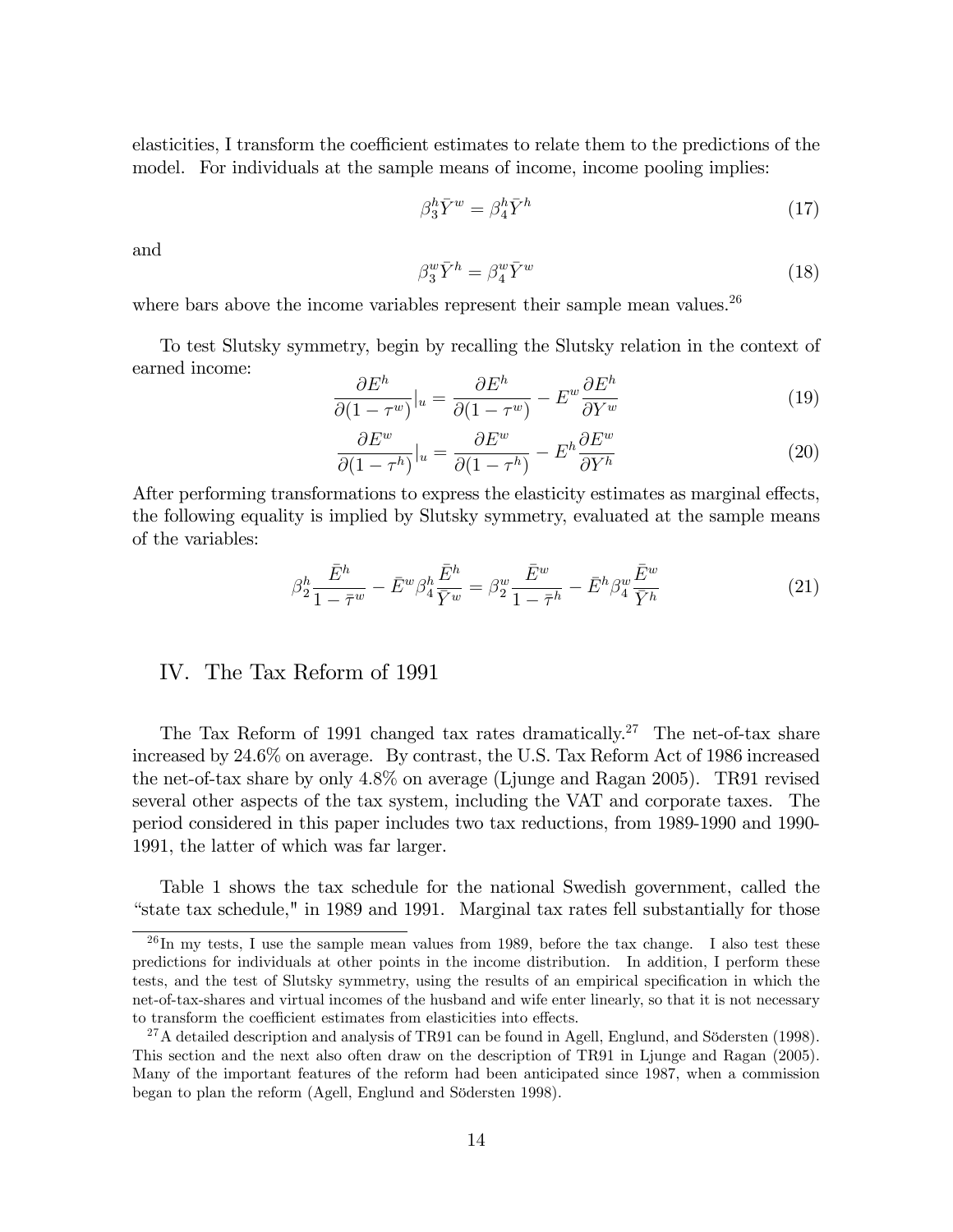elasticities, I transform the coefficient estimates to relate them to the predictions of the model. For individuals at the sample means of income, income pooling implies:

$$\beta_3^h \bar{Y}^w = \beta_4^h \bar{Y}^h \tag{17}$$

and

$$\beta_3^w \bar{Y}^h = \beta_4^w \bar{Y}^w \tag{18}$$

where bars above the income variables represent their sample mean values.[26]

To test Slutsky symmetry, begin by recalling the Slutsky relation in the context of earned income:

$$\frac{\partial E^h}{\partial(1-\tau^w)}|_u = \frac{\partial E^h}{\partial(1-\tau^w)} - E^w \frac{\partial E^h}{\partial Y^w} \tag{19}$$

$$\frac{\partial E^w}{\partial(1-\tau^h)}|_u = \frac{\partial E^w}{\partial(1-\tau^h)} - E^h \frac{\partial E^w}{\partial Y^h} \tag{20}$$

After performing transformations to express the elasticity estimates as marginal effects, the following equality is implied by Slutsky symmetry, evaluated at the sample means of the variables:

$$\beta_2^h \frac{\bar{E}^h}{1-\bar{\tau}^w} - \bar{E}^w \beta_4^h \frac{\bar{E}^h}{\bar{Y}^w} = \beta_2^w \frac{\bar{E}^w}{1-\bar{\tau}^h} - \bar{E}^h \beta_4^w \frac{\bar{E}^w}{\bar{Y}^h} \tag{21}$$

## IV. The Tax Reform of 1991

The Tax Reform of 1991 changed tax rates dramatically.[27] The net-of-tax share increased by 24.6% on average. By contrast, the U.S. Tax Reform Act of 1986 increased the net-of-tax share by only 4.8% on average (Ljunge and Ragan 2005). TR91 revised several other aspects of the tax system, including the VAT and corporate taxes. The period considered in this paper includes two tax reductions, from 1989-1990 and 1990-1991, the latter of which was far larger.

Table 1 shows the tax schedule for the national Swedish government, called the "state tax schedule," in 1989 and 1991. Marginal tax rates fell substantially for those

---

[26] In my tests, I use the sample mean values from 1989, before the tax change. I also test these predictions for individuals at other points in the income distribution. In addition, I perform these tests, and the test of Slutsky symmetry, using the results of an empirical specification in which the net-of-tax-shares and virtual incomes of the husband and wife enter linearly, so that it is not necessary to transform the coefficient estimates from elasticities into effects.

[27] A detailed description and analysis of TR91 can be found in Agell, Englund, and Södersten (1998). This section and the next also often draw on the description of TR91 in Ljunge and Ragan (2005). Many of the important features of the reform had been anticipated since 1987, when a commission began to plan the reform (Agell, Englund and Södersten 1998).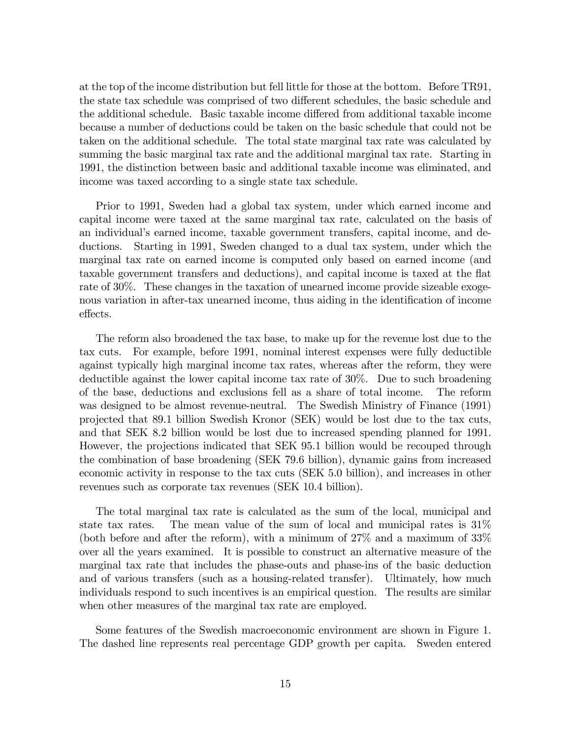at the top of the income distribution but fell little for those at the bottom. Before TR91, the state tax schedule was comprised of two different schedules, the basic schedule and the additional schedule. Basic taxable income differed from additional taxable income because a number of deductions could be taken on the basic schedule that could not be taken on the additional schedule. The total state marginal tax rate was calculated by summing the basic marginal tax rate and the additional marginal tax rate. Starting in 1991, the distinction between basic and additional taxable income was eliminated, and income was taxed according to a single state tax schedule.

Prior to 1991, Sweden had a global tax system, under which earned income and capital income were taxed at the same marginal tax rate, calculated on the basis of an individual's earned income, taxable government transfers, capital income, and deductions. Starting in 1991, Sweden changed to a dual tax system, under which the marginal tax rate on earned income is computed only based on earned income (and taxable government transfers and deductions), and capital income is taxed at the flat rate of 30%. These changes in the taxation of unearned income provide sizeable exogenous variation in after-tax unearned income, thus aiding in the identification of income effects.

The reform also broadened the tax base, to make up for the revenue lost due to the tax cuts. For example, before 1991, nominal interest expenses were fully deductible against typically high marginal income tax rates, whereas after the reform, they were deductible against the lower capital income tax rate of 30%. Due to such broadening of the base, deductions and exclusions fell as a share of total income. The reform was designed to be almost revenue-neutral. The Swedish Ministry of Finance (1991) projected that 89.1 billion Swedish Kronor (SEK) would be lost due to the tax cuts, and that SEK 8.2 billion would be lost due to increased spending planned for 1991. However, the projections indicated that SEK 95.1 billion would be recouped through the combination of base broadening (SEK 79.6 billion), dynamic gains from increased economic activity in response to the tax cuts (SEK 5.0 billion), and increases in other revenues such as corporate tax revenues (SEK 10.4 billion).

The total marginal tax rate is calculated as the sum of the local, municipal and state tax rates. The mean value of the sum of local and municipal rates is 31% (both before and after the reform), with a minimum of 27% and a maximum of 33% over all the years examined. It is possible to construct an alternative measure of the marginal tax rate that includes the phase-outs and phase-ins of the basic deduction and of various transfers (such as a housing-related transfer). Ultimately, how much individuals respond to such incentives is an empirical question. The results are similar when other measures of the marginal tax rate are employed.

Some features of the Swedish macroeconomic environment are shown in Figure 1. The dashed line represents real percentage GDP growth per capita. Sweden entered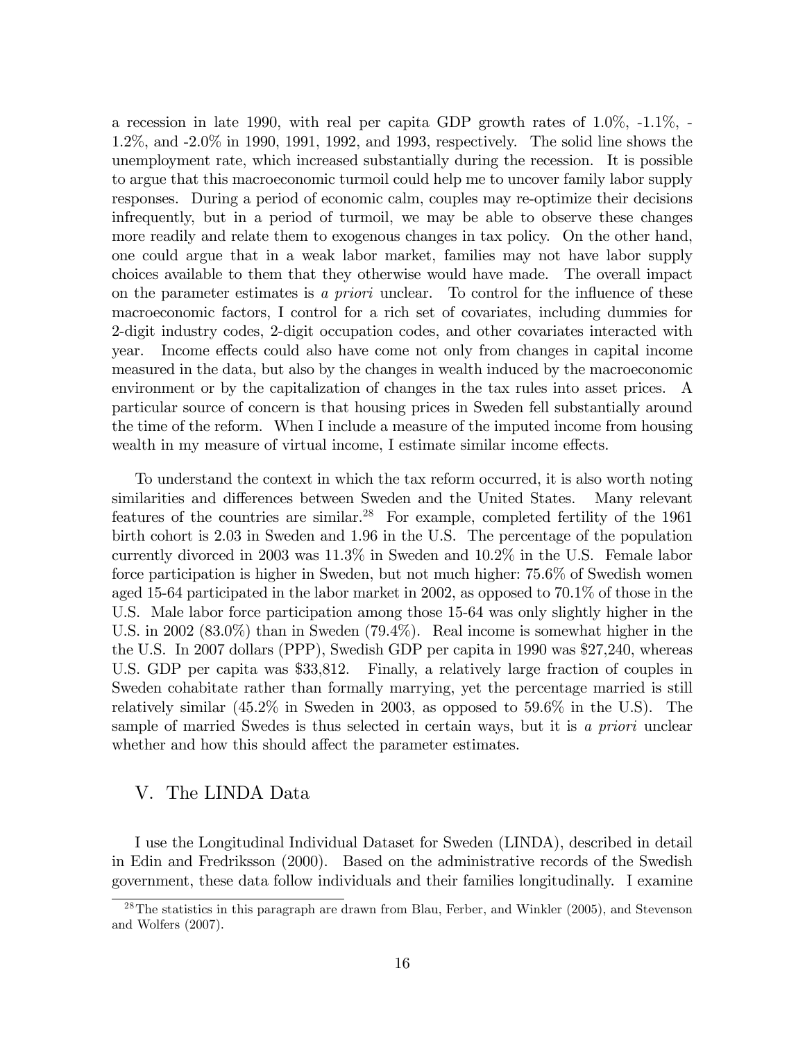a recession in late 1990, with real per capita GDP growth rates of 1.0%, -1.1%, -1.2%, and -2.0% in 1990, 1991, 1992, and 1993, respectively. The solid line shows the unemployment rate, which increased substantially during the recession. It is possible to argue that this macroeconomic turmoil could help me to uncover family labor supply responses. During a period of economic calm, couples may re-optimize their decisions infrequently, but in a period of turmoil, we may be able to observe these changes more readily and relate them to exogenous changes in tax policy. On the other hand, one could argue that in a weak labor market, families may not have labor supply choices available to them that they otherwise would have made. The overall impact on the parameter estimates is *a priori* unclear. To control for the influence of these macroeconomic factors, I control for a rich set of covariates, including dummies for 2-digit industry codes, 2-digit occupation codes, and other covariates interacted with year. Income effects could also have come not only from changes in capital income measured in the data, but also by the changes in wealth induced by the macroeconomic environment or by the capitalization of changes in the tax rules into asset prices. A particular source of concern is that housing prices in Sweden fell substantially around the time of the reform. When I include a measure of the imputed income from housing wealth in my measure of virtual income, I estimate similar income effects.

To understand the context in which the tax reform occurred, it is also worth noting similarities and differences between Sweden and the United States. Many relevant features of the countries are similar.[28] For example, completed fertility of the 1961 birth cohort is 2.03 in Sweden and 1.96 in the U.S. The percentage of the population currently divorced in 2003 was 11.3% in Sweden and 10.2% in the U.S. Female labor force participation is higher in Sweden, but not much higher: 75.6% of Swedish women aged 15-64 participated in the labor market in 2002, as opposed to 70.1% of those in the U.S. Male labor force participation among those 15-64 was only slightly higher in the U.S. in 2002 (83.0%) than in Sweden (79.4%). Real income is somewhat higher in the the U.S. In 2007 dollars (PPP), Swedish GDP per capita in 1990 was $27,240, whereas U.S. GDP per capita was $33,812. Finally, a relatively large fraction of couples in Sweden cohabitate rather than formally marrying, yet the percentage married is still relatively similar (45.2% in Sweden in 2003, as opposed to 59.6% in the U.S). The sample of married Swedes is thus selected in certain ways, but it is *a priori* unclear whether and how this should affect the parameter estimates.

## V. The LINDA Data

I use the Longitudinal Individual Dataset for Sweden (LINDA), described in detail in Edin and Fredriksson (2000). Based on the administrative records of the Swedish government, these data follow individuals and their families longitudinally. I examine

[28] The statistics in this paragraph are drawn from Blau, Ferber, and Winkler (2005), and Stevenson and Wolfers (2007).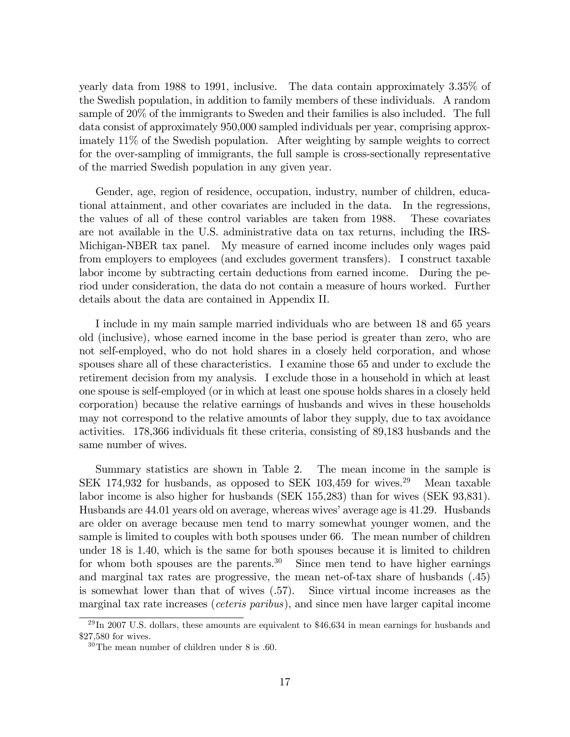yearly data from 1988 to 1991, inclusive. The data contain approximately 3.35% of the Swedish population, in addition to family members of these individuals. A random sample of 20% of the immigrants to Sweden and their families is also included. The full data consist of approximately 950,000 sampled individuals per year, comprising approximately 11% of the Swedish population. After weighting by sample weights to correct for the over-sampling of immigrants, the full sample is cross-sectionally representative of the married Swedish population in any given year.

Gender, age, region of residence, occupation, industry, number of children, educational attainment, and other covariates are included in the data. In the regressions, the values of all of these control variables are taken from 1988. These covariates are not available in the U.S. administrative data on tax returns, including the IRS-Michigan-NBER tax panel. My measure of earned income includes only wages paid from employers to employees (and excludes goverment transfers). I construct taxable labor income by subtracting certain deductions from earned income. During the period under consideration, the data do not contain a measure of hours worked. Further details about the data are contained in Appendix II.

I include in my main sample married individuals who are between 18 and 65 years old (inclusive), whose earned income in the base period is greater than zero, who are not self-employed, who do not hold shares in a closely held corporation, and whose spouses share all of these characteristics. I examine those 65 and under to exclude the retirement decision from my analysis. I exclude those in a household in which at least one spouse is self-employed (or in which at least one spouse holds shares in a closely held corporation) because the relative earnings of husbands and wives in these households may not correspond to the relative amounts of labor they supply, due to tax avoidance activities. 178,366 individuals fit these criteria, consisting of 89,183 husbands and the same number of wives.

Summary statistics are shown in Table 2. The mean income in the sample is SEK 174,932 for husbands, as opposed to SEK 103,459 for wives.[29] Mean taxable labor income is also higher for husbands (SEK 155,283) than for wives (SEK 93,831). Husbands are 44.01 years old on average, whereas wives' average age is 41.29. Husbands are older on average because men tend to marry somewhat younger women, and the sample is limited to couples with both spouses under 66. The mean number of children under 18 is 1.40, which is the same for both spouses because it is limited to children for whom both spouses are the parents.[30] Since men tend to have higher earnings and marginal tax rates are progressive, the mean net-of-tax share of husbands (.45) is somewhat lower than that of wives (.57). Since virtual income increases as the marginal tax rate increases (*ceteris paribus*), and since men have larger capital income

[29] In 2007 U.S. dollars, these amounts are equivalent to $46,634 in mean earnings for husbands and $27,580 for wives.

[30] The mean number of children under 8 is .60.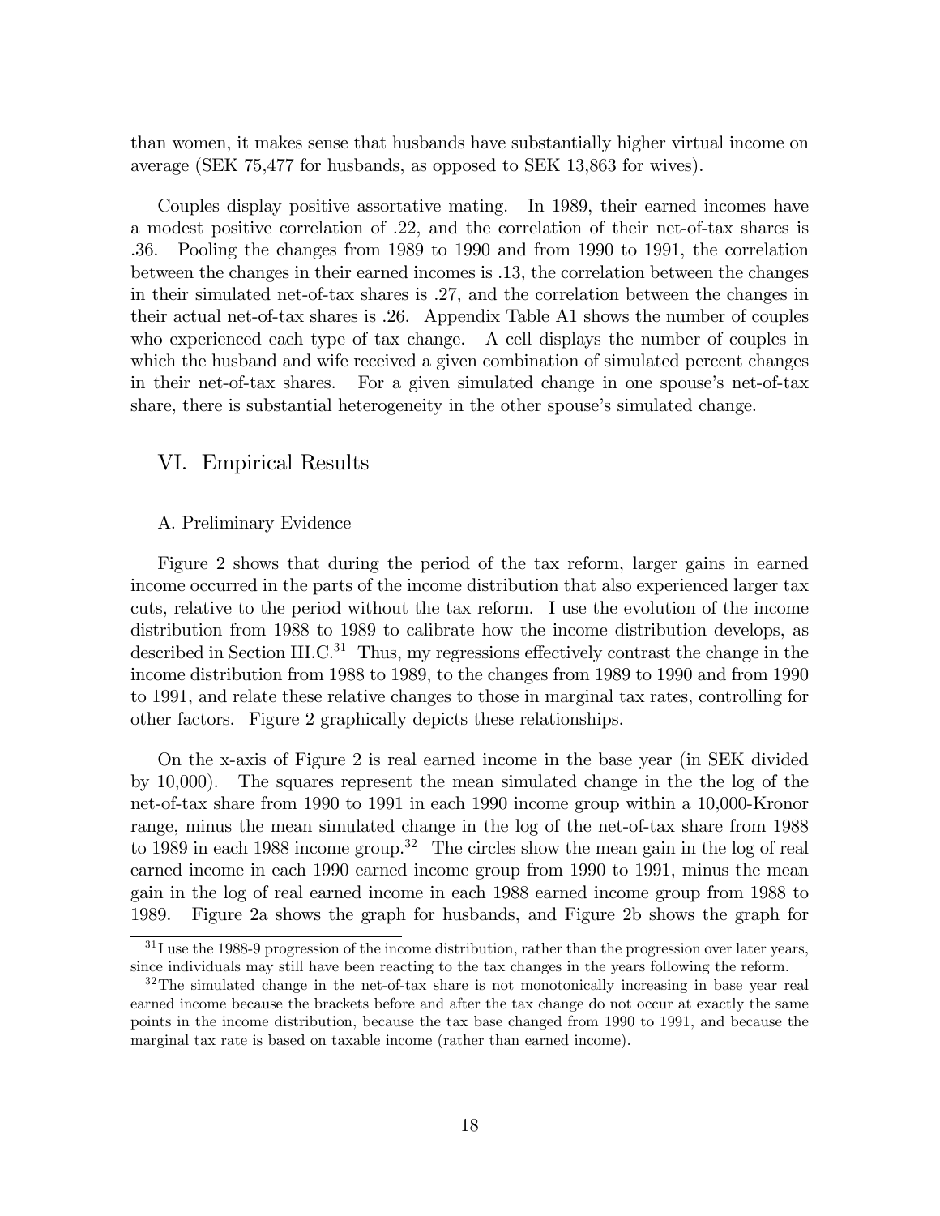than women, it makes sense that husbands have substantially higher virtual income on average (SEK 75,477 for husbands, as opposed to SEK 13,863 for wives).

Couples display positive assortative mating. In 1989, their earned incomes have a modest positive correlation of .22, and the correlation of their net-of-tax shares is .36. Pooling the changes from 1989 to 1990 and from 1990 to 1991, the correlation between the changes in their earned incomes is .13, the correlation between the changes in their simulated net-of-tax shares is .27, and the correlation between the changes in their actual net-of-tax shares is .26. Appendix Table A1 shows the number of couples who experienced each type of tax change. A cell displays the number of couples in which the husband and wife received a given combination of simulated percent changes in their net-of-tax shares. For a given simulated change in one spouse's net-of-tax share, there is substantial heterogeneity in the other spouse's simulated change.

## VI. Empirical Results

### A. Preliminary Evidence

Figure 2 shows that during the period of the tax reform, larger gains in earned income occurred in the parts of the income distribution that also experienced larger tax cuts, relative to the period without the tax reform. I use the evolution of the income distribution from 1988 to 1989 to calibrate how the income distribution develops, as described in Section III.C.[31] Thus, my regressions effectively contrast the change in the income distribution from 1988 to 1989, to the changes from 1989 to 1990 and from 1990 to 1991, and relate these relative changes to those in marginal tax rates, controlling for other factors. Figure 2 graphically depicts these relationships.

On the x-axis of Figure 2 is real earned income in the base year (in SEK divided by 10,000). The squares represent the mean simulated change in the the log of the net-of-tax share from 1990 to 1991 in each 1990 income group within a 10,000-Kronor range, minus the mean simulated change in the log of the net-of-tax share from 1988 to 1989 in each 1988 income group.[32] The circles show the mean gain in the log of real earned income in each 1990 earned income group from 1990 to 1991, minus the mean gain in the log of real earned income in each 1988 earned income group from 1988 to 1989. Figure 2a shows the graph for husbands, and Figure 2b shows the graph for

[31] I use the 1988-9 progression of the income distribution, rather than the progression over later years, since individuals may still have been reacting to the tax changes in the years following the reform.

[32] The simulated change in the net-of-tax share is not monotonically increasing in base year real earned income because the brackets before and after the tax change do not occur at exactly the same points in the income distribution, because the tax base changed from 1990 to 1991, and because the marginal tax rate is based on taxable income (rather than earned income).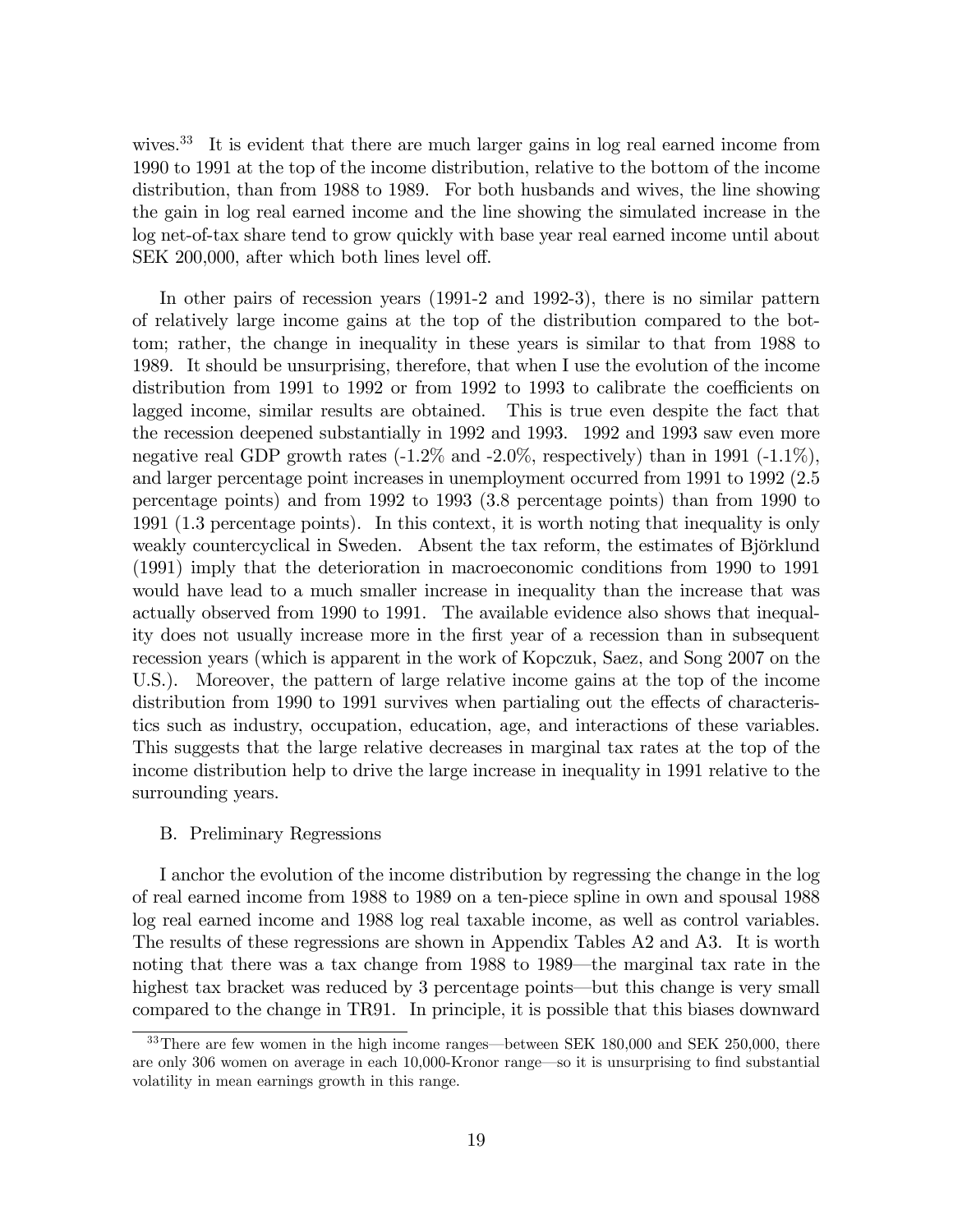wives.[33] It is evident that there are much larger gains in log real earned income from 1990 to 1991 at the top of the income distribution, relative to the bottom of the income distribution, than from 1988 to 1989. For both husbands and wives, the line showing the gain in log real earned income and the line showing the simulated increase in the log net-of-tax share tend to grow quickly with base year real earned income until about SEK 200,000, after which both lines level off.

In other pairs of recession years (1991-2 and 1992-3), there is no similar pattern of relatively large income gains at the top of the distribution compared to the bottom; rather, the change in inequality in these years is similar to that from 1988 to 1989. It should be unsurprising, therefore, that when I use the evolution of the income distribution from 1991 to 1992 or from 1992 to 1993 to calibrate the coefficients on lagged income, similar results are obtained. This is true even despite the fact that the recession deepened substantially in 1992 and 1993. 1992 and 1993 saw even more negative real GDP growth rates (-1.2% and -2.0%, respectively) than in 1991 (-1.1%), and larger percentage point increases in unemployment occurred from 1991 to 1992 (2.5 percentage points) and from 1992 to 1993 (3.8 percentage points) than from 1990 to 1991 (1.3 percentage points). In this context, it is worth noting that inequality is only weakly countercyclical in Sweden. Absent the tax reform, the estimates of Björklund (1991) imply that the deterioration in macroeconomic conditions from 1990 to 1991 would have lead to a much smaller increase in inequality than the increase that was actually observed from 1990 to 1991. The available evidence also shows that inequality does not usually increase more in the first year of a recession than in subsequent recession years (which is apparent in the work of Kopczuk, Saez, and Song 2007 on the U.S.). Moreover, the pattern of large relative income gains at the top of the income distribution from 1990 to 1991 survives when partialing out the effects of characteristics such as industry, occupation, education, age, and interactions of these variables. This suggests that the large relative decreases in marginal tax rates at the top of the income distribution help to drive the large increase in inequality in 1991 relative to the surrounding years.

B. Preliminary Regressions

I anchor the evolution of the income distribution by regressing the change in the log of real earned income from 1988 to 1989 on a ten-piece spline in own and spousal 1988 log real earned income and 1988 log real taxable income, as well as control variables. The results of these regressions are shown in Appendix Tables A2 and A3. It is worth noting that there was a tax change from 1988 to 1989—the marginal tax rate in the highest tax bracket was reduced by 3 percentage points—but this change is very small compared to the change in TR91. In principle, it is possible that this biases downward

[33] There are few women in the high income ranges—between SEK 180,000 and SEK 250,000, there are only 306 women on average in each 10,000-Kronor range—so it is unsurprising to find substantial volatility in mean earnings growth in this range.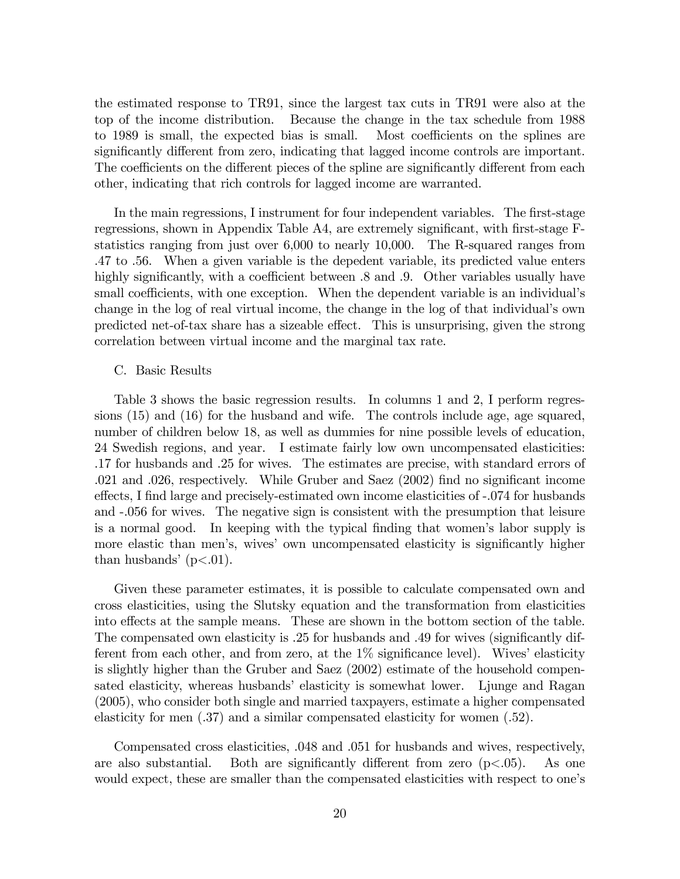the estimated response to TR91, since the largest tax cuts in TR91 were also at the top of the income distribution. Because the change in the tax schedule from 1988 to 1989 is small, the expected bias is small. Most coefficients on the splines are significantly different from zero, indicating that lagged income controls are important. The coefficients on the different pieces of the spline are significantly different from each other, indicating that rich controls for lagged income are warranted.

In the main regressions, I instrument for four independent variables. The first-stage regressions, shown in Appendix Table A4, are extremely significant, with first-stage F-statistics ranging from just over 6,000 to nearly 10,000. The R-squared ranges from .47 to .56. When a given variable is the depedent variable, its predicted value enters highly significantly, with a coefficient between .8 and .9. Other variables usually have small coefficients, with one exception. When the dependent variable is an individual's change in the log of real virtual income, the change in the log of that individual's own predicted net-of-tax share has a sizeable effect. This is unsurprising, given the strong correlation between virtual income and the marginal tax rate.

C. Basic Results

Table 3 shows the basic regression results. In columns 1 and 2, I perform regressions (15) and (16) for the husband and wife. The controls include age, age squared, number of children below 18, as well as dummies for nine possible levels of education, 24 Swedish regions, and year. I estimate fairly low own uncompensated elasticities: .17 for husbands and .25 for wives. The estimates are precise, with standard errors of .021 and .026, respectively. While Gruber and Saez (2002) find no significant income effects, I find large and precisely-estimated own income elasticities of -.074 for husbands and -.056 for wives. The negative sign is consistent with the presumption that leisure is a normal good. In keeping with the typical finding that women's labor supply is more elastic than men's, wives' own uncompensated elasticity is significantly higher than husbands' ($p<.01$).

Given these parameter estimates, it is possible to calculate compensated own and cross elasticities, using the Slutsky equation and the transformation from elasticities into effects at the sample means. These are shown in the bottom section of the table. The compensated own elasticity is .25 for husbands and .49 for wives (significantly different from each other, and from zero, at the 1% significance level). Wives' elasticity is slightly higher than the Gruber and Saez (2002) estimate of the household compensated elasticity, whereas husbands' elasticity is somewhat lower. Ljunge and Ragan (2005), who consider both single and married taxpayers, estimate a higher compensated elasticity for men (.37) and a similar compensated elasticity for women (.52).

Compensated cross elasticities, .048 and .051 for husbands and wives, respectively, are also substantial. Both are significantly different from zero ($p<.05$). As one would expect, these are smaller than the compensated elasticities with respect to one's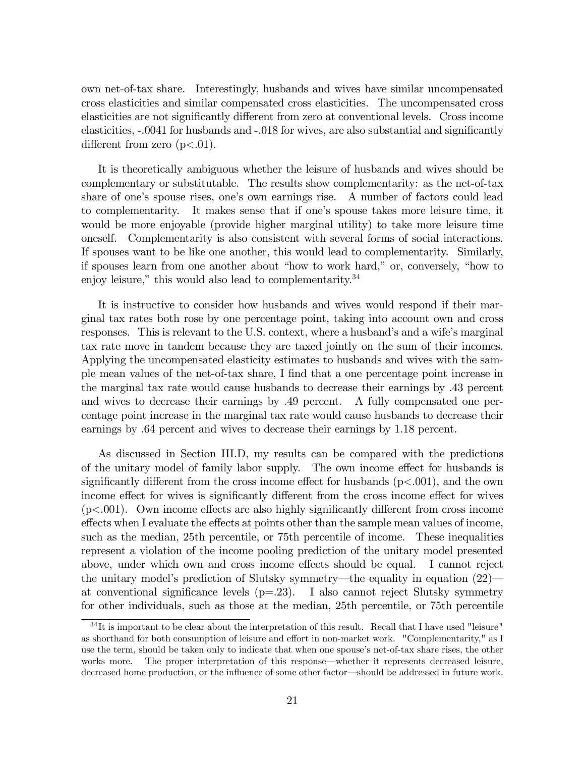own net-of-tax share. Interestingly, husbands and wives have similar uncompensated cross elasticities and similar compensated cross elasticities. The uncompensated cross elasticities are not significantly different from zero at conventional levels. Cross income elasticities, -.0041 for husbands and -.018 for wives, are also substantial and significantly different from zero ($p<.01$).

It is theoretically ambiguous whether the leisure of husbands and wives should be complementary or substitutable. The results show complementarity: as the net-of-tax share of one's spouse rises, one's own earnings rise. A number of factors could lead to complementarity. It makes sense that if one's spouse takes more leisure time, it would be more enjoyable (provide higher marginal utility) to take more leisure time oneself. Complementarity is also consistent with several forms of social interactions. If spouses want to be like one another, this would lead to complementarity. Similarly, if spouses learn from one another about "how to work hard," or, conversely, "how to enjoy leisure," this would also lead to complementarity.[34]

It is instructive to consider how husbands and wives would respond if their marginal tax rates both rose by one percentage point, taking into account own and cross responses. This is relevant to the U.S. context, where a husband's and a wife's marginal tax rate move in tandem because they are taxed jointly on the sum of their incomes. Applying the uncompensated elasticity estimates to husbands and wives with the sample mean values of the net-of-tax share, I find that a one percentage point increase in the marginal tax rate would cause husbands to decrease their earnings by .43 percent and wives to decrease their earnings by .49 percent. A fully compensated one percentage point increase in the marginal tax rate would cause husbands to decrease their earnings by .64 percent and wives to decrease their earnings by 1.18 percent.

As discussed in Section III.D, my results can be compared with the predictions of the unitary model of family labor supply. The own income effect for husbands is significantly different from the cross income effect for husbands ($p<.001$), and the own income effect for wives is significantly different from the cross income effect for wives ($p<.001$). Own income effects are also highly significantly different from cross income effects when I evaluate the effects at points other than the sample mean values of income, such as the median, 25th percentile, or 75th percentile of income. These inequalities represent a violation of the income pooling prediction of the unitary model presented above, under which own and cross income effects should be equal. I cannot reject the unitary model's prediction of Slutsky symmetry—the equality in equation (22)—at conventional significance levels ($p=.23$). I also cannot reject Slutsky symmetry for other individuals, such as those at the median, 25th percentile, or 75th percentile

[34] It is important to be clear about the interpretation of this result. Recall that I have used "leisure" as shorthand for both consumption of leisure and effort in non-market work. "Complementarity," as I use the term, should be taken only to indicate that when one spouse's net-of-tax share rises, the other works more. The proper interpretation of this response—whether it represents decreased leisure, decreased home production, or the influence of some other factor—should be addressed in future work.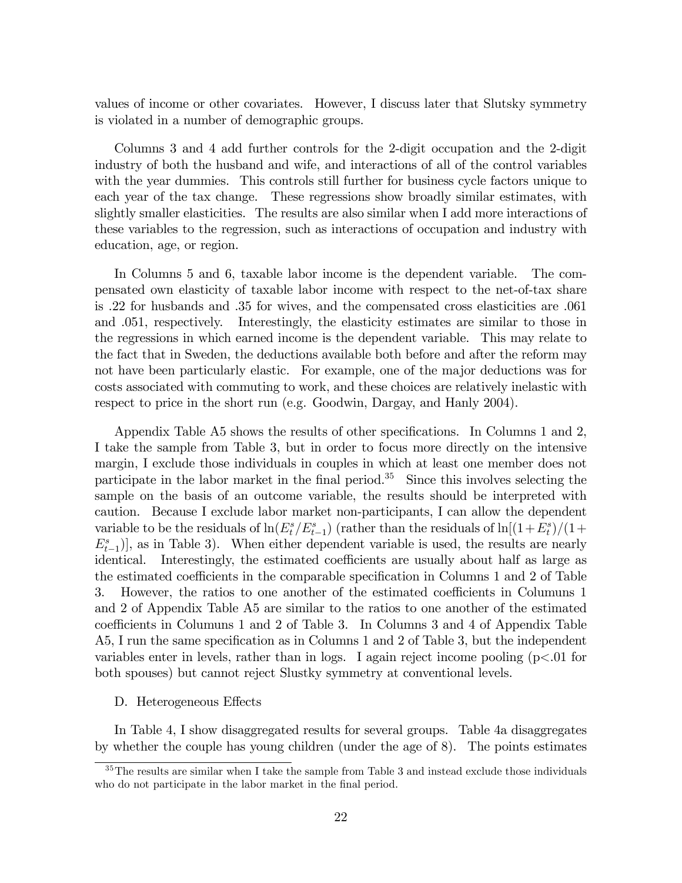values of income or other covariates. However, I discuss later that Slutsky symmetry is violated in a number of demographic groups.

Columns 3 and 4 add further controls for the 2-digit occupation and the 2-digit industry of both the husband and wife, and interactions of all of the control variables with the year dummies. This controls still further for business cycle factors unique to each year of the tax change. These regressions show broadly similar estimates, with slightly smaller elasticities. The results are also similar when I add more interactions of these variables to the regression, such as interactions of occupation and industry with education, age, or region.

In Columns 5 and 6, taxable labor income is the dependent variable. The compensated own elasticity of taxable labor income with respect to the net-of-tax share is .22 for husbands and .35 for wives, and the compensated cross elasticities are .061 and .051, respectively. Interestingly, the elasticity estimates are similar to those in the regressions in which earned income is the dependent variable. This may relate to the fact that in Sweden, the deductions available both before and after the reform may not have been particularly elastic. For example, one of the major deductions was for costs associated with commuting to work, and these choices are relatively inelastic with respect to price in the short run (e.g. Goodwin, Dargay, and Hanly 2004).

Appendix Table A5 shows the results of other specifications. In Columns 1 and 2, I take the sample from Table 3, but in order to focus more directly on the intensive margin, I exclude those individuals in couples in which at least one member does not participate in the labor market in the final period.[35] Since this involves selecting the sample on the basis of an outcome variable, the results should be interpreted with caution. Because I exclude labor market non-participants, I can allow the dependent variable to be the residuals of $\ln(E_t^s/E_{t-1}^s)$ (rather than the residuals of $\ln[(1+E_t^s)/(1+E_{t-1}^s)]$, as in Table 3). When either dependent variable is used, the results are nearly identical. Interestingly, the estimated coefficients are usually about half as large as the estimated coefficients in the comparable specification in Columns 1 and 2 of Table 3. However, the ratios to one another of the estimated coefficients in Columuns 1 and 2 of Appendix Table A5 are similar to the ratios to one another of the estimated coefficients in Columuns 1 and 2 of Table 3. In Columns 3 and 4 of Appendix Table A5, I run the same specification as in Columns 1 and 2 of Table 3, but the independent variables enter in levels, rather than in logs. I again reject income pooling ($p<.01$ for both spouses) but cannot reject Slustky symmetry at conventional levels.

D. Heterogeneous Effects

In Table 4, I show disaggregated results for several groups. Table 4a disaggregates by whether the couple has young children (under the age of 8). The points estimates

[35] The results are similar when I take the sample from Table 3 and instead exclude those individuals who do not participate in the labor market in the final period.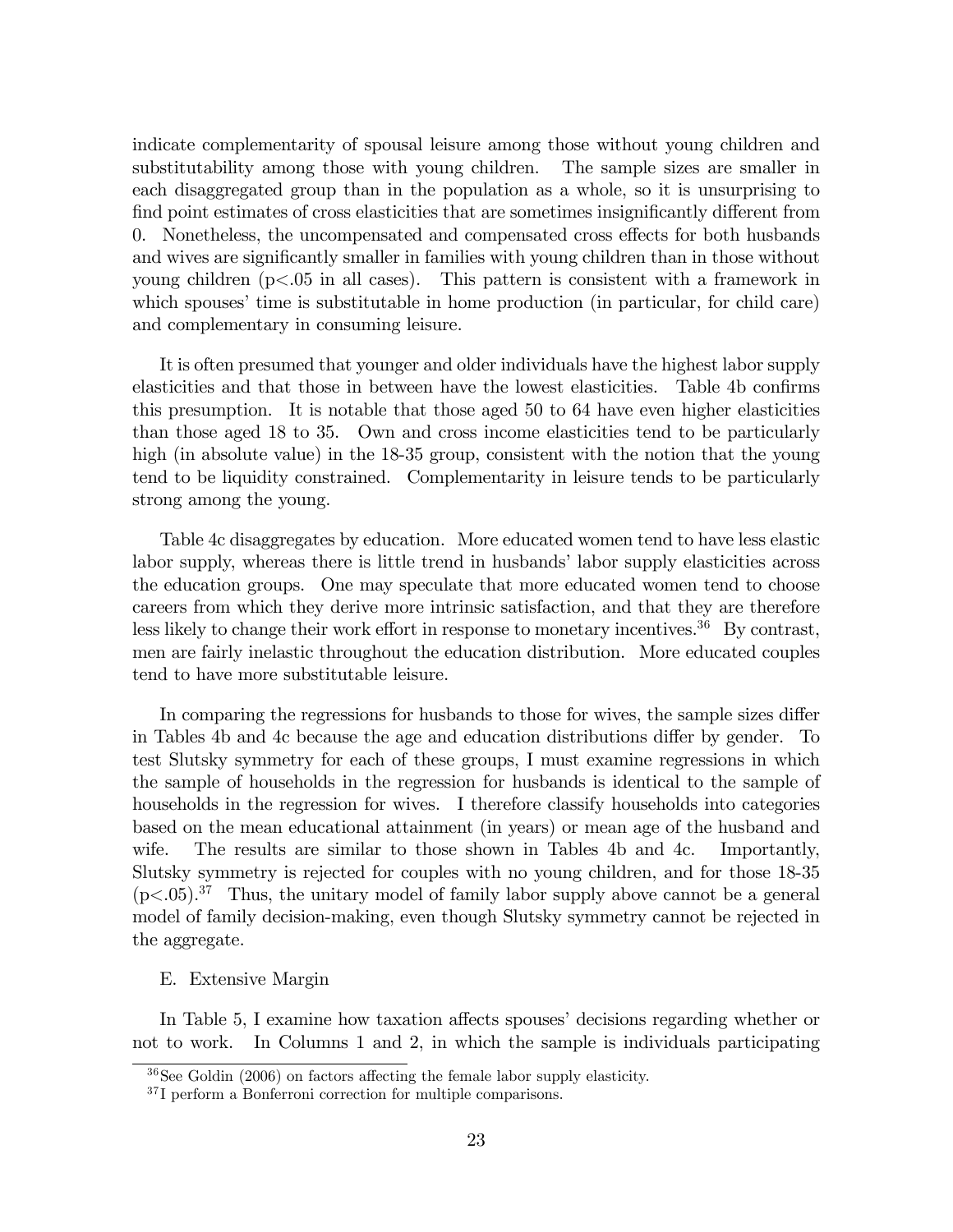indicate complementarity of spousal leisure among those without young children and substitutability among those with young children. The sample sizes are smaller in each disaggregated group than in the population as a whole, so it is unsurprising to find point estimates of cross elasticities that are sometimes insignificantly different from 0. Nonetheless, the uncompensated and compensated cross effects for both husbands and wives are significantly smaller in families with young children than in those without young children ($p<.05$ in all cases). This pattern is consistent with a framework in which spouses' time is substitutable in home production (in particular, for child care) and complementary in consuming leisure.

It is often presumed that younger and older individuals have the highest labor supply elasticities and that those in between have the lowest elasticities. Table 4b confirms this presumption. It is notable that those aged 50 to 64 have even higher elasticities than those aged 18 to 35. Own and cross income elasticities tend to be particularly high (in absolute value) in the 18-35 group, consistent with the notion that the young tend to be liquidity constrained. Complementarity in leisure tends to be particularly strong among the young.

Table 4c disaggregates by education. More educated women tend to have less elastic labor supply, whereas there is little trend in husbands' labor supply elasticities across the education groups. One may speculate that more educated women tend to choose careers from which they derive more intrinsic satisfaction, and that they are therefore less likely to change their work effort in response to monetary incentives.[36] By contrast, men are fairly inelastic throughout the education distribution. More educated couples tend to have more substitutable leisure.

In comparing the regressions for husbands to those for wives, the sample sizes differ in Tables 4b and 4c because the age and education distributions differ by gender. To test Slutsky symmetry for each of these groups, I must examine regressions in which the sample of households in the regression for husbands is identical to the sample of households in the regression for wives. I therefore classify households into categories based on the mean educational attainment (in years) or mean age of the husband and wife. The results are similar to those shown in Tables 4b and 4c. Importantly, Slutsky symmetry is rejected for couples with no young children, and for those 18-35 ($p<.05$).[37] Thus, the unitary model of family labor supply above cannot be a general model of family decision-making, even though Slutsky symmetry cannot be rejected in the aggregate.

E. Extensive Margin

In Table 5, I examine how taxation affects spouses' decisions regarding whether or not to work. In Columns 1 and 2, in which the sample is individuals participating

[36] See Goldin (2006) on factors affecting the female labor supply elasticity.

[37] I perform a Bonferroni correction for multiple comparisons.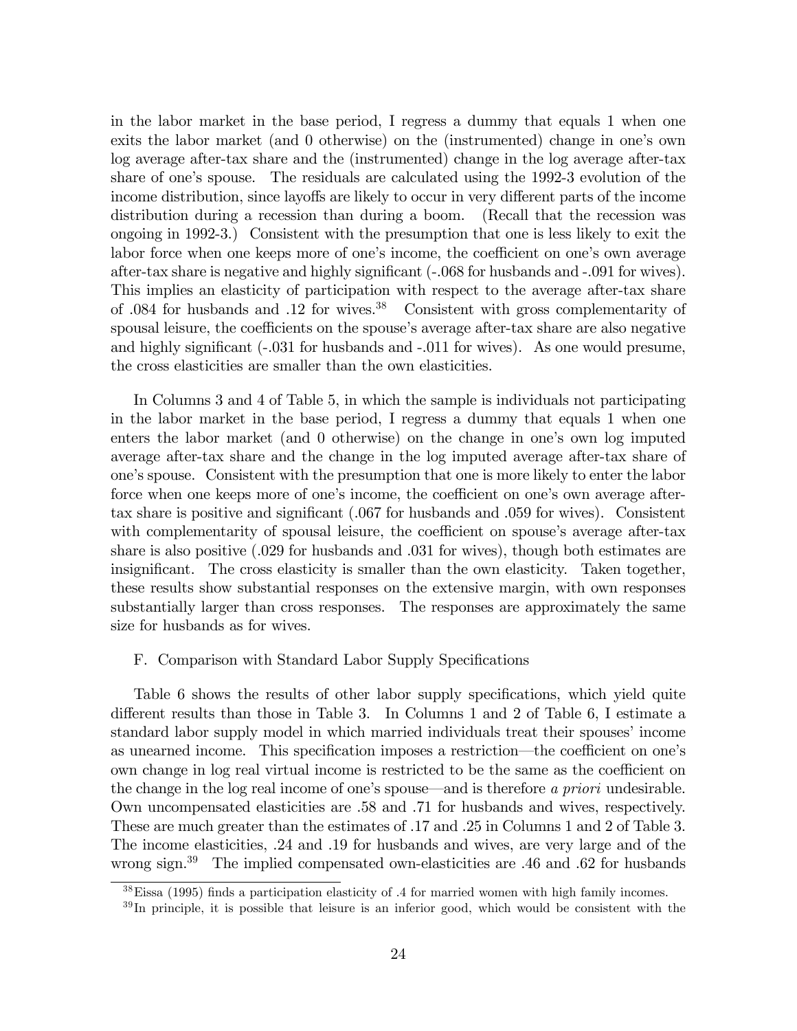in the labor market in the base period, I regress a dummy that equals 1 when one exits the labor market (and 0 otherwise) on the (instrumented) change in one's own log average after-tax share and the (instrumented) change in the log average after-tax share of one's spouse. The residuals are calculated using the 1992-3 evolution of the income distribution, since layoffs are likely to occur in very different parts of the income distribution during a recession than during a boom. (Recall that the recession was ongoing in 1992-3.) Consistent with the presumption that one is less likely to exit the labor force when one keeps more of one's income, the coefficient on one's own average after-tax share is negative and highly significant (-.068 for husbands and -.091 for wives). This implies an elasticity of participation with respect to the average after-tax share of .084 for husbands and .12 for wives.[38] Consistent with gross complementarity of spousal leisure, the coefficients on the spouse's average after-tax share are also negative and highly significant (-.031 for husbands and -.011 for wives). As one would presume, the cross elasticities are smaller than the own elasticities.

In Columns 3 and 4 of Table 5, in which the sample is individuals not participating in the labor market in the base period, I regress a dummy that equals 1 when one enters the labor market (and 0 otherwise) on the change in one's own log imputed average after-tax share and the change in the log imputed average after-tax share of one's spouse. Consistent with the presumption that one is more likely to enter the labor force when one keeps more of one's income, the coefficient on one's own average after-tax share is positive and significant (.067 for husbands and .059 for wives). Consistent with complementarity of spousal leisure, the coefficient on spouse's average after-tax share is also positive (.029 for husbands and .031 for wives), though both estimates are insignificant. The cross elasticity is smaller than the own elasticity. Taken together, these results show substantial responses on the extensive margin, with own responses substantially larger than cross responses. The responses are approximately the same size for husbands as for wives.

F. Comparison with Standard Labor Supply Specifications

Table 6 shows the results of other labor supply specifications, which yield quite different results than those in Table 3. In Columns 1 and 2 of Table 6, I estimate a standard labor supply model in which married individuals treat their spouses' income as unearned income. This specification imposes a restriction—the coefficient on one's own change in log real virtual income is restricted to be the same as the coefficient on the change in the log real income of one's spouse—and is therefore *a priori* undesirable. Own uncompensated elasticities are .58 and .71 for husbands and wives, respectively. These are much greater than the estimates of .17 and .25 in Columns 1 and 2 of Table 3. The income elasticities, .24 and .19 for husbands and wives, are very large and of the wrong sign.[39] The implied compensated own-elasticities are .46 and .62 for husbands

[38] Eissa (1995) finds a participation elasticity of .4 for married women with high family incomes.

[39] In principle, it is possible that leisure is an inferior good, which would be consistent with the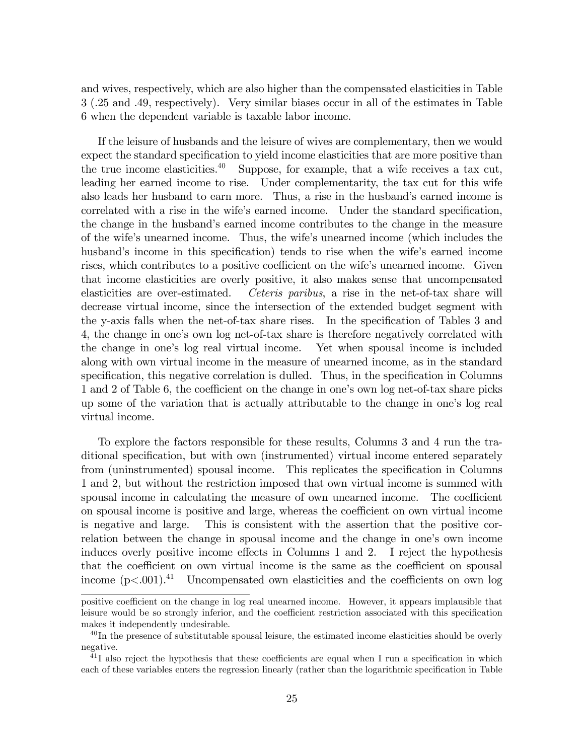and wives, respectively, which are also higher than the compensated elasticities in Table 3 (.25 and .49, respectively). Very similar biases occur in all of the estimates in Table 6 when the dependent variable is taxable labor income.

If the leisure of husbands and the leisure of wives are complementary, then we would expect the standard specification to yield income elasticities that are more positive than the true income elasticities.[40] Suppose, for example, that a wife receives a tax cut, leading her earned income to rise. Under complementarity, the tax cut for this wife also leads her husband to earn more. Thus, a rise in the husband's earned income is correlated with a rise in the wife's earned income. Under the standard specification, the change in the husband's earned income contributes to the change in the measure of the wife's unearned income. Thus, the wife's unearned income (which includes the husband's income in this specification) tends to rise when the wife's earned income rises, which contributes to a positive coefficient on the wife's unearned income. Given that income elasticities are overly positive, it also makes sense that uncompensated elasticities are over-estimated. *Ceteris paribus*, a rise in the net-of-tax share will decrease virtual income, since the intersection of the extended budget segment with the y-axis falls when the net-of-tax share rises. In the specification of Tables 3 and 4, the change in one's own log net-of-tax share is therefore negatively correlated with the change in one's log real virtual income. Yet when spousal income is included along with own virtual income in the measure of unearned income, as in the standard specification, this negative correlation is dulled. Thus, in the specification in Columns 1 and 2 of Table 6, the coefficient on the change in one's own log net-of-tax share picks up some of the variation that is actually attributable to the change in one's log real virtual income.

To explore the factors responsible for these results, Columns 3 and 4 run the traditional specification, but with own (instrumented) virtual income entered separately from (uninstrumented) spousal income. This replicates the specification in Columns 1 and 2, but without the restriction imposed that own virtual income is summed with spousal income in calculating the measure of own unearned income. The coefficient on spousal income is positive and large, whereas the coefficient on own virtual income is negative and large. This is consistent with the assertion that the positive correlation between the change in spousal income and the change in one's own income induces overly positive income effects in Columns 1 and 2. I reject the hypothesis that the coefficient on own virtual income is the same as the coefficient on spousal income ($p<.001$).[41] Uncompensated own elasticities and the coefficients on own log

---

positive coefficient on the change in log real unearned income. However, it appears implausible that leisure would be so strongly inferior, and the coefficient restriction associated with this specification makes it independently undesirable.

[40] In the presence of substitutable spousal leisure, the estimated income elasticities should be overly negative.

[41] I also reject the hypothesis that these coefficients are equal when I run a specification in which each of these variables enters the regression linearly (rather than the logarithmic specification in Table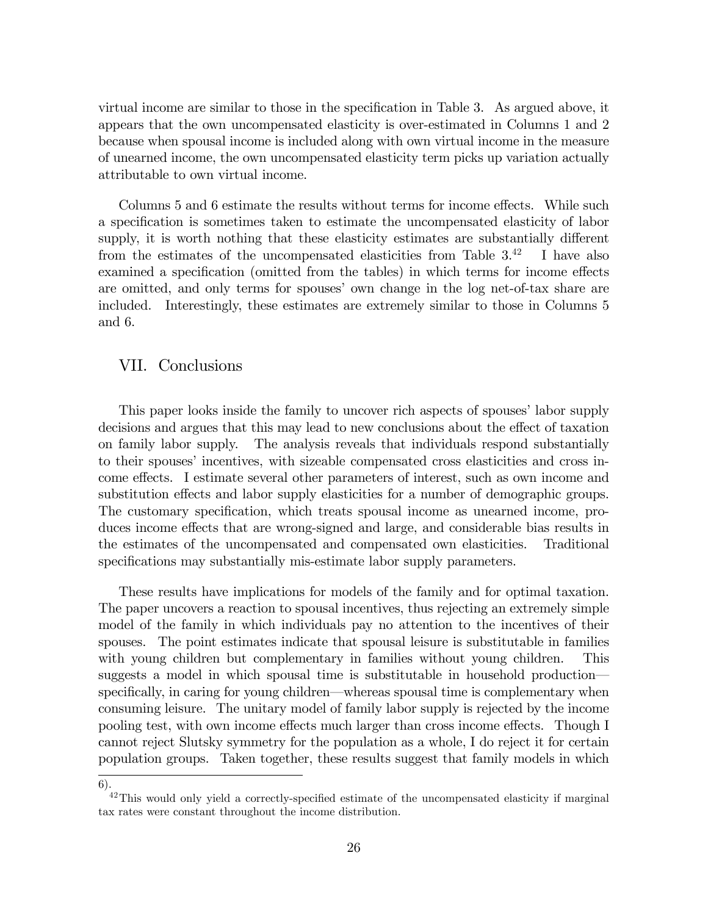virtual income are similar to those in the specification in Table 3. As argued above, it appears that the own uncompensated elasticity is over-estimated in Columns 1 and 2 because when spousal income is included along with own virtual income in the measure of unearned income, the own uncompensated elasticity term picks up variation actually attributable to own virtual income.

Columns 5 and 6 estimate the results without terms for income effects. While such a specification is sometimes taken to estimate the uncompensated elasticity of labor supply, it is worth nothing that these elasticity estimates are substantially different from the estimates of the uncompensated elasticities from Table 3.[42] I have also examined a specification (omitted from the tables) in which terms for income effects are omitted, and only terms for spouses' own change in the log net-of-tax share are included. Interestingly, these estimates are extremely similar to those in Columns 5 and 6.

## VII. Conclusions

This paper looks inside the family to uncover rich aspects of spouses' labor supply decisions and argues that this may lead to new conclusions about the effect of taxation on family labor supply. The analysis reveals that individuals respond substantially to their spouses' incentives, with sizeable compensated cross elasticities and cross income effects. I estimate several other parameters of interest, such as own income and substitution effects and labor supply elasticities for a number of demographic groups. The customary specification, which treats spousal income as unearned income, produces income effects that are wrong-signed and large, and considerable bias results in the estimates of the uncompensated and compensated own elasticities. Traditional specifications may substantially mis-estimate labor supply parameters.

These results have implications for models of the family and for optimal taxation. The paper uncovers a reaction to spousal incentives, thus rejecting an extremely simple model of the family in which individuals pay no attention to the incentives of their spouses. The point estimates indicate that spousal leisure is substitutable in families with young children but complementary in families without young children. This suggests a model in which spousal time is substitutable in household production—specifically, in caring for young children—whereas spousal time is complementary when consuming leisure. The unitary model of family labor supply is rejected by the income pooling test, with own income effects much larger than cross income effects. Though I cannot reject Slutsky symmetry for the population as a whole, I do reject it for certain population groups. Taken together, these results suggest that family models in which

6).

[42] This would only yield a correctly-specified estimate of the uncompensated elasticity if marginal tax rates were constant throughout the income distribution.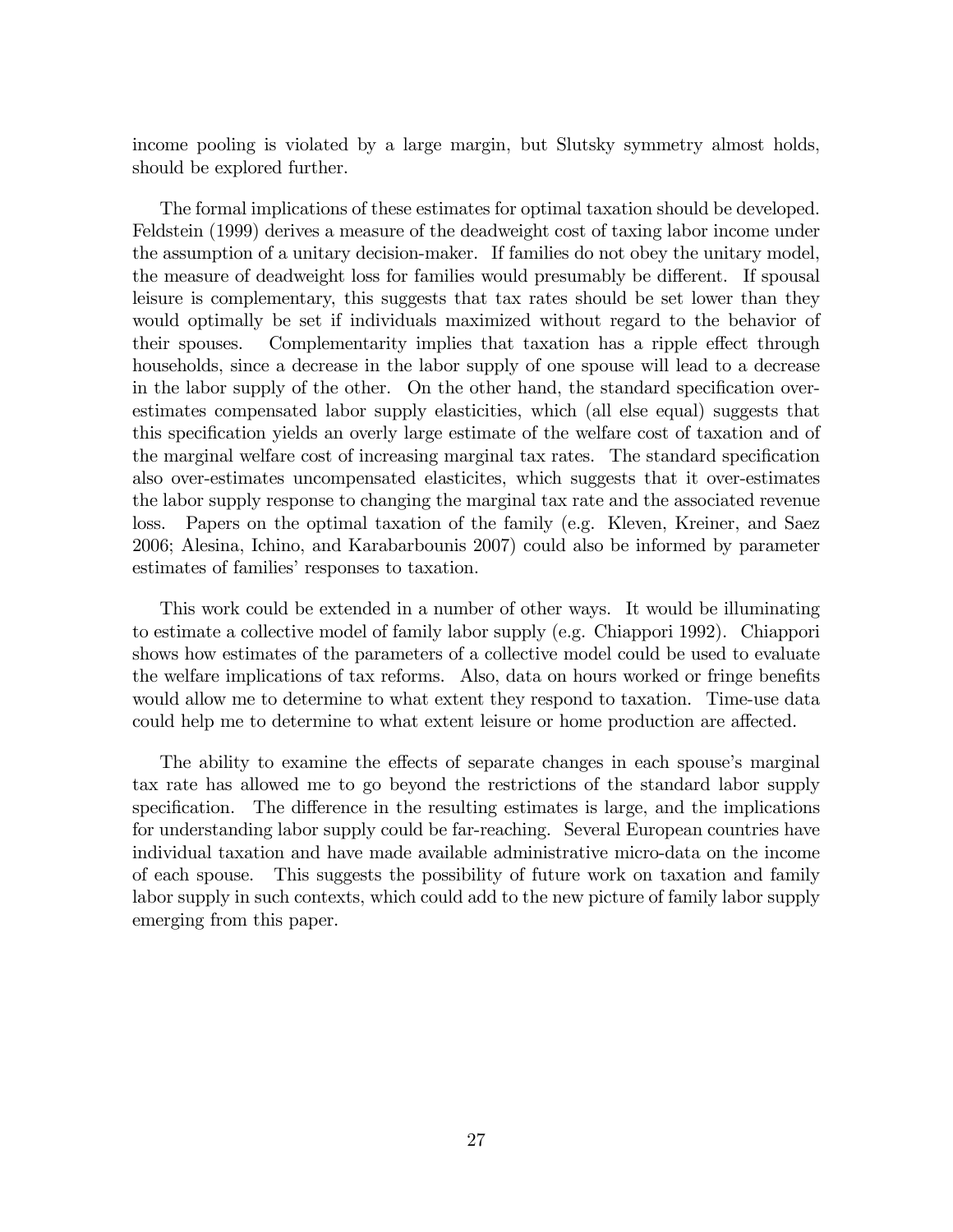income pooling is violated by a large margin, but Slutsky symmetry almost holds, should be explored further.

The formal implications of these estimates for optimal taxation should be developed. Feldstein (1999) derives a measure of the deadweight cost of taxing labor income under the assumption of a unitary decision-maker. If families do not obey the unitary model, the measure of deadweight loss for families would presumably be different. If spousal leisure is complementary, this suggests that tax rates should be set lower than they would optimally be set if individuals maximized without regard to the behavior of their spouses. Complementarity implies that taxation has a ripple effect through households, since a decrease in the labor supply of one spouse will lead to a decrease in the labor supply of the other. On the other hand, the standard specification over-estimates compensated labor supply elasticities, which (all else equal) suggests that this specification yields an overly large estimate of the welfare cost of taxation and of the marginal welfare cost of increasing marginal tax rates. The standard specification also over-estimates uncompensated elasticites, which suggests that it over-estimates the labor supply response to changing the marginal tax rate and the associated revenue loss. Papers on the optimal taxation of the family (e.g. Kleven, Kreiner, and Saez 2006; Alesina, Ichino, and Karabarbounis 2007) could also be informed by parameter estimates of families' responses to taxation.

This work could be extended in a number of other ways. It would be illuminating to estimate a collective model of family labor supply (e.g. Chiappori 1992). Chiappori shows how estimates of the parameters of a collective model could be used to evaluate the welfare implications of tax reforms. Also, data on hours worked or fringe benefits would allow me to determine to what extent they respond to taxation. Time-use data could help me to determine to what extent leisure or home production are affected.

The ability to examine the effects of separate changes in each spouse's marginal tax rate has allowed me to go beyond the restrictions of the standard labor supply specification. The difference in the resulting estimates is large, and the implications for understanding labor supply could be far-reaching. Several European countries have individual taxation and have made available administrative micro-data on the income of each spouse. This suggests the possibility of future work on taxation and family labor supply in such contexts, which could add to the new picture of family labor supply emerging from this paper.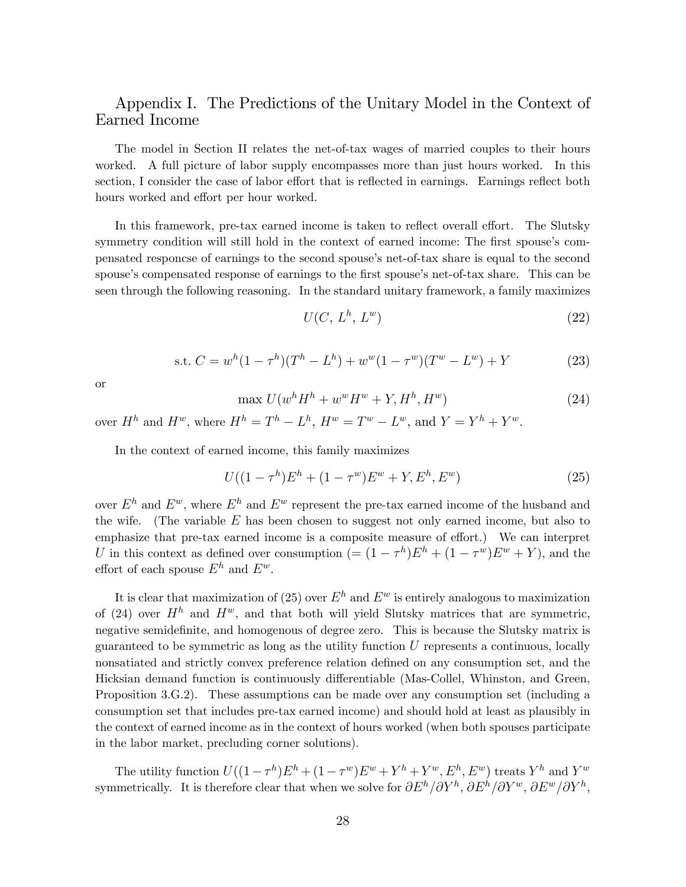## Appendix I. The Predictions of the Unitary Model in the Context of Earned Income

The model in Section II relates the net-of-tax wages of married couples to their hours worked. A full picture of labor supply encompasses more than just hours worked. In this section, I consider the case of labor effort that is reflected in earnings. Earnings reflect both hours worked and effort per hour worked.

In this framework, pre-tax earned income is taken to reflect overall effort. The Slutsky symmetry condition will still hold in the context of earned income: The first spouse's compensated responcse of earnings to the second spouse's net-of-tax share is equal to the second spouse's compensated response of earnings to the first spouse's net-of-tax share. This can be seen through the following reasoning. In the standard unitary framework, a family maximizes

$$U(C,\, L^h,\, L^w) \tag{22}$$

$$\text{s.t. } C = w^h(1-\tau^h)(T^h - L^h) + w^w(1-\tau^w)(T^w - L^w) + Y \tag{23}$$

or

$$\max\, U(w^h H^h + w^w H^w + Y, H^h, H^w) \tag{24}$$

over $H^h$ and $H^w$, where $H^h = T^h - L^h$, $H^w = T^w - L^w$, and $Y = Y^h + Y^w$.

In the context of earned income, this family maximizes

$$U((1-\tau^h)E^h + (1-\tau^w)E^w + Y, E^h, E^w) \tag{25}$$

over $E^h$ and $E^w$, where $E^h$ and $E^w$ represent the pre-tax earned income of the husband and the wife. (The variable $E$ has been chosen to suggest not only earned income, but also to emphasize that pre-tax earned income is a composite measure of effort.) We can interpret $U$ in this context as defined over consumption ($= (1-\tau^h)E^h + (1-\tau^w)E^w + Y$), and the effort of each spouse $E^h$ and $E^w$.

It is clear that maximization of (25) over $E^h$ and $E^w$ is entirely analogous to maximization of (24) over $H^h$ and $H^w$, and that both will yield Slutsky matrices that are symmetric, negative semidefinite, and homogenous of degree zero. This is because the Slutsky matrix is guaranteed to be symmetric as long as the utility function $U$ represents a continuous, locally nonsatiated and strictly convex preference relation defined on any consumption set, and the Hicksian demand function is continuously differentiable (Mas-Collel, Whinston, and Green, Proposition 3.G.2). These assumptions can be made over any consumption set (including a consumption set that includes pre-tax earned income) and should hold at least as plausibly in the context of earned income as in the context of hours worked (when both spouses participate in the labor market, precluding corner solutions).

The utility function $U((1-\tau^h)E^h + (1-\tau^w)E^w + Y^h + Y^w, E^h, E^w)$ treats $Y^h$ and $Y^w$ symmetrically. It is therefore clear that when we solve for $\partial E^h/\partial Y^h$, $\partial E^h/\partial Y^w$, $\partial E^w/\partial Y^h$,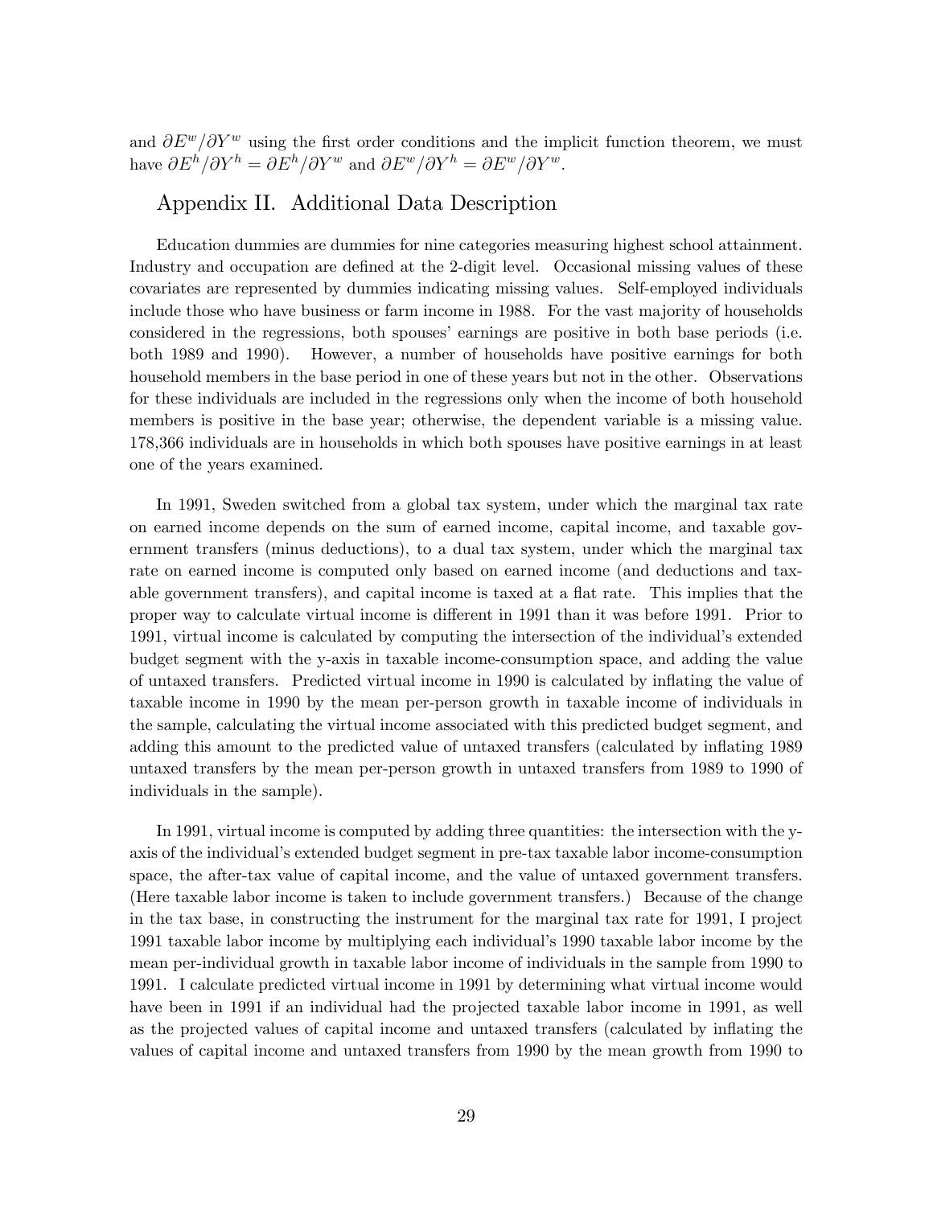and $\partial E^w/\partial Y^w$ using the first order conditions and the implicit function theorem, we must have $\partial E^h/\partial Y^h = \partial E^h/\partial Y^w$ and $\partial E^w/\partial Y^h = \partial E^w/\partial Y^w$.

## Appendix II. Additional Data Description

Education dummies are dummies for nine categories measuring highest school attainment. Industry and occupation are defined at the 2-digit level. Occasional missing values of these covariates are represented by dummies indicating missing values. Self-employed individuals include those who have business or farm income in 1988. For the vast majority of households considered in the regressions, both spouses' earnings are positive in both base periods (i.e. both 1989 and 1990). However, a number of households have positive earnings for both household members in the base period in one of these years but not in the other. Observations for these individuals are included in the regressions only when the income of both household members is positive in the base year; otherwise, the dependent variable is a missing value. 178,366 individuals are in households in which both spouses have positive earnings in at least one of the years examined.

In 1991, Sweden switched from a global tax system, under which the marginal tax rate on earned income depends on the sum of earned income, capital income, and taxable government transfers (minus deductions), to a dual tax system, under which the marginal tax rate on earned income is computed only based on earned income (and deductions and taxable government transfers), and capital income is taxed at a flat rate. This implies that the proper way to calculate virtual income is different in 1991 than it was before 1991. Prior to 1991, virtual income is calculated by computing the intersection of the individual's extended budget segment with the y-axis in taxable income-consumption space, and adding the value of untaxed transfers. Predicted virtual income in 1990 is calculated by inflating the value of taxable income in 1990 by the mean per-person growth in taxable income of individuals in the sample, calculating the virtual income associated with this predicted budget segment, and adding this amount to the predicted value of untaxed transfers (calculated by inflating 1989 untaxed transfers by the mean per-person growth in untaxed transfers from 1989 to 1990 of individuals in the sample).

In 1991, virtual income is computed by adding three quantities: the intersection with the y-axis of the individual's extended budget segment in pre-tax taxable labor income-consumption space, the after-tax value of capital income, and the value of untaxed government transfers. (Here taxable labor income is taken to include government transfers.) Because of the change in the tax base, in constructing the instrument for the marginal tax rate for 1991, I project 1991 taxable labor income by multiplying each individual's 1990 taxable labor income by the mean per-individual growth in taxable labor income of individuals in the sample from 1990 to 1991. I calculate predicted virtual income in 1991 by determining what virtual income would have been in 1991 if an individual had the projected taxable labor income in 1991, as well as the projected values of capital income and untaxed transfers (calculated by inflating the values of capital income and untaxed transfers from 1990 by the mean growth from 1990 to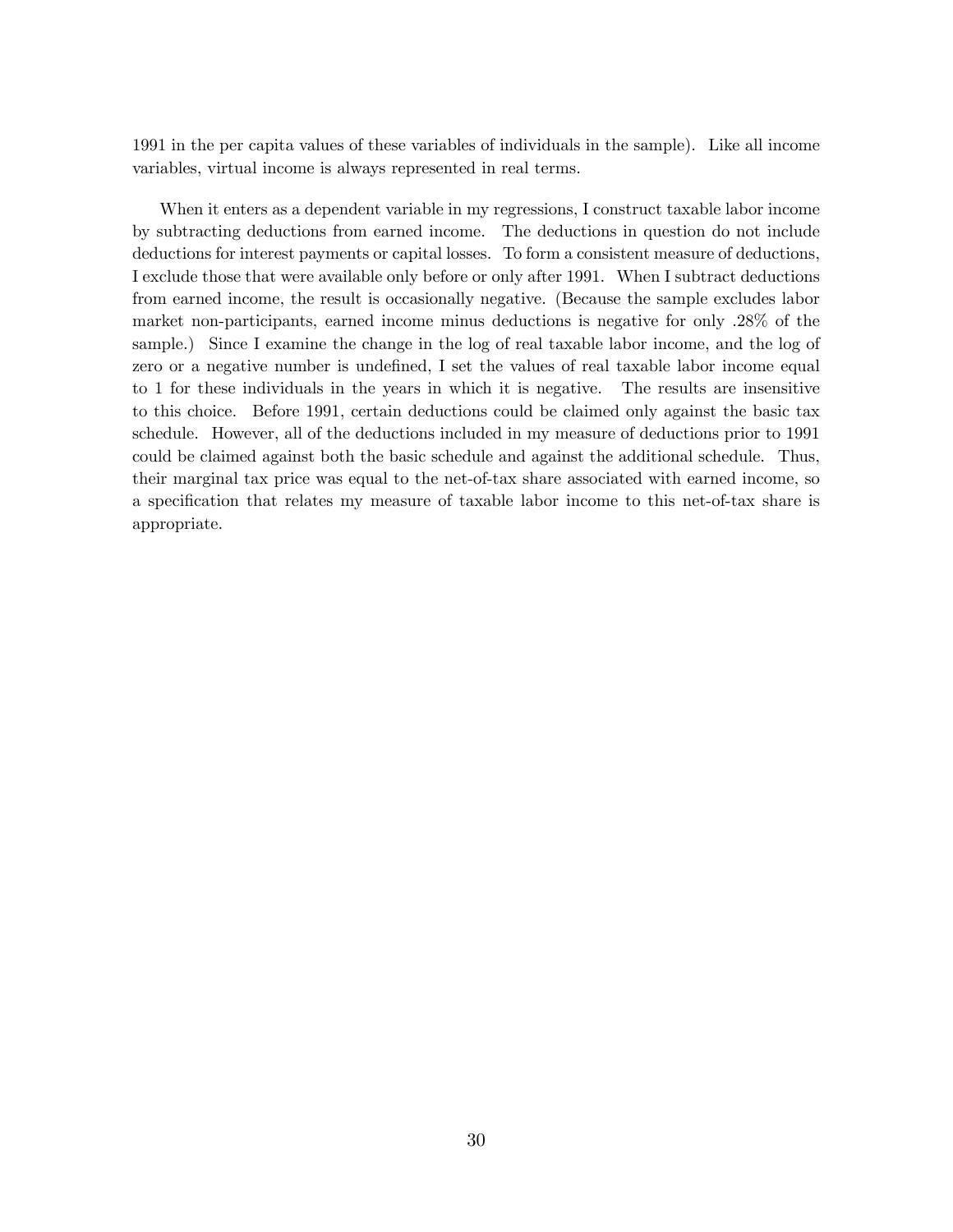1991 in the per capita values of these variables of individuals in the sample). Like all income variables, virtual income is always represented in real terms.

When it enters as a dependent variable in my regressions, I construct taxable labor income by subtracting deductions from earned income. The deductions in question do not include deductions for interest payments or capital losses. To form a consistent measure of deductions, I exclude those that were available only before or only after 1991. When I subtract deductions from earned income, the result is occasionally negative. (Because the sample excludes labor market non-participants, earned income minus deductions is negative for only .28% of the sample.) Since I examine the change in the log of real taxable labor income, and the log of zero or a negative number is undefined, I set the values of real taxable labor income equal to 1 for these individuals in the years in which it is negative. The results are insensitive to this choice. Before 1991, certain deductions could be claimed only against the basic tax schedule. However, all of the deductions included in my measure of deductions prior to 1991 could be claimed against both the basic schedule and against the additional schedule. Thus, their marginal tax price was equal to the net-of-tax share associated with earned income, so a specification that relates my measure of taxable labor income to this net-of-tax share is appropriate.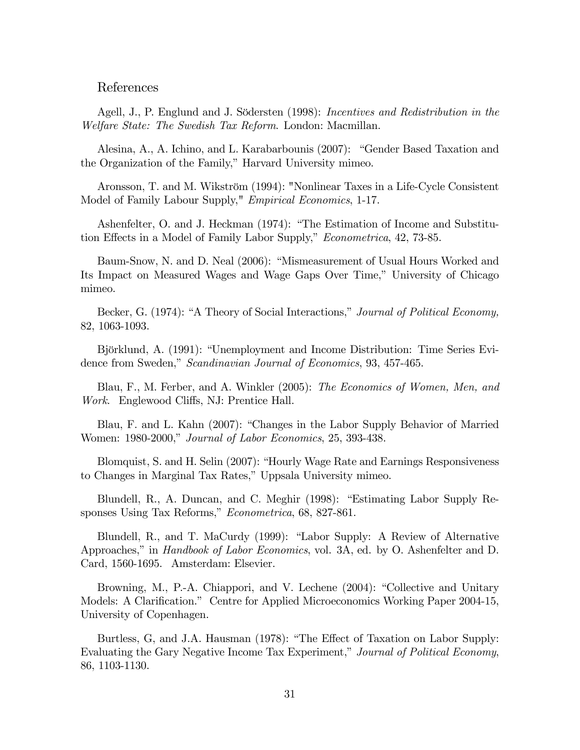## References

Agell, J., P. Englund and J. Södersten (1998): *Incentives and Redistribution in the Welfare State: The Swedish Tax Reform*. London: Macmillan.

Alesina, A., A. Ichino, and L. Karabarbounis (2007): "Gender Based Taxation and the Organization of the Family," Harvard University mimeo.

Aronsson, T. and M. Wikström (1994): "Nonlinear Taxes in a Life-Cycle Consistent Model of Family Labour Supply," *Empirical Economics*, 1-17.

Ashenfelter, O. and J. Heckman (1974): "The Estimation of Income and Substitution Effects in a Model of Family Labor Supply," *Econometrica*, 42, 73-85.

Baum-Snow, N. and D. Neal (2006): "Mismeasurement of Usual Hours Worked and Its Impact on Measured Wages and Wage Gaps Over Time," University of Chicago mimeo.

Becker, G. (1974): "A Theory of Social Interactions," *Journal of Political Economy*, 82, 1063-1093.

Björklund, A. (1991): "Unemployment and Income Distribution: Time Series Evidence from Sweden," *Scandinavian Journal of Economics*, 93, 457-465.

Blau, F., M. Ferber, and A. Winkler (2005): *The Economics of Women, Men, and Work*. Englewood Cliffs, NJ: Prentice Hall.

Blau, F. and L. Kahn (2007): "Changes in the Labor Supply Behavior of Married Women: 1980-2000," *Journal of Labor Economics*, 25, 393-438.

Blomquist, S. and H. Selin (2007): "Hourly Wage Rate and Earnings Responsiveness to Changes in Marginal Tax Rates," Uppsala University mimeo.

Blundell, R., A. Duncan, and C. Meghir (1998): "Estimating Labor Supply Responses Using Tax Reforms," *Econometrica*, 68, 827-861.

Blundell, R., and T. MaCurdy (1999): "Labor Supply: A Review of Alternative Approaches," in *Handbook of Labor Economics*, vol. 3A, ed. by O. Ashenfelter and D. Card, 1560-1695. Amsterdam: Elsevier.

Browning, M., P.-A. Chiappori, and V. Lechene (2004): "Collective and Unitary Models: A Clarification." Centre for Applied Microeconomics Working Paper 2004-15, University of Copenhagen.

Burtless, G, and J.A. Hausman (1978): "The Effect of Taxation on Labor Supply: Evaluating the Gary Negative Income Tax Experiment," *Journal of Political Economy*, 86, 1103-1130.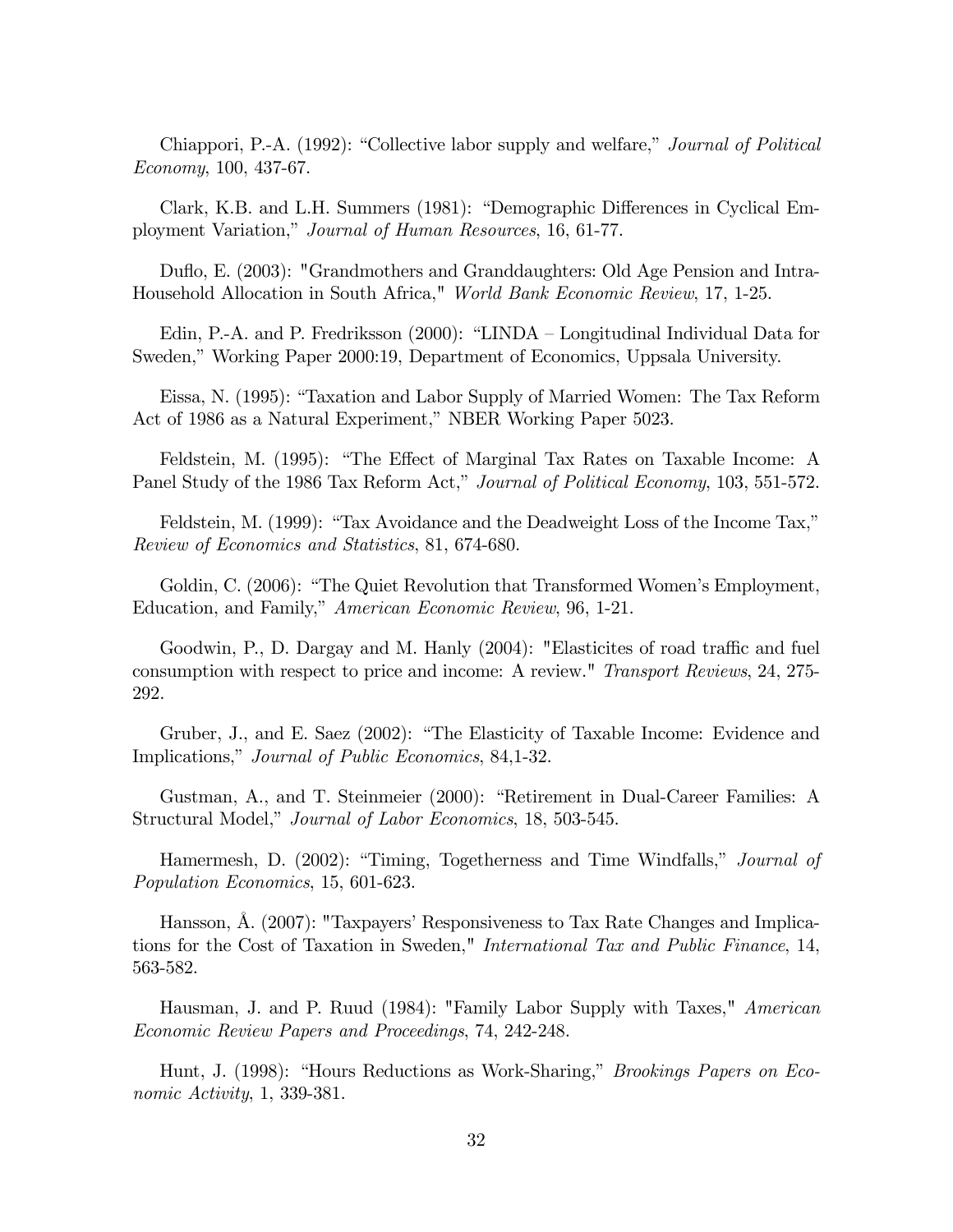Chiappori, P.-A. (1992): "Collective labor supply and welfare," *Journal of Political Economy*, 100, 437-67.

Clark, K.B. and L.H. Summers (1981): "Demographic Differences in Cyclical Employment Variation," *Journal of Human Resources*, 16, 61-77.

Duflo, E. (2003): "Grandmothers and Granddaughters: Old Age Pension and Intra-Household Allocation in South Africa," *World Bank Economic Review*, 17, 1-25.

Edin, P.-A. and P. Fredriksson (2000): "LINDA – Longitudinal Individual Data for Sweden," Working Paper 2000:19, Department of Economics, Uppsala University.

Eissa, N. (1995): "Taxation and Labor Supply of Married Women: The Tax Reform Act of 1986 as a Natural Experiment," NBER Working Paper 5023.

Feldstein, M. (1995): "The Effect of Marginal Tax Rates on Taxable Income: A Panel Study of the 1986 Tax Reform Act," *Journal of Political Economy*, 103, 551-572.

Feldstein, M. (1999): "Tax Avoidance and the Deadweight Loss of the Income Tax," *Review of Economics and Statistics*, 81, 674-680.

Goldin, C. (2006): "The Quiet Revolution that Transformed Women's Employment, Education, and Family," *American Economic Review*, 96, 1-21.

Goodwin, P., D. Dargay and M. Hanly (2004): "Elasticites of road traffic and fuel consumption with respect to price and income: A review." *Transport Reviews*, 24, 275-292.

Gruber, J., and E. Saez (2002): "The Elasticity of Taxable Income: Evidence and Implications," *Journal of Public Economics*, 84,1-32.

Gustman, A., and T. Steinmeier (2000): "Retirement in Dual-Career Families: A Structural Model," *Journal of Labor Economics*, 18, 503-545.

Hamermesh, D. (2002): "Timing, Togetherness and Time Windfalls," *Journal of Population Economics*, 15, 601-623.

Hansson, Å. (2007): "Taxpayers' Responsiveness to Tax Rate Changes and Implications for the Cost of Taxation in Sweden," *International Tax and Public Finance*, 14, 563-582.

Hausman, J. and P. Ruud (1984): "Family Labor Supply with Taxes," *American Economic Review Papers and Proceedings*, 74, 242-248.

Hunt, J. (1998): "Hours Reductions as Work-Sharing," *Brookings Papers on Economic Activity*, 1, 339-381.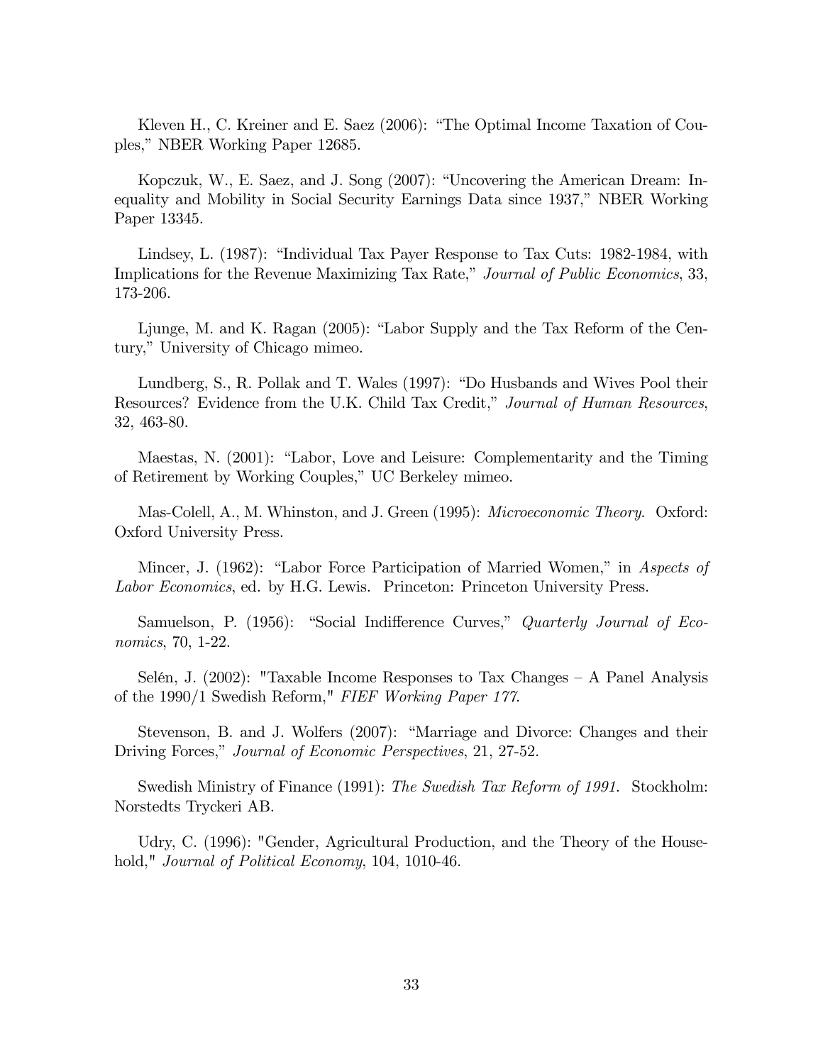Kleven H., C. Kreiner and E. Saez (2006): "The Optimal Income Taxation of Couples," NBER Working Paper 12685.

Kopczuk, W., E. Saez, and J. Song (2007): "Uncovering the American Dream: Inequality and Mobility in Social Security Earnings Data since 1937," NBER Working Paper 13345.

Lindsey, L. (1987): "Individual Tax Payer Response to Tax Cuts: 1982-1984, with Implications for the Revenue Maximizing Tax Rate," *Journal of Public Economics*, 33, 173-206.

Ljunge, M. and K. Ragan (2005): "Labor Supply and the Tax Reform of the Century," University of Chicago mimeo.

Lundberg, S., R. Pollak and T. Wales (1997): "Do Husbands and Wives Pool their Resources? Evidence from the U.K. Child Tax Credit," *Journal of Human Resources*, 32, 463-80.

Maestas, N. (2001): "Labor, Love and Leisure: Complementarity and the Timing of Retirement by Working Couples," UC Berkeley mimeo.

Mas-Colell, A., M. Whinston, and J. Green (1995): *Microeconomic Theory*. Oxford: Oxford University Press.

Mincer, J. (1962): "Labor Force Participation of Married Women," in *Aspects of Labor Economics*, ed. by H.G. Lewis. Princeton: Princeton University Press.

Samuelson, P. (1956): "Social Indifference Curves," *Quarterly Journal of Economics*, 70, 1-22.

Selén, J. (2002): "Taxable Income Responses to Tax Changes – A Panel Analysis of the 1990/1 Swedish Reform," *FIEF Working Paper 177*.

Stevenson, B. and J. Wolfers (2007): "Marriage and Divorce: Changes and their Driving Forces," *Journal of Economic Perspectives*, 21, 27-52.

Swedish Ministry of Finance (1991): *The Swedish Tax Reform of 1991*. Stockholm: Norstedts Tryckeri AB.

Udry, C. (1996): "Gender, Agricultural Production, and the Theory of the Household," *Journal of Political Economy*, 104, 1010-46.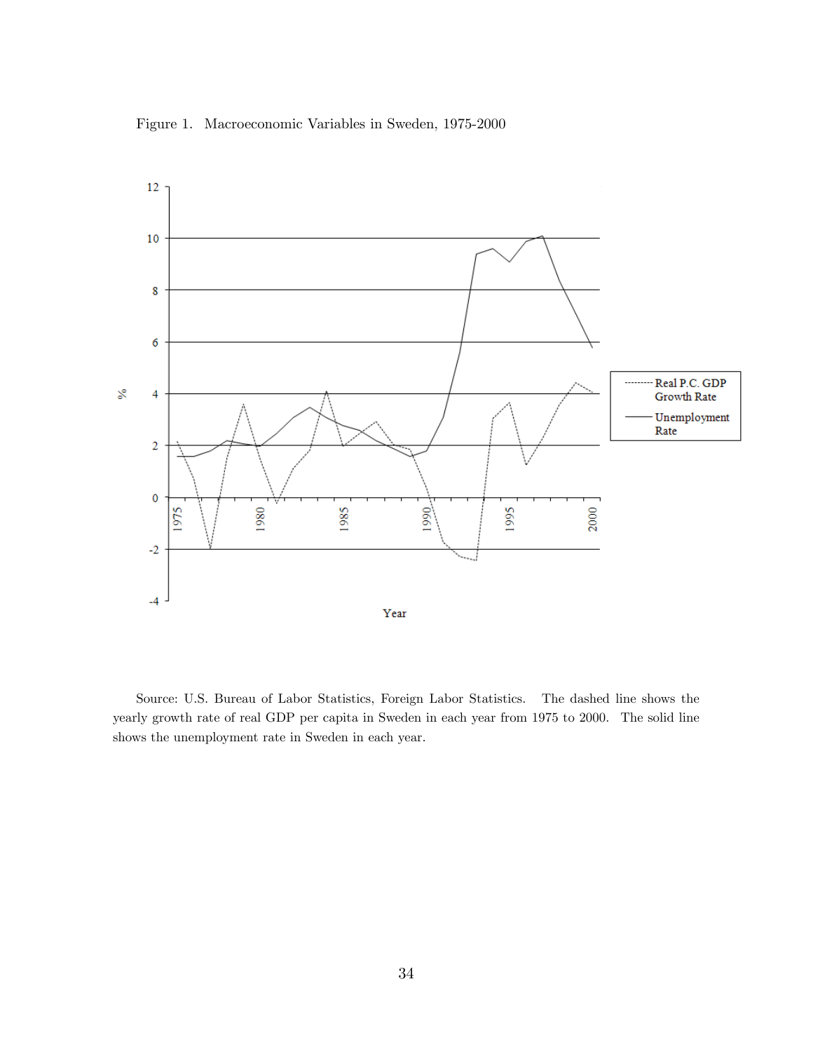Figure 1. Macroeconomic Variables in Sweden, 1975-2000

Source: U.S. Bureau of Labor Statistics, Foreign Labor Statistics. The dashed line shows the yearly growth rate of real GDP per capita in Sweden in each year from 1975 to 2000. The solid line shows the unemployment rate in Sweden in each year.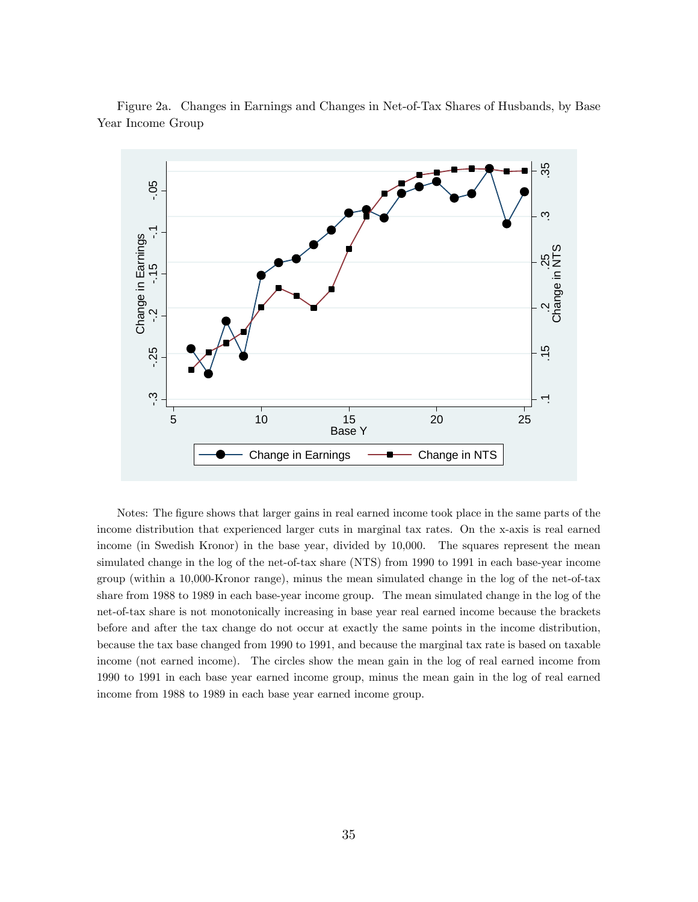Figure 2a. Changes in Earnings and Changes in Net-of-Tax Shares of Husbands, by Base Year Income Group

Notes: The figure shows that larger gains in real earned income took place in the same parts of the income distribution that experienced larger cuts in marginal tax rates. On the x-axis is real earned income (in Swedish Kronor) in the base year, divided by 10,000. The squares represent the mean simulated change in the log of the net-of-tax share (NTS) from 1990 to 1991 in each base-year income group (within a 10,000-Kronor range), minus the mean simulated change in the log of the net-of-tax share from 1988 to 1989 in each base-year income group. The mean simulated change in the log of the net-of-tax share is not monotonically increasing in base year real earned income because the brackets before and after the tax change do not occur at exactly the same points in the income distribution, because the tax base changed from 1990 to 1991, and because the marginal tax rate is based on taxable income (not earned income). The circles show the mean gain in the log of real earned income from 1990 to 1991 in each base year earned income group, minus the mean gain in the log of real earned income from 1988 to 1989 in each base year earned income group.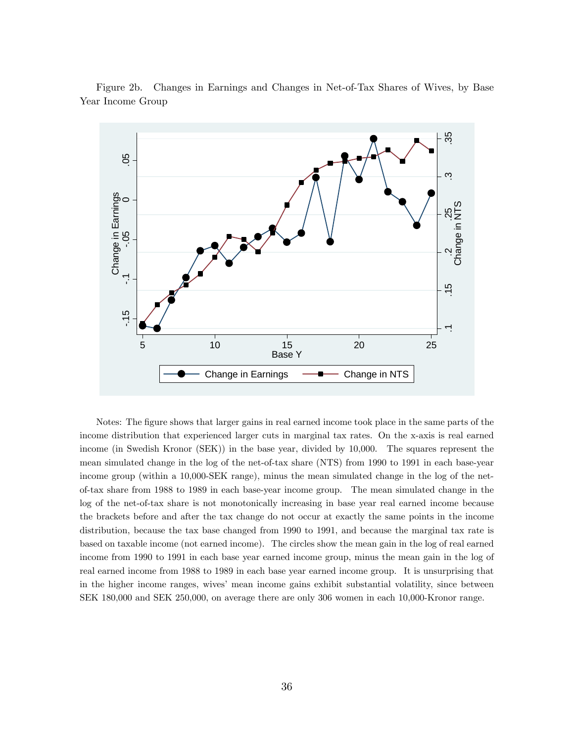Figure 2b. Changes in Earnings and Changes in Net-of-Tax Shares of Wives, by Base Year Income Group

Notes: The figure shows that larger gains in real earned income took place in the same parts of the income distribution that experienced larger cuts in marginal tax rates. On the x-axis is real earned income (in Swedish Kronor (SEK)) in the base year, divided by 10,000. The squares represent the mean simulated change in the log of the net-of-tax share (NTS) from 1990 to 1991 in each base-year income group (within a 10,000-SEK range), minus the mean simulated change in the log of the net-of-tax share from 1988 to 1989 in each base-year income group. The mean simulated change in the log of the net-of-tax share is not monotonically increasing in base year real earned income because the brackets before and after the tax change do not occur at exactly the same points in the income distribution, because the tax base changed from 1990 to 1991, and because the marginal tax rate is based on taxable income (not earned income). The circles show the mean gain in the log of real earned income from 1990 to 1991 in each base year earned income group, minus the mean gain in the log of real earned income from 1988 to 1989 in each base year earned income group. It is unsurprising that in the higher income ranges, wives' mean income gains exhibit substantial volatility, since between SEK 180,000 and SEK 250,000, on average there are only 306 women in each 10,000-Kronor range.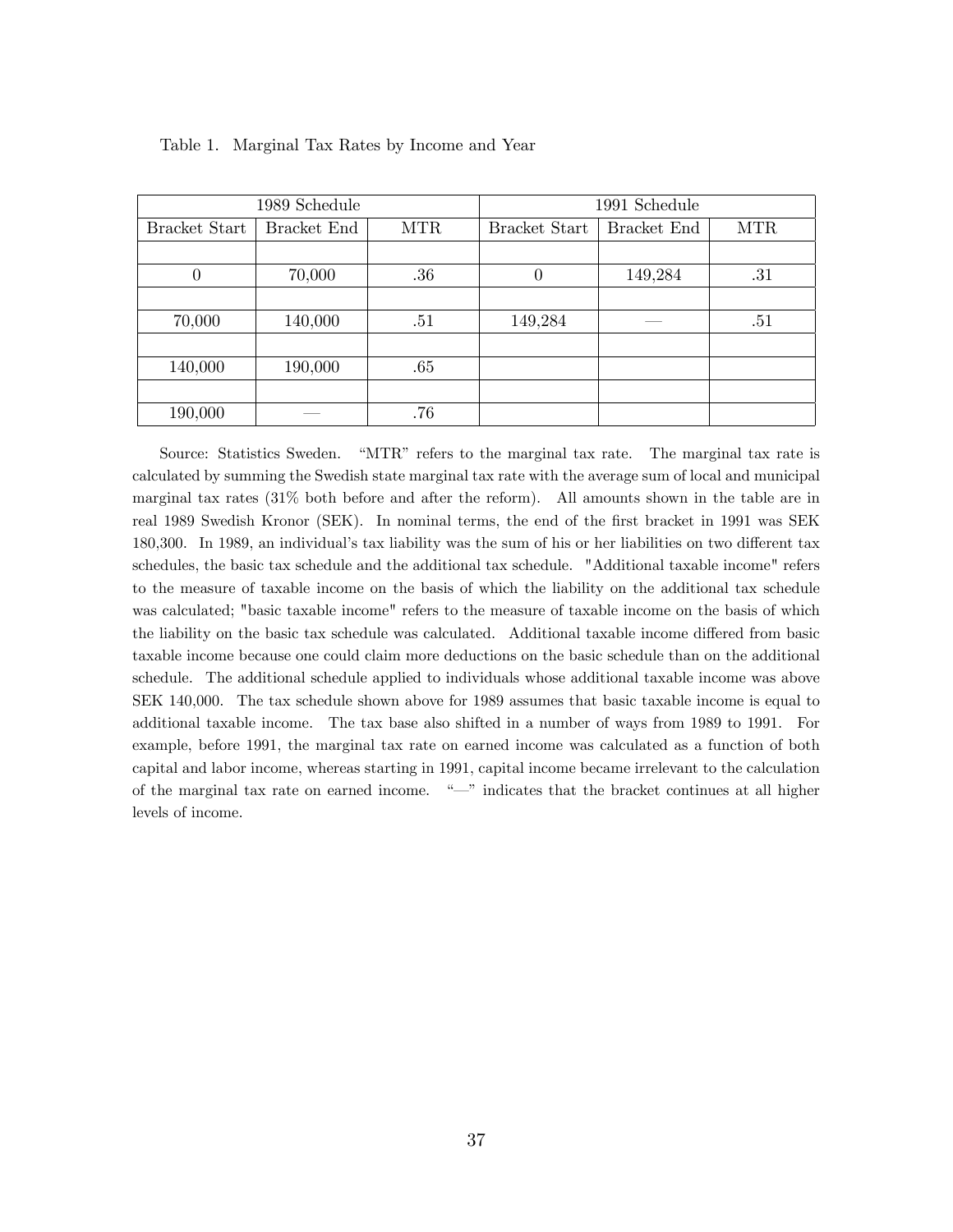Table 1. Marginal Tax Rates by Income and Year

| 1989 Schedule | | | 1991 Schedule | | |
|---|---|---|---|---|---|
| Bracket Start | Bracket End | MTR | Bracket Start | Bracket End | MTR |
| 0 | 70,000 | .36 | 0 | 149,284 | .31 |
| 70,000 | 140,000 | .51 | 149,284 | — | .51 |
| 140,000 | 190,000 | .65 | | | |
| 190,000 | — | .76 | | | |

Source: Statistics Sweden. "MTR" refers to the marginal tax rate. The marginal tax rate is calculated by summing the Swedish state marginal tax rate with the average sum of local and municipal marginal tax rates (31% both before and after the reform). All amounts shown in the table are in real 1989 Swedish Kronor (SEK). In nominal terms, the end of the first bracket in 1991 was SEK 180,300. In 1989, an individual's tax liability was the sum of his or her liabilities on two different tax schedules, the basic tax schedule and the additional tax schedule. "Additional taxable income" refers to the measure of taxable income on the basis of which the liability on the additional tax schedule was calculated; "basic taxable income" refers to the measure of taxable income on the basis of which the liability on the basic tax schedule was calculated. Additional taxable income differed from basic taxable income because one could claim more deductions on the basic schedule than on the additional schedule. The additional schedule applied to individuals whose additional taxable income was above SEK 140,000. The tax schedule shown above for 1989 assumes that basic taxable income is equal to additional taxable income. The tax base also shifted in a number of ways from 1989 to 1991. For example, before 1991, the marginal tax rate on earned income was calculated as a function of both capital and labor income, whereas starting in 1991, capital income became irrelevant to the calculation of the marginal tax rate on earned income. "—" indicates that the bracket continues at all higher levels of income.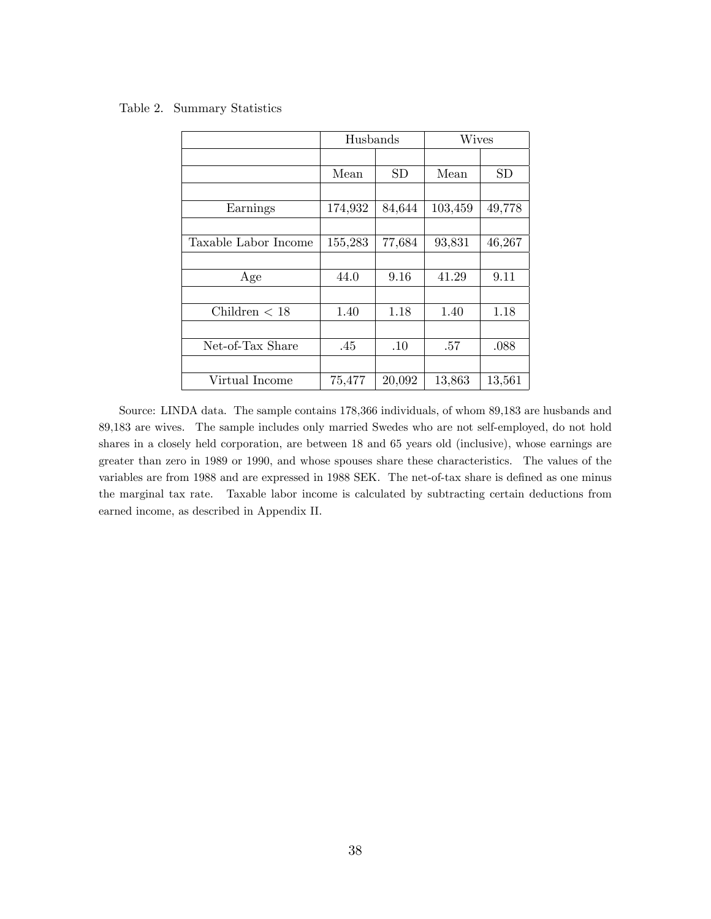Table 2. Summary Statistics

| | Husbands | | Wives | |
|---|---|---|---|---|
| | Mean | SD | Mean | SD |
| Earnings | 174,932 | 84,644 | 103,459 | 49,778 |
| Taxable Labor Income | 155,283 | 77,684 | 93,831 | 46,267 |
| Age | 44.0 | 9.16 | 41.29 | 9.11 |
| Children < 18 | 1.40 | 1.18 | 1.40 | 1.18 |
| Net-of-Tax Share | .45 | .10 | .57 | .088 |
| Virtual Income | 75,477 | 20,092 | 13,863 | 13,561 |

Source: LINDA data. The sample contains 178,366 individuals, of whom 89,183 are husbands and 89,183 are wives. The sample includes only married Swedes who are not self-employed, do not hold shares in a closely held corporation, are between 18 and 65 years old (inclusive), whose earnings are greater than zero in 1989 or 1990, and whose spouses share these characteristics. The values of the variables are from 1988 and are expressed in 1988 SEK. The net-of-tax share is defined as one minus the marginal tax rate. Taxable labor income is calculated by subtracting certain deductions from earned income, as described in Appendix II.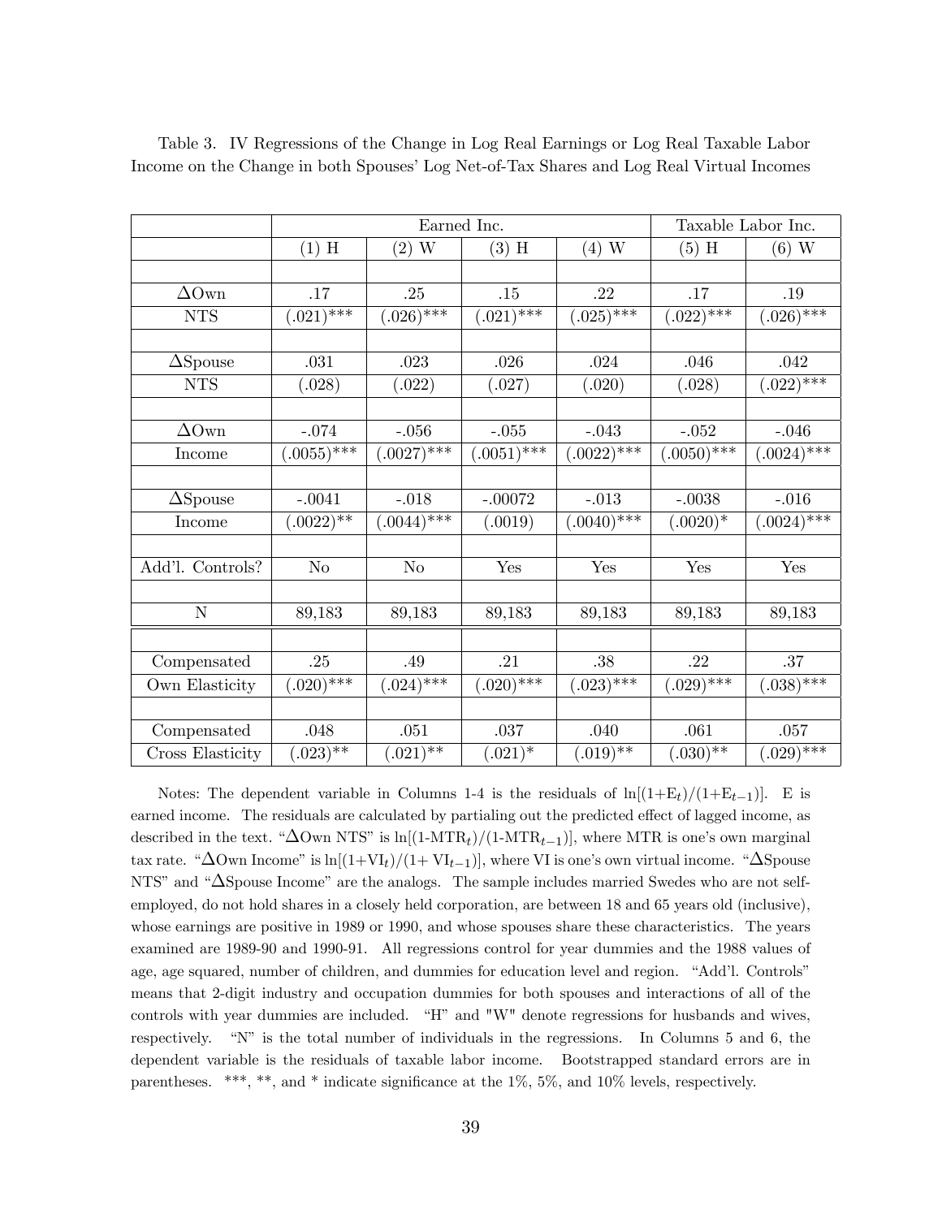Table 3. IV Regressions of the Change in Log Real Earnings or Log Real Taxable Labor Income on the Change in both Spouses' Log Net-of-Tax Shares and Log Real Virtual Incomes

| | Earned Inc. | | | | Taxable Labor Inc. | |
|---|---|---|---|---|---|---|
| | (1) H | (2) W | (3) H | (4) W | (5) H | (6) W |
| ΔOwn NTS | .17 | .25 | .15 | .22 | .17 | .19 |
| | (.021)*** | (.026)*** | (.021)*** | (.025)*** | (.022)*** | (.026)*** |
| ΔSpouse NTS | .031 | .023 | .026 | .024 | .046 | .042 |
| | (.028) | (.022) | (.027) | (.020) | (.028) | (.022)*** |
| ΔOwn Income | -.074 | -.056 | -.055 | -.043 | -.052 | -.046 |
| | (.0055)*** | (.0027)*** | (.0051)*** | (.0022)*** | (.0050)*** | (.0024)*** |
| ΔSpouse Income | -.0041 | -.018 | -.00072 | -.013 | -.0038 | -.016 |
| | (.0022)** | (.0044)*** | (.0019) | (.0040)*** | (.0020)* | (.0024)*** |
| Add'l. Controls? | No | No | Yes | Yes | Yes | Yes |
| N | 89,183 | 89,183 | 89,183 | 89,183 | 89,183 | 89,183 |
| Compensated Own Elasticity | .25 | .49 | .21 | .38 | .22 | .37 |
| | (.020)*** | (.024)*** | (.020)*** | (.023)*** | (.029)*** | (.038)*** |
| Compensated Cross Elasticity | .048 | .051 | .037 | .040 | .061 | .057 |
| | (.023)** | (.021)** | (.021)* | (.019)** | (.030)** | (.029)*** |

Notes: The dependent variable in Columns 1-4 is the residuals of $\ln[(1+E_t)/(1+E_{t-1})]$. E is earned income. The residuals are calculated by partialing out the predicted effect of lagged income, as described in the text. "ΔOwn NTS" is $\ln[(1\text{-MTR}_t)/(1\text{-MTR}_{t-1})]$, where MTR is one's own marginal tax rate. "ΔOwn Income" is $\ln[(1+\text{VI}_t)/(1+\text{VI}_{t-1})]$, where VI is one's own virtual income. "ΔSpouse NTS" and "ΔSpouse Income" are the analogs. The sample includes married Swedes who are not self-employed, do not hold shares in a closely held corporation, are between 18 and 65 years old (inclusive), whose earnings are positive in 1989 or 1990, and whose spouses share these characteristics. The years examined are 1989-90 and 1990-91. All regressions control for year dummies and the 1988 values of age, age squared, number of children, and dummies for education level and region. "Add'l. Controls" means that 2-digit industry and occupation dummies for both spouses and interactions of all of the controls with year dummies are included. "H" and "W" denote regressions for husbands and wives, respectively. "N" is the total number of individuals in the regressions. In Columns 5 and 6, the dependent variable is the residuals of taxable labor income. Bootstrapped standard errors are in parentheses. ***, **, and * indicate significance at the 1%, 5%, and 10% levels, respectively.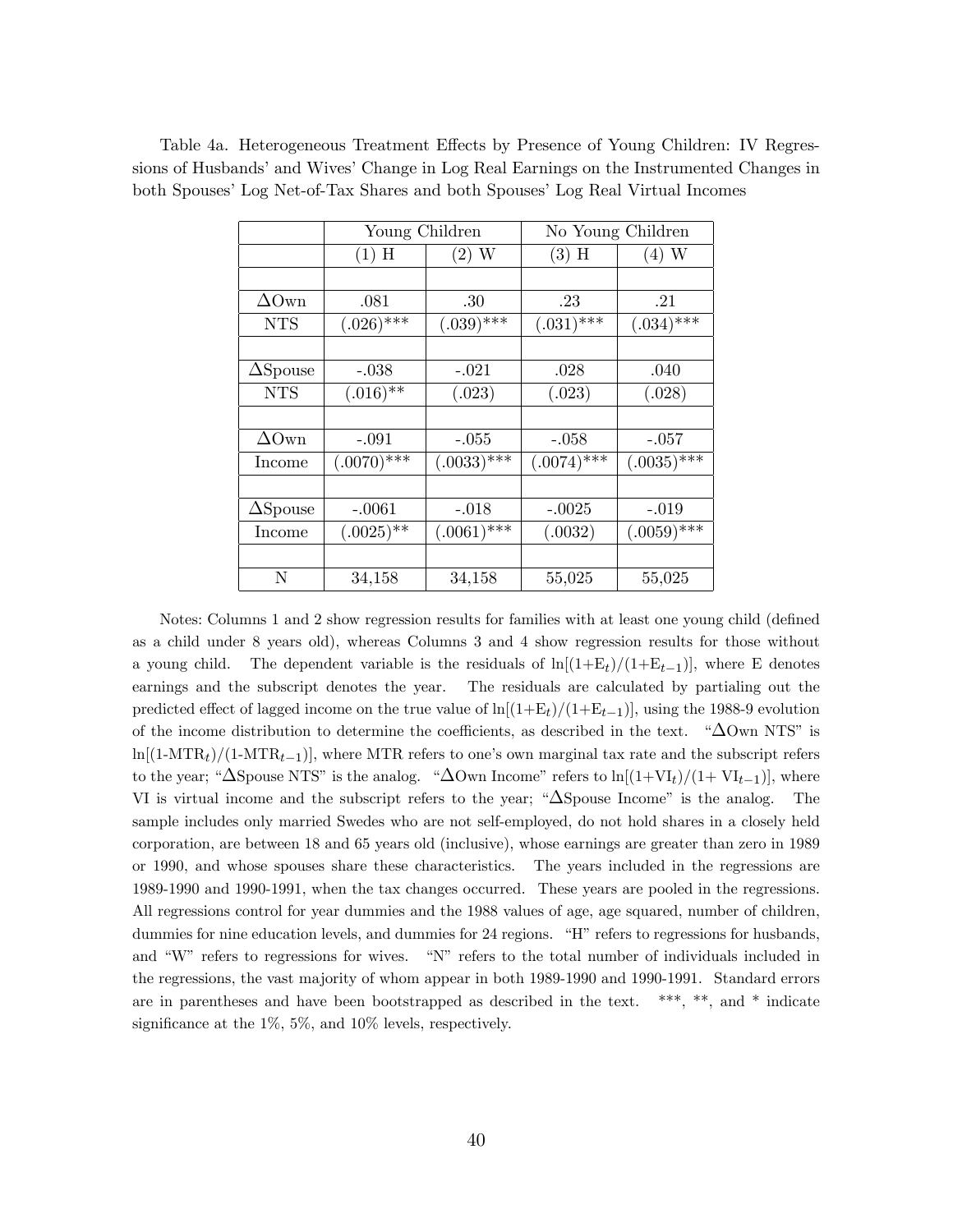Table 4a. Heterogeneous Treatment Effects by Presence of Young Children: IV Regressions of Husbands' and Wives' Change in Log Real Earnings on the Instrumented Changes in both Spouses' Log Net-of-Tax Shares and both Spouses' Log Real Virtual Incomes

| | Young Children | | No Young Children | |
|---|---|---|---|---|
| | (1) H | (2) W | (3) H | (4) W |
| | | | | |
| ΔOwn | .081 | .30 | .23 | .21 |
| NTS | (.026)*** | (.039)*** | (.031)*** | (.034)*** |
| | | | | |
| ΔSpouse | -.038 | -.021 | .028 | .040 |
| NTS | (.016)** | (.023) | (.023) | (.028) |
| | | | | |
| ΔOwn | -.091 | -.055 | -.058 | -.057 |
| Income | (.0070)*** | (.0033)*** | (.0074)*** | (.0035)*** |
| | | | | |
| ΔSpouse | -.0061 | -.018 | -.0025 | -.019 |
| Income | (.0025)** | (.0061)*** | (.0032) | (.0059)*** |
| | | | | |
| N | 34,158 | 34,158 | 55,025 | 55,025 |

Notes: Columns 1 and 2 show regression results for families with at least one young child (defined as a child under 8 years old), whereas Columns 3 and 4 show regression results for those without a young child. The dependent variable is the residuals of $\ln[(1+E_t)/(1+E_{t-1})]$, where E denotes earnings and the subscript denotes the year. The residuals are calculated by partialing out the predicted effect of lagged income on the true value of $\ln[(1+E_t)/(1+E_{t-1})]$, using the 1988-9 evolution of the income distribution to determine the coefficients, as described in the text. "ΔOwn NTS" is $\ln[(1\text{-MTR}_t)/(1\text{-MTR}_{t-1})]$, where MTR refers to one's own marginal tax rate and the subscript refers to the year; "ΔSpouse NTS" is the analog. "ΔOwn Income" refers to $\ln[(1+VI_t)/(1+VI_{t-1})]$, where VI is virtual income and the subscript refers to the year; "ΔSpouse Income" is the analog. The sample includes only married Swedes who are not self-employed, do not hold shares in a closely held corporation, are between 18 and 65 years old (inclusive), whose earnings are greater than zero in 1989 or 1990, and whose spouses share these characteristics. The years included in the regressions are 1989-1990 and 1990-1991, when the tax changes occurred. These years are pooled in the regressions. All regressions control for year dummies and the 1988 values of age, age squared, number of children, dummies for nine education levels, and dummies for 24 regions. "H" refers to regressions for husbands, and "W" refers to regressions for wives. "N" refers to the total number of individuals included in the regressions, the vast majority of whom appear in both 1989-1990 and 1990-1991. Standard errors are in parentheses and have been bootstrapped as described in the text. ***, **, and * indicate significance at the 1%, 5%, and 10% levels, respectively.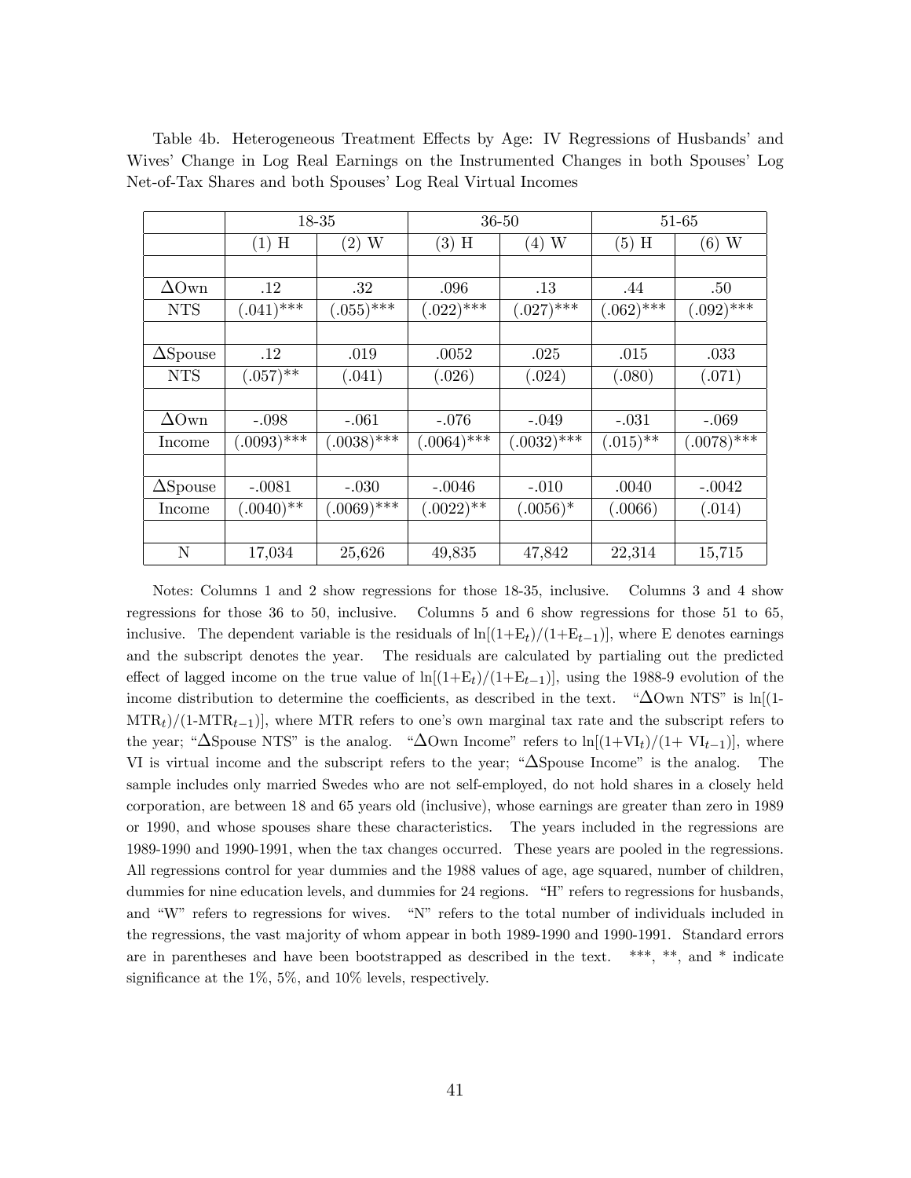Table 4b. Heterogeneous Treatment Effects by Age: IV Regressions of Husbands' and Wives' Change in Log Real Earnings on the Instrumented Changes in both Spouses' Log Net-of-Tax Shares and both Spouses' Log Real Virtual Incomes

| | 18-35 | | 36-50 | | 51-65 | |
|---|---|---|---|---|---|---|
| | (1) H | (2) W | (3) H | (4) W | (5) H | (6) W |
| | | | | | | |
| ΔOwn | .12 | .32 | .096 | .13 | .44 | .50 |
| NTS | (.041)*** | (.055)*** | (.022)*** | (.027)*** | (.062)*** | (.092)*** |
| | | | | | | |
| ΔSpouse | .12 | .019 | .0052 | .025 | .015 | .033 |
| NTS | (.057)** | (.041) | (.026) | (.024) | (.080) | (.071) |
| | | | | | | |
| ΔOwn | -.098 | -.061 | -.076 | -.049 | -.031 | -.069 |
| Income | (.0093)*** | (.0038)*** | (.0064)*** | (.0032)*** | (.015)** | (.0078)*** |
| | | | | | | |
| ΔSpouse | -.0081 | -.030 | -.0046 | -.010 | .0040 | -.0042 |
| Income | (.0040)** | (.0069)*** | (.0022)** | (.0056)* | (.0066) | (.014) |
| | | | | | | |
| N | 17,034 | 25,626 | 49,835 | 47,842 | 22,314 | 15,715 |

Notes: Columns 1 and 2 show regressions for those 18-35, inclusive. Columns 3 and 4 show regressions for those 36 to 50, inclusive. Columns 5 and 6 show regressions for those 51 to 65, inclusive. The dependent variable is the residuals of $\ln[(1+E_t)/(1+E_{t-1})]$, where E denotes earnings and the subscript denotes the year. The residuals are calculated by partialing out the predicted effect of lagged income on the true value of $\ln[(1+E_t)/(1+E_{t-1})]$, using the 1988-9 evolution of the income distribution to determine the coefficients, as described in the text. "ΔOwn NTS" is $\ln[(1-MTR_t)/(1-MTR_{t-1})]$, where MTR refers to one's own marginal tax rate and the subscript refers to the year; "ΔSpouse NTS" is the analog. "ΔOwn Income" refers to $\ln[(1+VI_t)/(1+ VI_{t-1})]$, where VI is virtual income and the subscript refers to the year; "ΔSpouse Income" is the analog. The sample includes only married Swedes who are not self-employed, do not hold shares in a closely held corporation, are between 18 and 65 years old (inclusive), whose earnings are greater than zero in 1989 or 1990, and whose spouses share these characteristics. The years included in the regressions are 1989-1990 and 1990-1991, when the tax changes occurred. These years are pooled in the regressions. All regressions control for year dummies and the 1988 values of age, age squared, number of children, dummies for nine education levels, and dummies for 24 regions. "H" refers to regressions for husbands, and "W" refers to regressions for wives. "N" refers to the total number of individuals included in the regressions, the vast majority of whom appear in both 1989-1990 and 1990-1991. Standard errors are in parentheses and have been bootstrapped as described in the text. ***, **, and * indicate significance at the 1%, 5%, and 10% levels, respectively.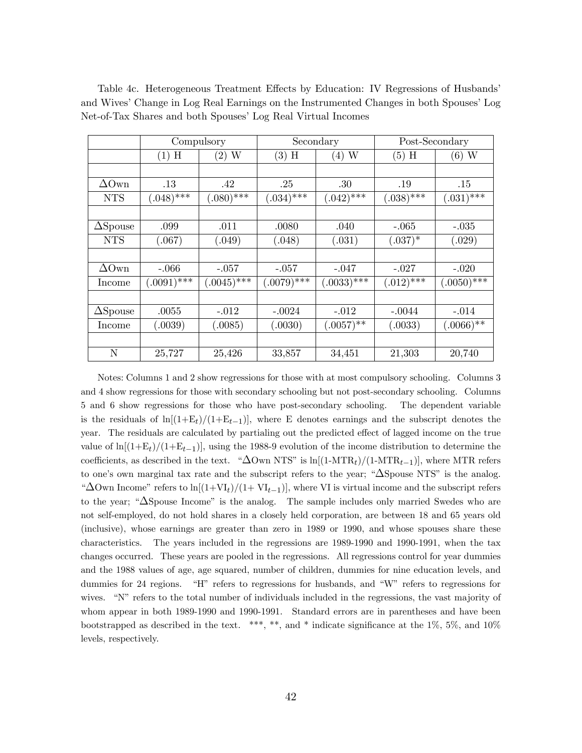Table 4c. Heterogeneous Treatment Effects by Education: IV Regressions of Husbands' and Wives' Change in Log Real Earnings on the Instrumented Changes in both Spouses' Log Net-of-Tax Shares and both Spouses' Log Real Virtual Incomes

| | Compulsory | | Secondary | | Post-Secondary | |
|---|---|---|---|---|---|---|
| | (1) H | (2) W | (3) H | (4) W | (5) H | (6) W |
| | | | | | | |
| ΔOwn | .13 | .42 | .25 | .30 | .19 | .15 |
| NTS | (.048)*** | (.080)*** | (.034)*** | (.042)*** | (.038)*** | (.031)*** |
| | | | | | | |
| ΔSpouse | .099 | .011 | .0080 | .040 | -.065 | -.035 |
| NTS | (.067) | (.049) | (.048) | (.031) | (.037)* | (.029) |
| | | | | | | |
| ΔOwn | -.066 | -.057 | -.057 | -.047 | -.027 | -.020 |
| Income | (.0091)*** | (.0045)*** | (.0079)*** | (.0033)*** | (.012)*** | (.0050)*** |
| | | | | | | |
| ΔSpouse | .0055 | -.012 | -.0024 | -.012 | -.0044 | -.014 |
| Income | (.0039) | (.0085) | (.0030) | (.0057)** | (.0033) | (.0066)** |
| | | | | | | |
| N | 25,727 | 25,426 | 33,857 | 34,451 | 21,303 | 20,740 |

Notes: Columns 1 and 2 show regressions for those with at most compulsory schooling. Columns 3 and 4 show regressions for those with secondary schooling but not post-secondary schooling. Columns 5 and 6 show regressions for those who have post-secondary schooling. The dependent variable is the residuals of $\ln[(1+E_t)/(1+E_{t-1})]$, where E denotes earnings and the subscript denotes the year. The residuals are calculated by partialing out the predicted effect of lagged income on the true value of $\ln[(1+E_t)/(1+E_{t-1})]$, using the 1988-9 evolution of the income distribution to determine the coefficients, as described in the text. "ΔOwn NTS" is $\ln[(1\text{-MTR}_t)/(1\text{-MTR}_{t-1})]$, where MTR refers to one's own marginal tax rate and the subscript refers to the year; "ΔSpouse NTS" is the analog. "ΔOwn Income" refers to $\ln[(1+\text{VI}_t)/(1+\text{VI}_{t-1})]$, where VI is virtual income and the subscript refers to the year; "ΔSpouse Income" is the analog. The sample includes only married Swedes who are not self-employed, do not hold shares in a closely held corporation, are between 18 and 65 years old (inclusive), whose earnings are greater than zero in 1989 or 1990, and whose spouses share these characteristics. The years included in the regressions are 1989-1990 and 1990-1991, when the tax changes occurred. These years are pooled in the regressions. All regressions control for year dummies and the 1988 values of age, age squared, number of children, dummies for nine education levels, and dummies for 24 regions. "H" refers to regressions for husbands, and "W" refers to regressions for wives. "N" refers to the total number of individuals included in the regressions, the vast majority of whom appear in both 1989-1990 and 1990-1991. Standard errors are in parentheses and have been bootstrapped as described in the text. ***, **, and * indicate significance at the 1%, 5%, and 10% levels, respectively.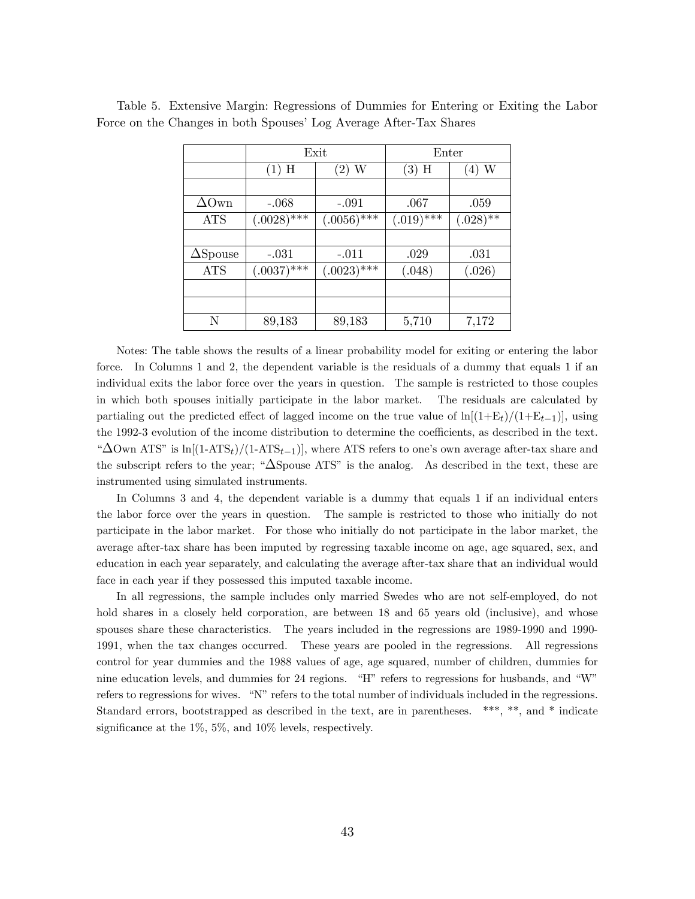Table 5. Extensive Margin: Regressions of Dummies for Entering or Exiting the Labor Force on the Changes in both Spouses' Log Average After-Tax Shares

| | Exit | | Enter | |
|---|---|---|---|---|
| | (1) H | (2) W | (3) H | (4) W |
| | | | | |
| ΔOwn | -.068 | -.091 | .067 | .059 |
| ATS | (.0028)*** | (.0056)*** | (.019)*** | (.028)** |
| | | | | |
| ΔSpouse | -.031 | -.011 | .029 | .031 |
| ATS | (.0037)*** | (.0023)*** | (.048) | (.026) |
| | | | | |
| | | | | |
| N | 89,183 | 89,183 | 5,710 | 7,172 |

Notes: The table shows the results of a linear probability model for exiting or entering the labor force. In Columns 1 and 2, the dependent variable is the residuals of a dummy that equals 1 if an individual exits the labor force over the years in question. The sample is restricted to those couples in which both spouses initially participate in the labor market. The residuals are calculated by partialing out the predicted effect of lagged income on the true value of $\ln[(1+E_t)/(1+E_{t-1})]$, using the 1992-3 evolution of the income distribution to determine the coefficients, as described in the text. "ΔOwn ATS" is $\ln[(1\text{-ATS}_t)/(1\text{-ATS}_{t-1})]$, where ATS refers to one's own average after-tax share and the subscript refers to the year; "ΔSpouse ATS" is the analog. As described in the text, these are instrumented using simulated instruments.

In Columns 3 and 4, the dependent variable is a dummy that equals 1 if an individual enters the labor force over the years in question. The sample is restricted to those who initially do not participate in the labor market. For those who initially do not participate in the labor market, the average after-tax share has been imputed by regressing taxable income on age, age squared, sex, and education in each year separately, and calculating the average after-tax share that an individual would face in each year if they possessed this imputed taxable income.

In all regressions, the sample includes only married Swedes who are not self-employed, do not hold shares in a closely held corporation, are between 18 and 65 years old (inclusive), and whose spouses share these characteristics. The years included in the regressions are 1989-1990 and 1990-1991, when the tax changes occurred. These years are pooled in the regressions. All regressions control for year dummies and the 1988 values of age, age squared, number of children, dummies for nine education levels, and dummies for 24 regions. "H" refers to regressions for husbands, and "W" refers to regressions for wives. "N" refers to the total number of individuals included in the regressions. Standard errors, bootstrapped as described in the text, are in parentheses. ***, **, and * indicate significance at the 1%, 5%, and 10% levels, respectively.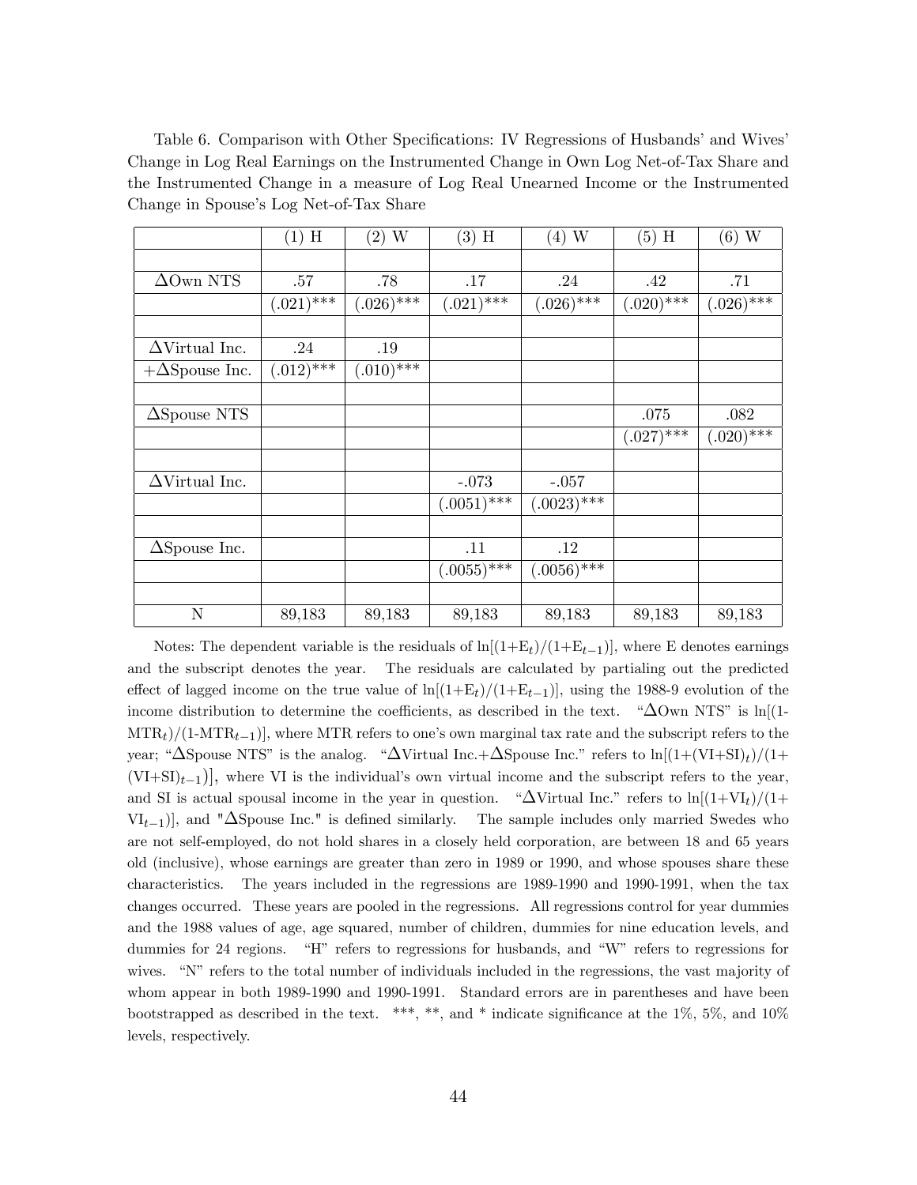Table 6. Comparison with Other Specifications: IV Regressions of Husbands' and Wives' Change in Log Real Earnings on the Instrumented Change in Own Log Net-of-Tax Share and the Instrumented Change in a measure of Log Real Unearned Income or the Instrumented Change in Spouse's Log Net-of-Tax Share

| | (1) H | (2) W | (3) H | (4) W | (5) H | (6) W |
|---|---|---|---|---|---|---|
| | | | | | | |
| ΔOwn NTS | .57 | .78 | .17 | .24 | .42 | .71 |
| | (.021)*** | (.026)*** | (.021)*** | (.026)*** | (.020)*** | (.026)*** |
| | | | | | | |
| ΔVirtual Inc. | .24 | .19 | | | | |
| +ΔSpouse Inc. | (.012)*** | (.010)*** | | | | |
| | | | | | | |
| ΔSpouse NTS | | | | | .075 | .082 |
| | | | | | (.027)*** | (.020)*** |
| | | | | | | |
| ΔVirtual Inc. | | | -.073 | -.057 | | |
| | | | (.0051)*** | (.0023)*** | | |
| | | | | | | |
| ΔSpouse Inc. | | | .11 | .12 | | |
| | | | (.0055)*** | (.0056)*** | | |
| | | | | | | |
| N | 89,183 | 89,183 | 89,183 | 89,183 | 89,183 | 89,183 |

Notes: The dependent variable is the residuals of $\ln[(1+E_t)/(1+E_{t-1})]$, where E denotes earnings and the subscript denotes the year. The residuals are calculated by partialing out the predicted effect of lagged income on the true value of $\ln[(1+E_t)/(1+E_{t-1})]$, using the 1988-9 evolution of the income distribution to determine the coefficients, as described in the text. "ΔOwn NTS" is $\ln[(1-MTR_t)/(1-MTR_{t-1})]$, where MTR refers to one's own marginal tax rate and the subscript refers to the year; "ΔSpouse NTS" is the analog. "ΔVirtual Inc.+ΔSpouse Inc." refers to $\ln[(1+(VI+SI)_t)/(1+(VI+SI)_{t-1})]$, where VI is the individual's own virtual income and the subscript refers to the year, and SI is actual spousal income in the year in question. "ΔVirtual Inc." refers to $\ln[(1+VI_t)/(1+VI_{t-1})]$, and "ΔSpouse Inc." is defined similarly. The sample includes only married Swedes who are not self-employed, do not hold shares in a closely held corporation, are between 18 and 65 years old (inclusive), whose earnings are greater than zero in 1989 or 1990, and whose spouses share these characteristics. The years included in the regressions are 1989-1990 and 1990-1991, when the tax changes occurred. These years are pooled in the regressions. All regressions control for year dummies and the 1988 values of age, age squared, number of children, dummies for nine education levels, and dummies for 24 regions. "H" refers to regressions for husbands, and "W" refers to regressions for wives. "N" refers to the total number of individuals included in the regressions, the vast majority of whom appear in both 1989-1990 and 1990-1991. Standard errors are in parentheses and have been bootstrapped as described in the text. ***, **, and * indicate significance at the 1%, 5%, and 10% levels, respectively.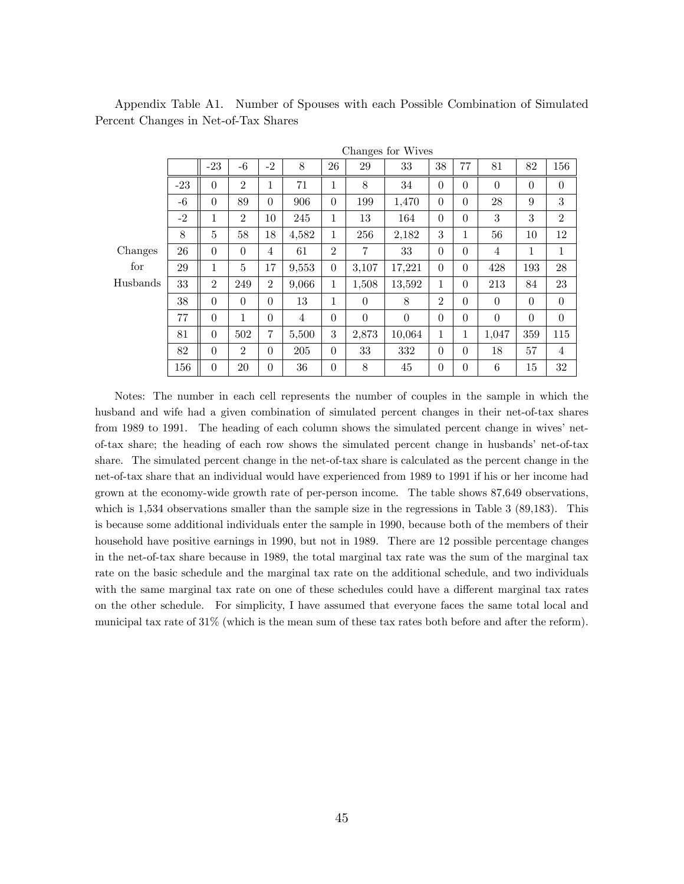Appendix Table A1. Number of Spouses with each Possible Combination of Simulated Percent Changes in Net-of-Tax Shares

| | | Changes for Wives | | | | | | | | | | | |
|---|---|---|---|---|---|---|---|---|---|---|---|---|---|
| | | -23 | -6 | -2 | 8 | 26 | 29 | 33 | 38 | 77 | 81 | 82 | 156 |
| Changes for Husbands | -23 | 0 | 2 | 1 | 71 | 1 | 8 | 34 | 0 | 0 | 0 | 0 | 0 |
| | -6 | 0 | 89 | 0 | 906 | 0 | 199 | 1,470 | 0 | 0 | 28 | 9 | 3 |
| | -2 | 1 | 2 | 10 | 245 | 1 | 13 | 164 | 0 | 0 | 3 | 3 | 2 |
| | 8 | 5 | 58 | 18 | 4,582 | 1 | 256 | 2,182 | 3 | 1 | 56 | 10 | 12 |
| | 26 | 0 | 0 | 4 | 61 | 2 | 7 | 33 | 0 | 0 | 4 | 1 | 1 |
| | 29 | 1 | 5 | 17 | 9,553 | 0 | 3,107 | 17,221 | 0 | 0 | 428 | 193 | 28 |
| | 33 | 2 | 249 | 2 | 9,066 | 1 | 1,508 | 13,592 | 1 | 0 | 213 | 84 | 23 |
| | 38 | 0 | 0 | 0 | 13 | 1 | 0 | 8 | 2 | 0 | 0 | 0 | 0 |
| | 77 | 0 | 1 | 0 | 4 | 0 | 0 | 0 | 0 | 0 | 0 | 0 | 0 |
| | 81 | 0 | 502 | 7 | 5,500 | 3 | 2,873 | 10,064 | 1 | 1 | 1,047 | 359 | 115 |
| | 82 | 0 | 2 | 0 | 205 | 0 | 33 | 332 | 0 | 0 | 18 | 57 | 4 |
| | 156 | 0 | 20 | 0 | 36 | 0 | 8 | 45 | 0 | 0 | 6 | 15 | 32 |

Notes: The number in each cell represents the number of couples in the sample in which the husband and wife had a given combination of simulated percent changes in their net-of-tax shares from 1989 to 1991. The heading of each column shows the simulated percent change in wives' net-of-tax share; the heading of each row shows the simulated percent change in husbands' net-of-tax share. The simulated percent change in the net-of-tax share is calculated as the percent change in the net-of-tax share that an individual would have experienced from 1989 to 1991 if his or her income had grown at the economy-wide growth rate of per-person income. The table shows 87,649 observations, which is 1,534 observations smaller than the sample size in the regressions in Table 3 (89,183). This is because some additional individuals enter the sample in 1990, because both of the members of their household have positive earnings in 1990, but not in 1989. There are 12 possible percentage changes in the net-of-tax share because in 1989, the total marginal tax rate was the sum of the marginal tax rate on the basic schedule and the marginal tax rate on the additional schedule, and two individuals with the same marginal tax rate on one of these schedules could have a different marginal tax rates on the other schedule. For simplicity, I have assumed that everyone faces the same total local and municipal tax rate of 31% (which is the mean sum of these tax rates both before and after the reform).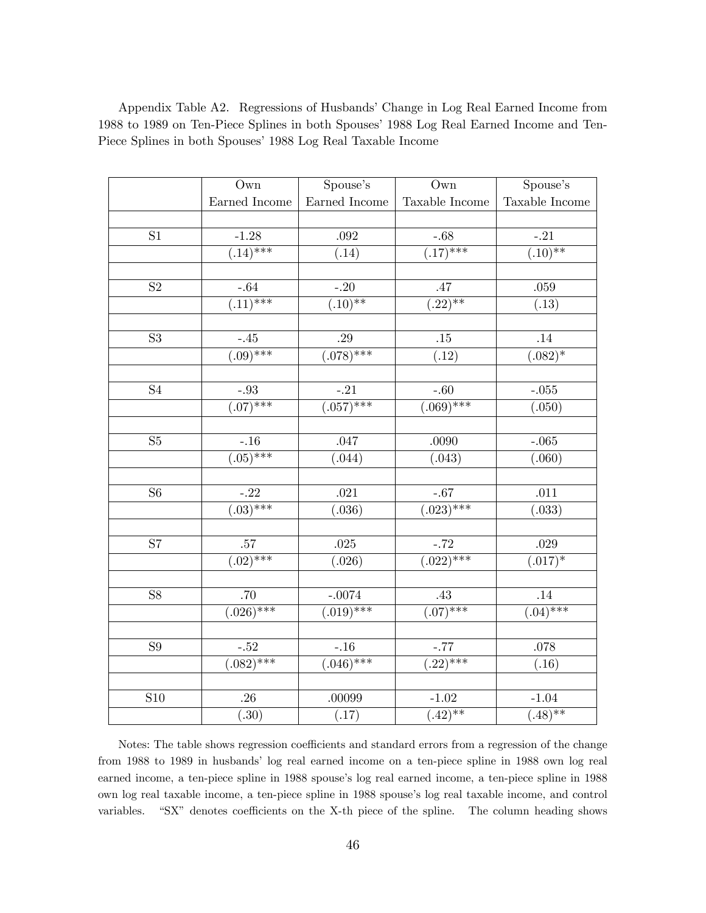Appendix Table A2. Regressions of Husbands' Change in Log Real Earned Income from 1988 to 1989 on Ten-Piece Splines in both Spouses' 1988 Log Real Earned Income and Ten-Piece Splines in both Spouses' 1988 Log Real Taxable Income

| | Own Earned Income | Spouse's Earned Income | Own Taxable Income | Spouse's Taxable Income |
|---|---|---|---|---|
| S1 | -1.28 | .092 | -.68 | -.21 |
| | (.14)*** | (.14) | (.17)*** | (.10)** |
| S2 | -.64 | -.20 | .47 | .059 |
| | (.11)*** | (.10)** | (.22)** | (.13) |
| S3 | -.45 | .29 | .15 | .14 |
| | (.09)*** | (.078)*** | (.12) | (.082)* |
| S4 | -.93 | -.21 | -.60 | -.055 |
| | (.07)*** | (.057)*** | (.069)*** | (.050) |
| S5 | -.16 | .047 | .0090 | -.065 |
| | (.05)*** | (.044) | (.043) | (.060) |
| S6 | -.22 | .021 | -.67 | .011 |
| | (.03)*** | (.036) | (.023)*** | (.033) |
| S7 | .57 | .025 | -.72 | .029 |
| | (.02)*** | (.026) | (.022)*** | (.017)* |
| S8 | .70 | -.0074 | .43 | .14 |
| | (.026)*** | (.019)*** | (.07)*** | (.04)*** |
| S9 | -.52 | -.16 | -.77 | .078 |
| | (.082)*** | (.046)*** | (.22)*** | (.16) |
| S10 | .26 | .00099 | -1.02 | -1.04 |
| | (.30) | (.17) | (.42)** | (.48)** |

Notes: The table shows regression coefficients and standard errors from a regression of the change from 1988 to 1989 in husbands' log real earned income on a ten-piece spline in 1988 own log real earned income, a ten-piece spline in 1988 spouse's log real earned income, a ten-piece spline in 1988 own log real taxable income, a ten-piece spline in 1988 spouse's log real taxable income, and control variables. "SX" denotes coefficients on the X-th piece of the spline. The column heading shows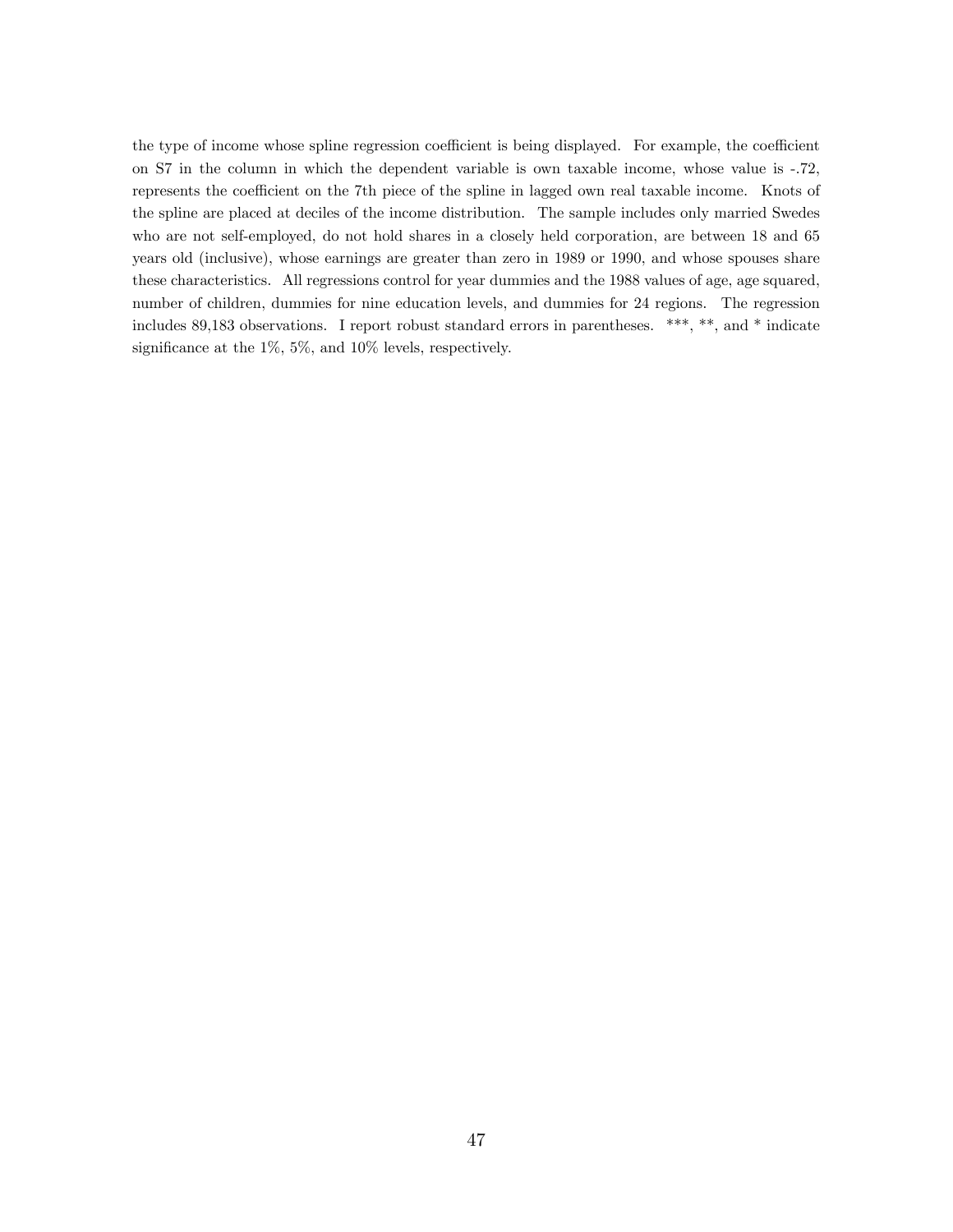the type of income whose spline regression coefficient is being displayed. For example, the coefficient on S7 in the column in which the dependent variable is own taxable income, whose value is -.72, represents the coefficient on the 7th piece of the spline in lagged own real taxable income. Knots of the spline are placed at deciles of the income distribution. The sample includes only married Swedes who are not self-employed, do not hold shares in a closely held corporation, are between 18 and 65 years old (inclusive), whose earnings are greater than zero in 1989 or 1990, and whose spouses share these characteristics. All regressions control for year dummies and the 1988 values of age, age squared, number of children, dummies for nine education levels, and dummies for 24 regions. The regression includes 89,183 observations. I report robust standard errors in parentheses. ***, **, and * indicate significance at the 1%, 5%, and 10% levels, respectively.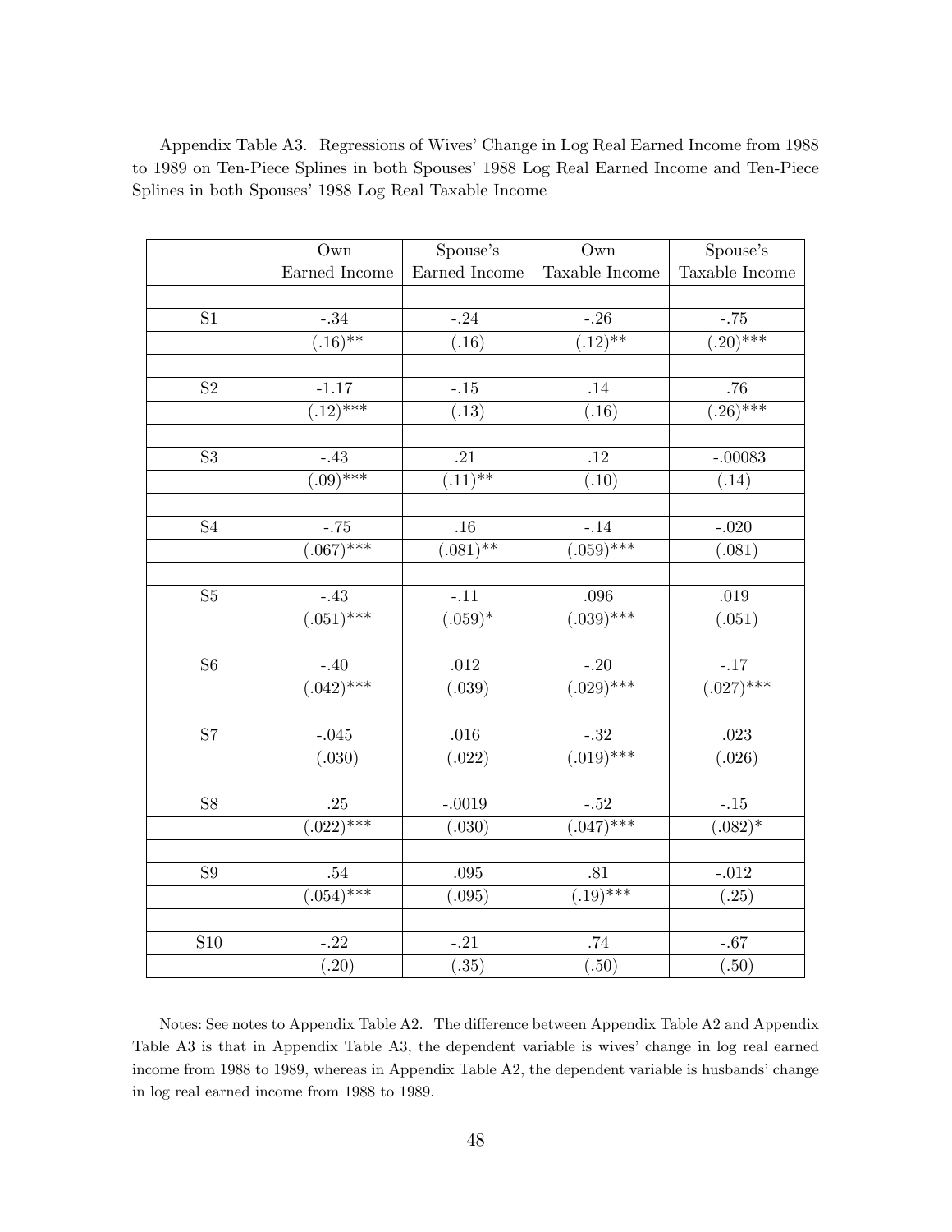Appendix Table A3. Regressions of Wives' Change in Log Real Earned Income from 1988 to 1989 on Ten-Piece Splines in both Spouses' 1988 Log Real Earned Income and Ten-Piece Splines in both Spouses' 1988 Log Real Taxable Income

| | Own Earned Income | Spouse's Earned Income | Own Taxable Income | Spouse's Taxable Income |
|---|---|---|---|---|
| S1 | -.34 | -.24 | -.26 | -.75 |
| | (.16)** | (.16) | (.12)** | (.20)*** |
| S2 | -1.17 | -.15 | .14 | .76 |
| | (.12)*** | (.13) | (.16) | (.26)*** |
| S3 | -.43 | .21 | .12 | -.00083 |
| | (.09)*** | (.11)** | (.10) | (.14) |
| S4 | -.75 | .16 | -.14 | -.020 |
| | (.067)*** | (.081)** | (.059)*** | (.081) |
| S5 | -.43 | -.11 | .096 | .019 |
| | (.051)*** | (.059)* | (.039)*** | (.051) |
| S6 | -.40 | .012 | -.20 | -.17 |
| | (.042)*** | (.039) | (.029)*** | (.027)*** |
| S7 | -.045 | .016 | -.32 | .023 |
| | (.030) | (.022) | (.019)*** | (.026) |
| S8 | .25 | -.0019 | -.52 | -.15 |
| | (.022)*** | (.030) | (.047)*** | (.082)* |
| S9 | .54 | .095 | .81 | -.012 |
| | (.054)*** | (.095) | (.19)*** | (.25) |
| S10 | -.22 | -.21 | .74 | -.67 |
| | (.20) | (.35) | (.50) | (.50) |

Notes: See notes to Appendix Table A2. The difference between Appendix Table A2 and Appendix Table A3 is that in Appendix Table A3, the dependent variable is wives' change in log real earned income from 1988 to 1989, whereas in Appendix Table A2, the dependent variable is husbands' change in log real earned income from 1988 to 1989.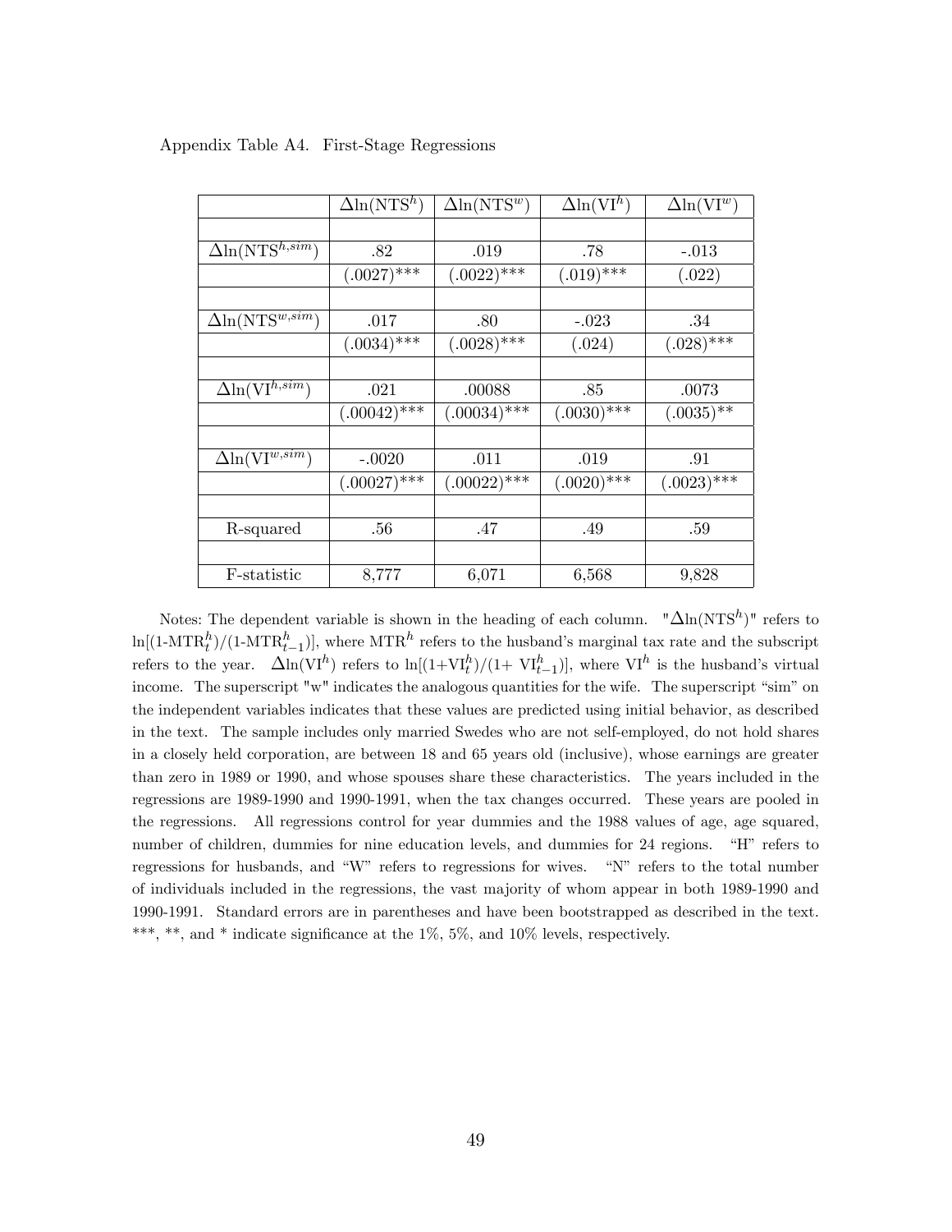Appendix Table A4. First-Stage Regressions

| | $\Delta\ln(\text{NTS}^h)$ | $\Delta\ln(\text{NTS}^w)$ | $\Delta\ln(\text{VI}^h)$ | $\Delta\ln(\text{VI}^w)$ |
|---|---|---|---|---|
| | | | | |
| $\Delta\ln(\text{NTS}^{h,sim})$ | .82 | .019 | .78 | -.013 |
| | (.0027)*** | (.0022)*** | (.019)*** | (.022) |
| | | | | |
| $\Delta\ln(\text{NTS}^{w,sim})$ | .017 | .80 | -.023 | .34 |
| | (.0034)*** | (.0028)*** | (.024) | (.028)*** |
| | | | | |
| $\Delta\ln(\text{VI}^{h,sim})$ | .021 | .00088 | .85 | .0073 |
| | (.00042)*** | (.00034)*** | (.0030)*** | (.0035)** |
| | | | | |
| $\Delta\ln(\text{VI}^{w,sim})$ | -.0020 | .011 | .019 | .91 |
| | (.00027)*** | (.00022)*** | (.0020)*** | (.0023)*** |
| | | | | |
| R-squared | .56 | .47 | .49 | .59 |
| | | | | |
| F-statistic | 8,777 | 6,071 | 6,568 | 9,828 |

Notes: The dependent variable is shown in the heading of each column. "$\Delta\ln(\text{NTS}^h)$" refers to $\ln[(1\text{-MTR}_t^h)/(1\text{-MTR}_{t-1}^h)]$, where $\text{MTR}^h$ refers to the husband's marginal tax rate and the subscript refers to the year. $\Delta\ln(\text{VI}^h)$ refers to $\ln[(1+\text{VI}_t^h)/(1+\text{VI}_{t-1}^h)]$, where $\text{VI}^h$ is the husband's virtual income. The superscript "w" indicates the analogous quantities for the wife. The superscript "sim" on the independent variables indicates that these values are predicted using initial behavior, as described in the text. The sample includes only married Swedes who are not self-employed, do not hold shares in a closely held corporation, are between 18 and 65 years old (inclusive), whose earnings are greater than zero in 1989 or 1990, and whose spouses share these characteristics. The years included in the regressions are 1989-1990 and 1990-1991, when the tax changes occurred. These years are pooled in the regressions. All regressions control for year dummies and the 1988 values of age, age squared, number of children, dummies for nine education levels, and dummies for 24 regions. "H" refers to regressions for husbands, and "W" refers to regressions for wives. "N" refers to the total number of individuals included in the regressions, the vast majority of whom appear in both 1989-1990 and 1990-1991. Standard errors are in parentheses and have been bootstrapped as described in the text. ***, **, and * indicate significance at the 1%, 5%, and 10% levels, respectively.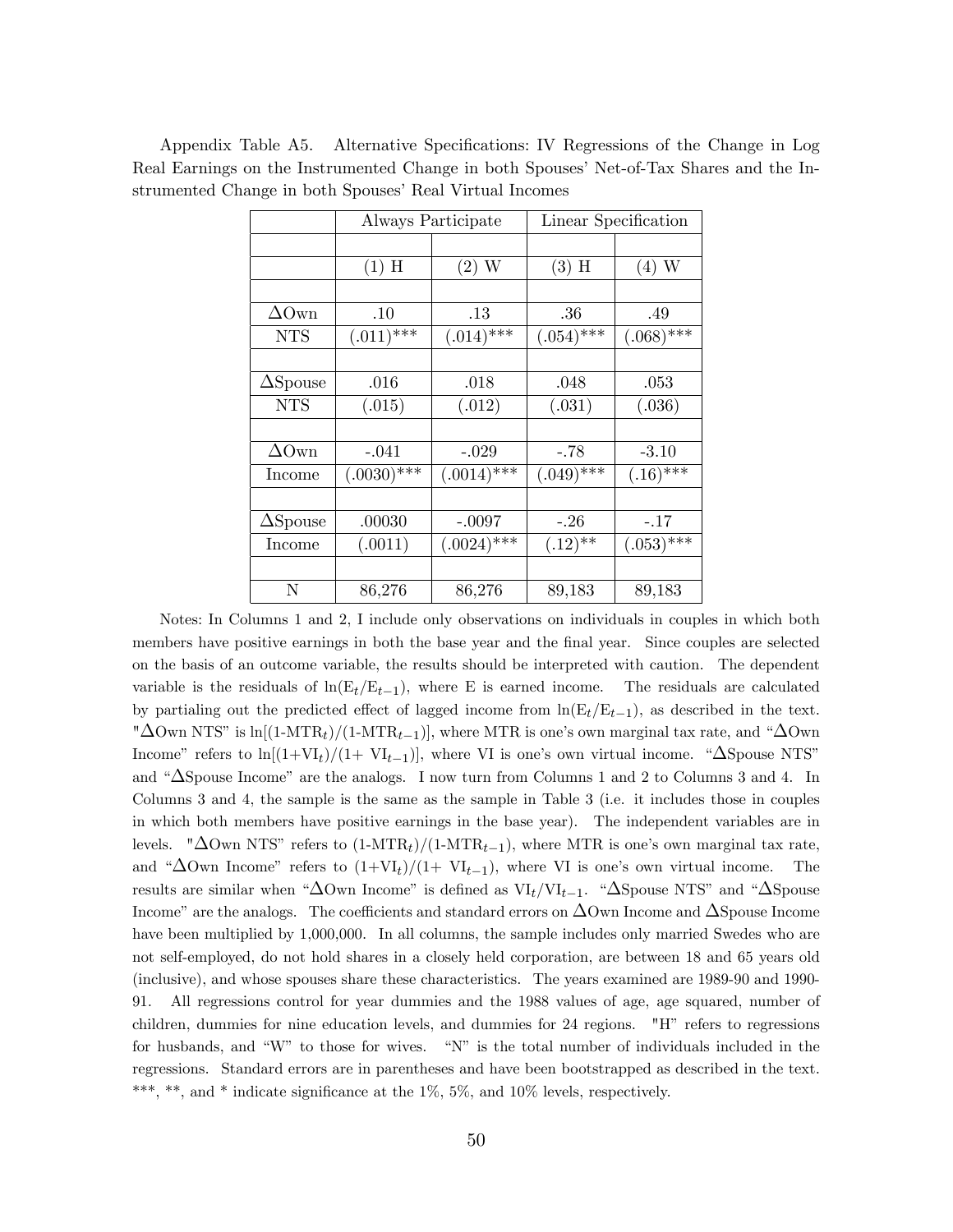Appendix Table A5. Alternative Specifications: IV Regressions of the Change in Log Real Earnings on the Instrumented Change in both Spouses' Net-of-Tax Shares and the Instrumented Change in both Spouses' Real Virtual Incomes

| | Always Participate | | Linear Specification | |
|---|---|---|---|---|
| | (1) H | (2) W | (3) H | (4) W |
| ΔOwn NTS | .10<br>(.011)*** | .13<br>(.014)*** | .36<br>(.054)*** | .49<br>(.068)*** |
| ΔSpouse NTS | .016<br>(.015) | .018<br>(.012) | .048<br>(.031) | .053<br>(.036) |
| ΔOwn Income | -.041<br>(.0030)*** | -.029<br>(.0014)*** | -.78<br>(.049)*** | -3.10<br>(.16)*** |
| ΔSpouse Income | .00030<br>(.0011) | -.0097<br>(.0024)*** | -.26<br>(.12)** | -.17<br>(.053)*** |
| N | 86,276 | 86,276 | 89,183 | 89,183 |

Notes: In Columns 1 and 2, I include only observations on individuals in couples in which both members have positive earnings in both the base year and the final year. Since couples are selected on the basis of an outcome variable, the results should be interpreted with caution. The dependent variable is the residuals of $\ln(E_t/E_{t-1})$, where E is earned income. The residuals are calculated by partialing out the predicted effect of lagged income from $\ln(E_t/E_{t-1})$, as described in the text. "ΔOwn NTS" is $\ln[(1\text{-MTR}_t)/(1\text{-MTR}_{t-1})]$, where MTR is one's own marginal tax rate, and "ΔOwn Income" refers to $\ln[(1+\text{VI}_t)/(1+\text{VI}_{t-1})]$, where VI is one's own virtual income. "ΔSpouse NTS" and "ΔSpouse Income" are the analogs. I now turn from Columns 1 and 2 to Columns 3 and 4. In Columns 3 and 4, the sample is the same as the sample in Table 3 (i.e. it includes those in couples in which both members have positive earnings in the base year). The independent variables are in levels. "ΔOwn NTS" refers to $(1\text{-MTR}_t)/(1\text{-MTR}_{t-1})$, where MTR is one's own marginal tax rate, and "ΔOwn Income" refers to $(1+\text{VI}_t)/(1+\text{VI}_{t-1})$, where VI is one's own virtual income. The results are similar when "ΔOwn Income" is defined as $\text{VI}_t/\text{VI}_{t-1}$. "ΔSpouse NTS" and "ΔSpouse Income" are the analogs. The coefficients and standard errors on ΔOwn Income and ΔSpouse Income have been multiplied by 1,000,000. In all columns, the sample includes only married Swedes who are not self-employed, do not hold shares in a closely held corporation, are between 18 and 65 years old (inclusive), and whose spouses share these characteristics. The years examined are 1989-90 and 1990-91. All regressions control for year dummies and the 1988 values of age, age squared, number of children, dummies for nine education levels, and dummies for 24 regions. "H" refers to regressions for husbands, and "W" to those for wives. "N" is the total number of individuals included in the regressions. Standard errors are in parentheses and have been bootstrapped as described in the text. ***, **, and * indicate significance at the 1%, 5%, and 10% levels, respectively.